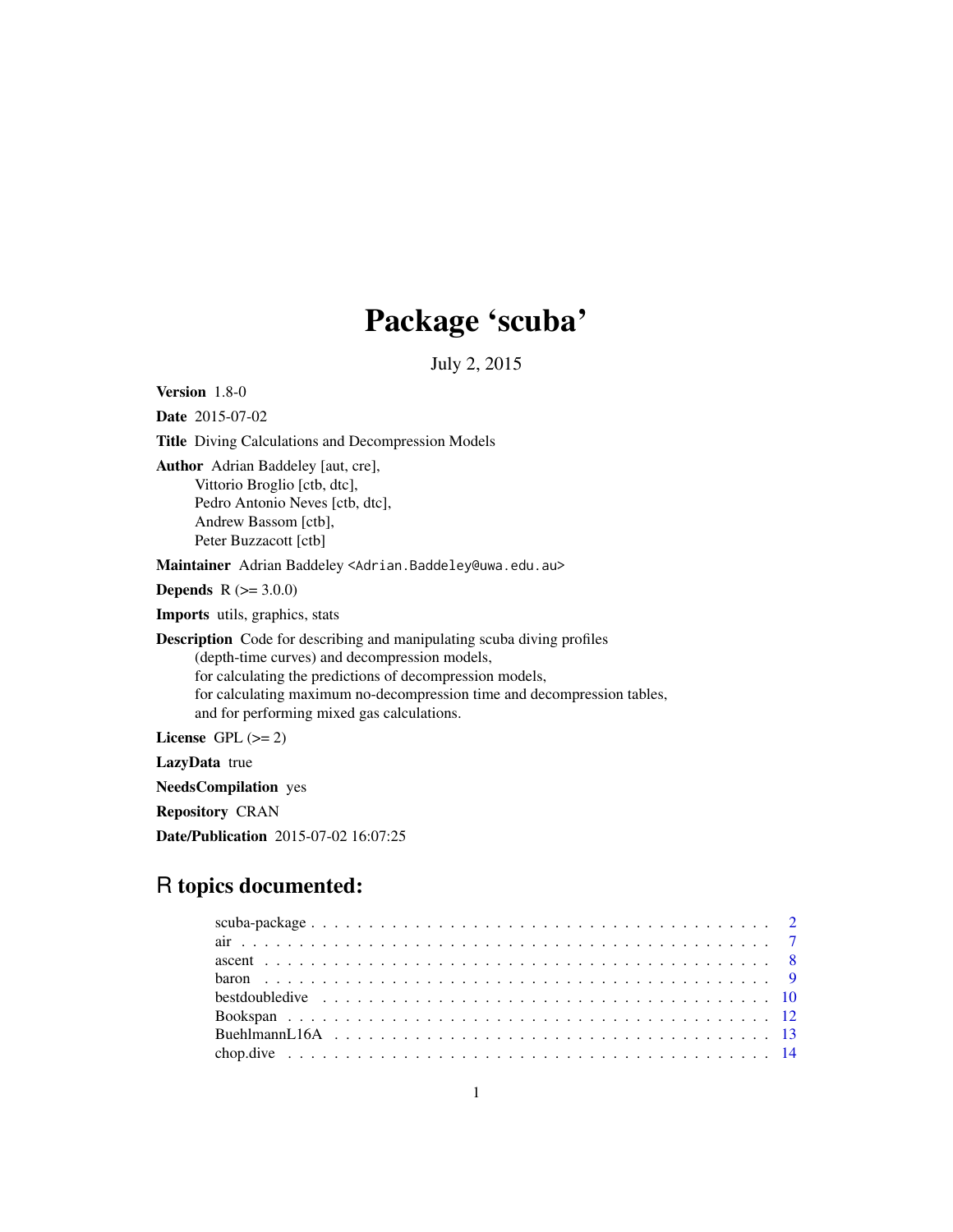# Package 'scuba'

July 2, 2015

**Version** 1.8-0

**Date** 2015-07-02

**Title** Diving Calculations and Decompression Models

**Author** Adrian Baddeley [aut, cre],
Vittorio Broglio [ctb, dtc],
Pedro Antonio Neves [ctb, dtc],
Andrew Bassom [ctb],
Peter Buzzacott [ctb]

**Maintainer** Adrian Baddeley <Adrian.Baddeley@uwa.edu.au>

**Depends** R (>= 3.0.0)

**Imports** utils, graphics, stats

**Description** Code for describing and manipulating scuba diving profiles
(depth-time curves) and decompression models,
for calculating the predictions of decompression models,
for calculating maximum no-decompression time and decompression tables,
and for performing mixed gas calculations.

**License** GPL (>= 2)

**LazyData** true

**NeedsCompilation** yes

**Repository** CRAN

**Date/Publication** 2015-07-02 16:07:25

## R topics documented:

| | |
|---|---|
| scuba-package | 2 |
| air | 7 |
| ascent | 8 |
| baron | 9 |
| bestdoubledive | 10 |
| Bookspan | 12 |
| BuehlmannL16A | 13 |
| chop.dive | 14 |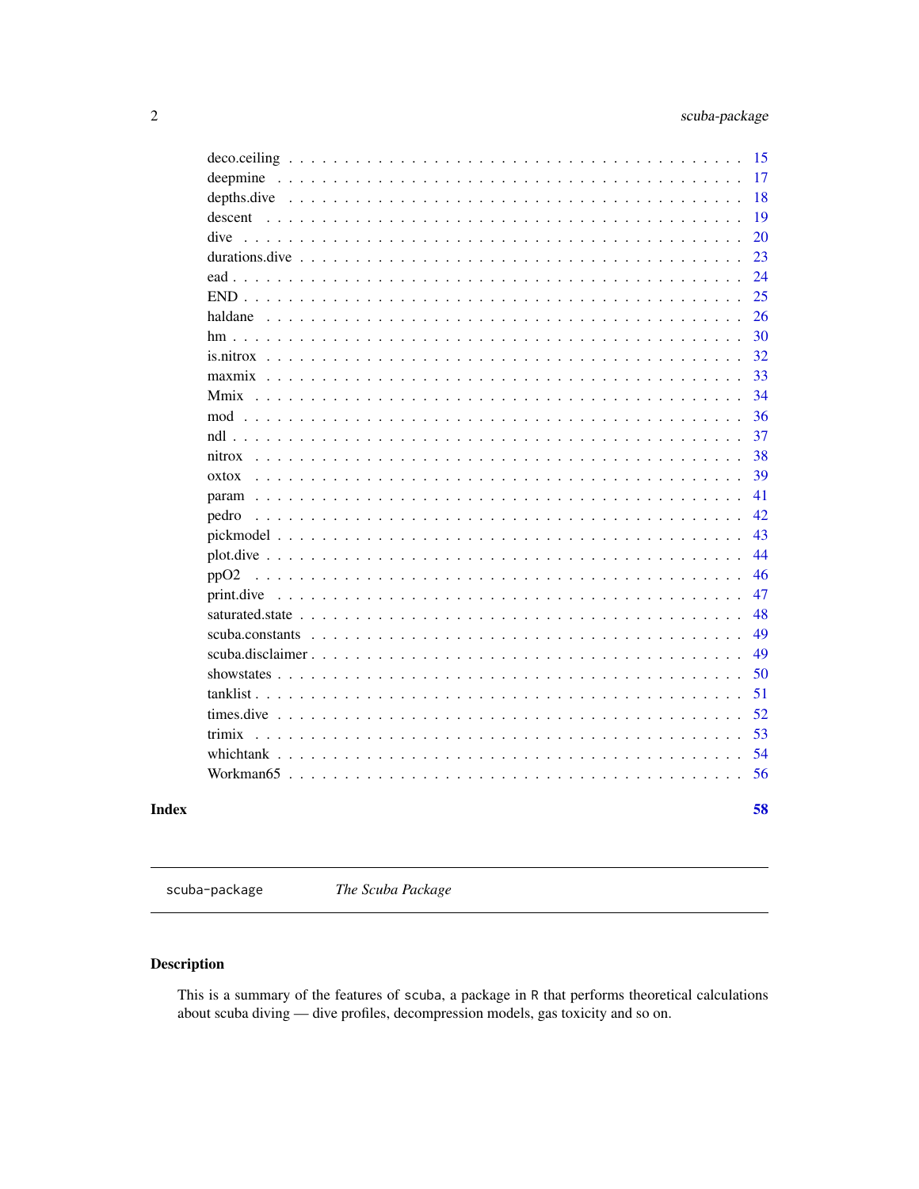| | |
|---|---|
| deco.ceiling | 15 |
| deepmine | 17 |
| depths.dive | 18 |
| descent | 19 |
| dive | 20 |
| durations.dive | 23 |
| ead | 24 |
| END | 25 |
| haldane | 26 |
| hm | 30 |
| is.nitrox | 32 |
| maxmix | 33 |
| Mmix | 34 |
| mod | 36 |
| ndl | 37 |
| nitrox | 38 |
| oxtox | 39 |
| param | 41 |
| pedro | 42 |
| pickmodel | 43 |
| plot.dive | 44 |
| ppO2 | 46 |
| print.dive | 47 |
| saturated.state | 48 |
| scuba.constants | 49 |
| scuba.disclaimer | 49 |
| showstates | 50 |
| tanklist | 51 |
| times.dive | 52 |
| trimix | 53 |
| whichtank | 54 |
| Workman65 | 56 |

**Index** **58**

---

`scuba-package` *The Scuba Package*

---

## Description

This is a summary of the features of `scuba`, a package in `R` that performs theoretical calculations about scuba diving — dive profiles, decompression models, gas toxicity and so on.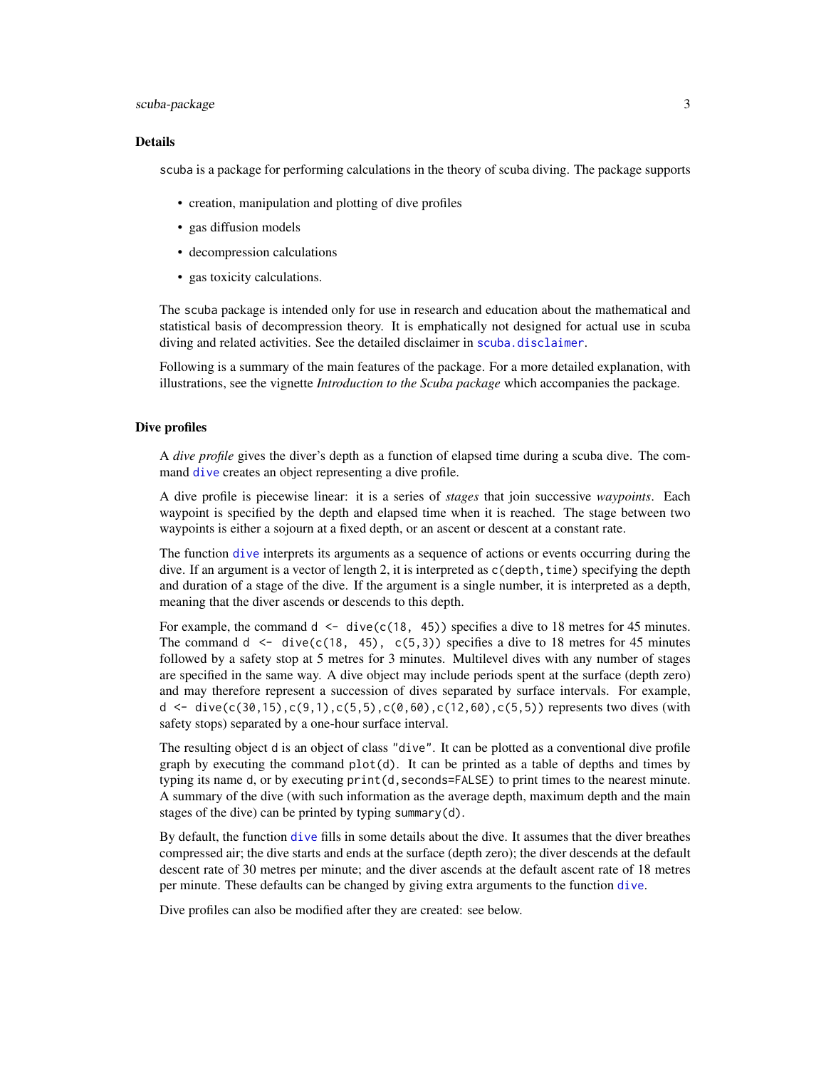## Details

scuba is a package for performing calculations in the theory of scuba diving. The package supports

- creation, manipulation and plotting of dive profiles
- gas diffusion models
- decompression calculations
- gas toxicity calculations.

The scuba package is intended only for use in research and education about the mathematical and statistical basis of decompression theory. It is emphatically not designed for actual use in scuba diving and related activities. See the detailed disclaimer in `scuba.disclaimer`.

Following is a summary of the main features of the package. For a more detailed explanation, with illustrations, see the vignette *Introduction to the Scuba package* which accompanies the package.

## Dive profiles

A *dive profile* gives the diver's depth as a function of elapsed time during a scuba dive. The command `dive` creates an object representing a dive profile.

A dive profile is piecewise linear: it is a series of *stages* that join successive *waypoints*. Each waypoint is specified by the depth and elapsed time when it is reached. The stage between two waypoints is either a sojourn at a fixed depth, or an ascent or descent at a constant rate.

The function `dive` interprets its arguments as a sequence of actions or events occurring during the dive. If an argument is a vector of length 2, it is interpreted as `c(depth,time)` specifying the depth and duration of a stage of the dive. If the argument is a single number, it is interpreted as a depth, meaning that the diver ascends or descends to this depth.

For example, the command `d <- dive(c(18, 45))` specifies a dive to 18 metres for 45 minutes. The command `d <- dive(c(18, 45), c(5,3))` specifies a dive to 18 metres for 45 minutes followed by a safety stop at 5 metres for 3 minutes. Multilevel dives with any number of stages are specified in the same way. A dive object may include periods spent at the surface (depth zero) and may therefore represent a succession of dives separated by surface intervals. For example, `d <- dive(c(30,15),c(9,1),c(5,5),c(0,60),c(12,60),c(5,5))` represents two dives (with safety stops) separated by a one-hour surface interval.

The resulting object `d` is an object of class `"dive"`. It can be plotted as a conventional dive profile graph by executing the command `plot(d)`. It can be printed as a table of depths and times by typing its name `d`, or by executing `print(d,seconds=FALSE)` to print times to the nearest minute. A summary of the dive (with such information as the average depth, maximum depth and the main stages of the dive) can be printed by typing `summary(d)`.

By default, the function `dive` fills in some details about the dive. It assumes that the diver breathes compressed air; the dive starts and ends at the surface (depth zero); the diver descends at the default descent rate of 30 metres per minute; and the diver ascends at the default ascent rate of 18 metres per minute. These defaults can be changed by giving extra arguments to the function `dive`.

Dive profiles can also be modified after they are created: see below.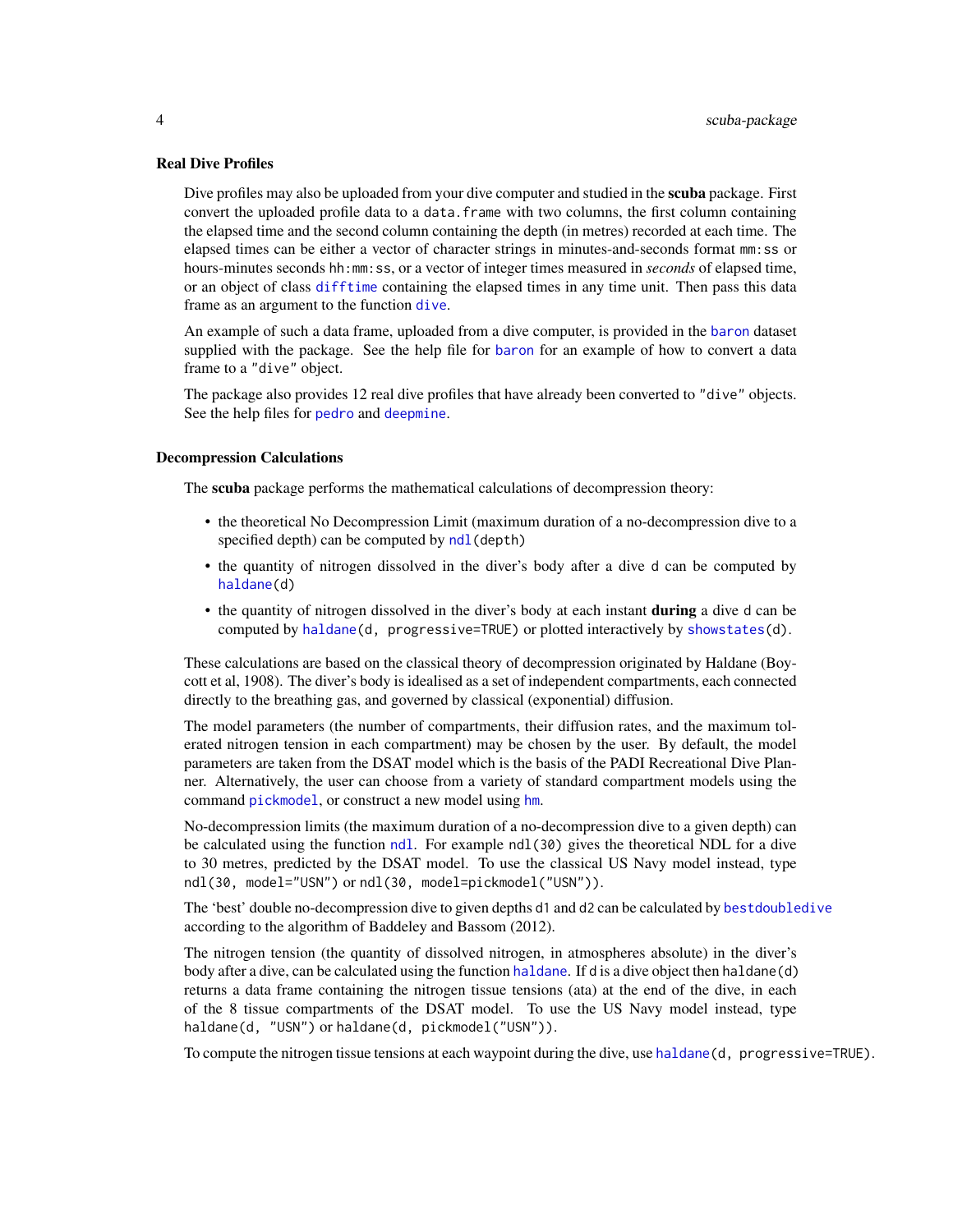### Real Dive Profiles

Dive profiles may also be uploaded from your dive computer and studied in the **scuba** package. First convert the uploaded profile data to a `data.frame` with two columns, the first column containing the elapsed time and the second column containing the depth (in metres) recorded at each time. The elapsed times can be either a vector of character strings in minutes-and-seconds format `mm:ss` or hours-minutes seconds `hh:mm:ss`, or a vector of integer times measured in *seconds* of elapsed time, or an object of class `difftime` containing the elapsed times in any time unit. Then pass this data frame as an argument to the function `dive`.

An example of such a data frame, uploaded from a dive computer, is provided in the `baron` dataset supplied with the package. See the help file for `baron` for an example of how to convert a data frame to a `"dive"` object.

The package also provides 12 real dive profiles that have already been converted to `"dive"` objects. See the help files for `pedro` and `deepmine`.

### Decompression Calculations

The **scuba** package performs the mathematical calculations of decompression theory:

- the theoretical No Decompression Limit (maximum duration of a no-decompression dive to a specified depth) can be computed by `ndl(depth)`
- the quantity of nitrogen dissolved in the diver's body after a dive `d` can be computed by `haldane(d)`
- the quantity of nitrogen dissolved in the diver's body at each instant **during** a dive `d` can be computed by `haldane(d, progressive=TRUE)` or plotted interactively by `showstates(d)`.

These calculations are based on the classical theory of decompression originated by Haldane (Boycott et al, 1908). The diver's body is idealised as a set of independent compartments, each connected directly to the breathing gas, and governed by classical (exponential) diffusion.

The model parameters (the number of compartments, their diffusion rates, and the maximum tolerated nitrogen tension in each compartment) may be chosen by the user. By default, the model parameters are taken from the DSAT model which is the basis of the PADI Recreational Dive Planner. Alternatively, the user can choose from a variety of standard compartment models using the command `pickmodel`, or construct a new model using `hm`.

No-decompression limits (the maximum duration of a no-decompression dive to a given depth) can be calculated using the function `ndl`. For example `ndl(30)` gives the theoretical NDL for a dive to 30 metres, predicted by the DSAT model. To use the classical US Navy model instead, type `ndl(30, model="USN")` or `ndl(30, model=pickmodel("USN"))`.

The 'best' double no-decompression dive to given depths `d1` and `d2` can be calculated by `bestdoubledive` according to the algorithm of Baddeley and Bassom (2012).

The nitrogen tension (the quantity of dissolved nitrogen, in atmospheres absolute) in the diver's body after a dive, can be calculated using the function `haldane`. If `d` is a dive object then `haldane(d)` returns a data frame containing the nitrogen tissue tensions (ata) at the end of the dive, in each of the 8 tissue compartments of the DSAT model. To use the US Navy model instead, type `haldane(d, "USN")` or `haldane(d, pickmodel("USN"))`.

To compute the nitrogen tissue tensions at each waypoint during the dive, use `haldane(d, progressive=TRUE)`.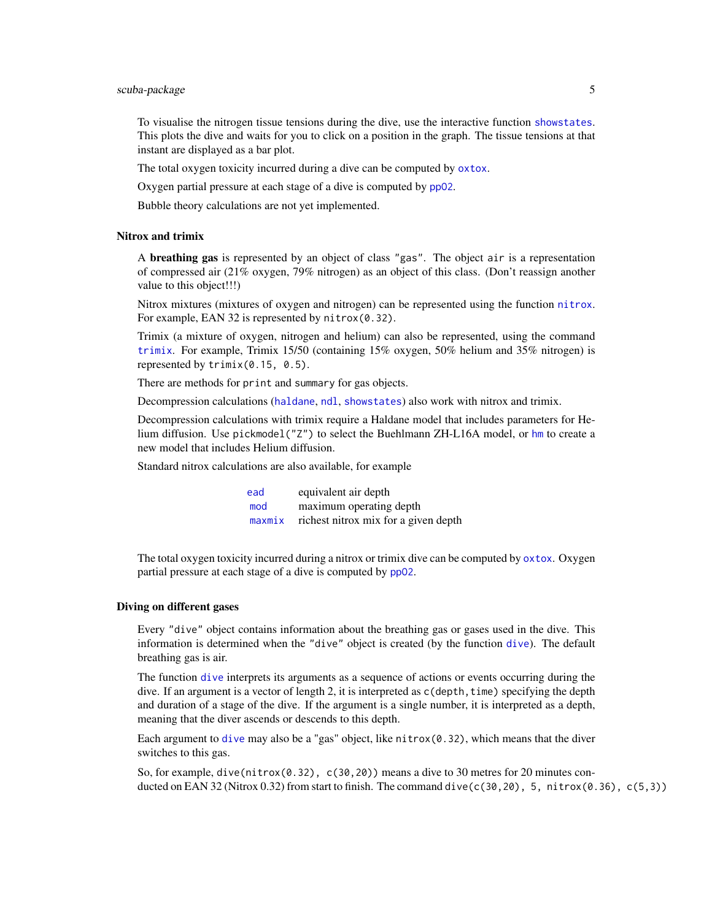To visualise the nitrogen tissue tensions during the dive, use the interactive function `showstates`. This plots the dive and waits for you to click on a position in the graph. The tissue tensions at that instant are displayed as a bar plot.

The total oxygen toxicity incurred during a dive can be computed by `oxtox`.

Oxygen partial pressure at each stage of a dive is computed by `ppO2`.

Bubble theory calculations are not yet implemented.

### Nitrox and trimix

A **breathing gas** is represented by an object of class `"gas"`. The object `air` is a representation of compressed air (21% oxygen, 79% nitrogen) as an object of this class. (Don't reassign another value to this object!!!)

Nitrox mixtures (mixtures of oxygen and nitrogen) can be represented using the function `nitrox`. For example, EAN 32 is represented by `nitrox(0.32)`.

Trimix (a mixture of oxygen, nitrogen and helium) can also be represented, using the command `trimix`. For example, Trimix 15/50 (containing 15% oxygen, 50% helium and 35% nitrogen) is represented by `trimix(0.15, 0.5)`.

There are methods for `print` and `summary` for gas objects.

Decompression calculations (`haldane`, `ndl`, `showstates`) also work with nitrox and trimix.

Decompression calculations with trimix require a Haldane model that includes parameters for Helium diffusion. Use `pickmodel("Z")` to select the Buehlmann ZH-L16A model, or `hm` to create a new model that includes Helium diffusion.

Standard nitrox calculations are also available, for example

| | |
|---|---|
| `ead` | equivalent air depth |
| `mod` | maximum operating depth |
| `maxmix` | richest nitrox mix for a given depth |

The total oxygen toxicity incurred during a nitrox or trimix dive can be computed by `oxtox`. Oxygen partial pressure at each stage of a dive is computed by `ppO2`.

### Diving on different gases

Every `"dive"` object contains information about the breathing gas or gases used in the dive. This information is determined when the `"dive"` object is created (by the function `dive`). The default breathing gas is air.

The function `dive` interprets its arguments as a sequence of actions or events occurring during the dive. If an argument is a vector of length 2, it is interpreted as `c(depth,time)` specifying the depth and duration of a stage of the dive. If the argument is a single number, it is interpreted as a depth, meaning that the diver ascends or descends to this depth.

Each argument to `dive` may also be a "gas" object, like `nitrox(0.32)`, which means that the diver switches to this gas.

So, for example, `dive(nitrox(0.32), c(30,20))` means a dive to 30 metres for 20 minutes conducted on EAN 32 (Nitrox 0.32) from start to finish. The command `dive(c(30,20), 5, nitrox(0.36), c(5,3))`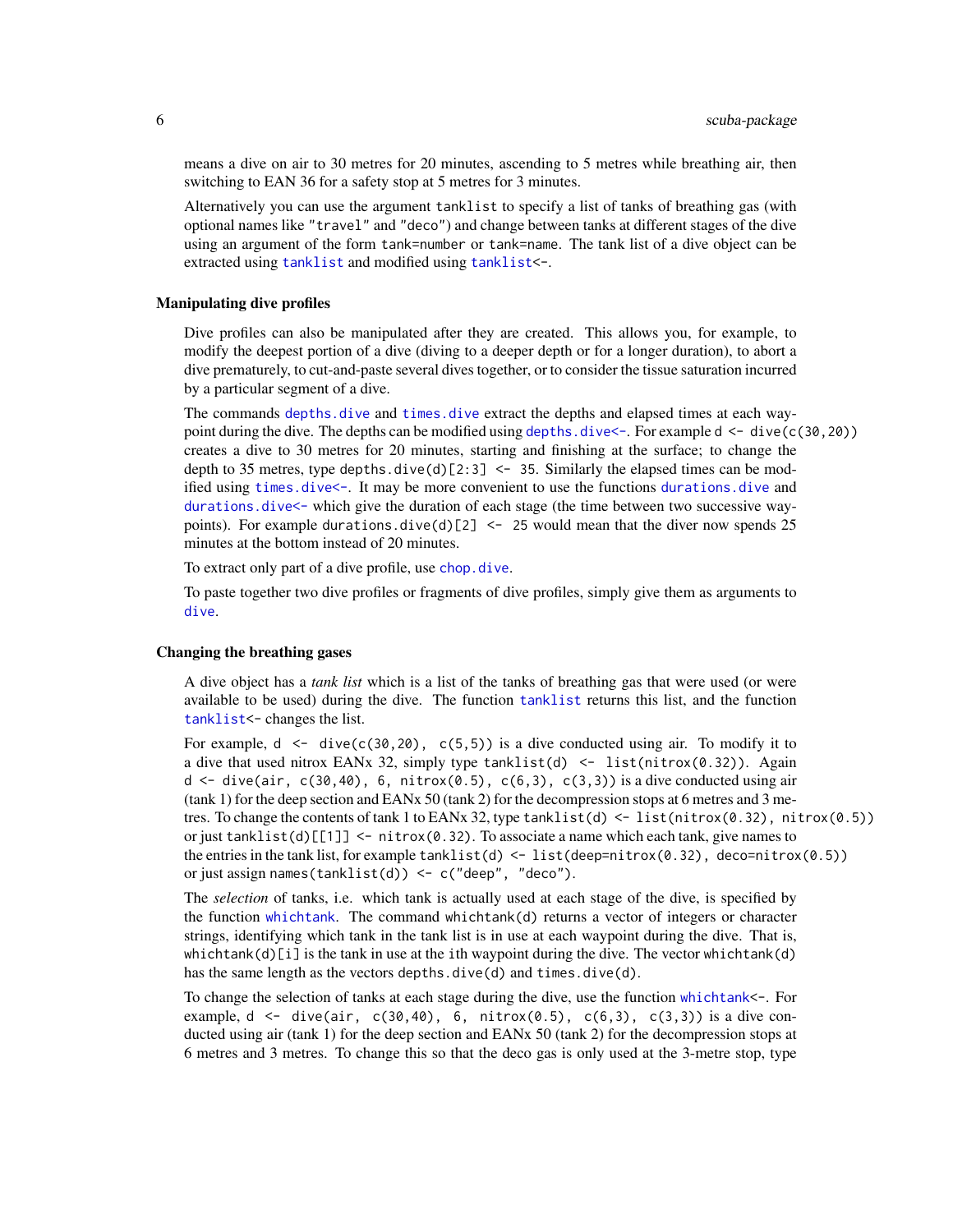means a dive on air to 30 metres for 20 minutes, ascending to 5 metres while breathing air, then switching to EAN 36 for a safety stop at 5 metres for 3 minutes.

Alternatively you can use the argument `tanklist` to specify a list of tanks of breathing gas (with optional names like `"travel"` and `"deco"`) and change between tanks at different stages of the dive using an argument of the form `tank=number` or `tank=name`. The tank list of a dive object can be extracted using `tanklist` and modified using `tanklist<-`.

### Manipulating dive profiles

Dive profiles can also be manipulated after they are created. This allows you, for example, to modify the deepest portion of a dive (diving to a deeper depth or for a longer duration), to abort a dive prematurely, to cut-and-paste several dives together, or to consider the tissue saturation incurred by a particular segment of a dive.

The commands `depths.dive` and `times.dive` extract the depths and elapsed times at each waypoint during the dive. The depths can be modified using `depths.dive<-`. For example `d <- dive(c(30,20))` creates a dive to 30 metres for 20 minutes, starting and finishing at the surface; to change the depth to 35 metres, type `depths.dive(d)[2:3] <- 35`. Similarly the elapsed times can be modified using `times.dive<-`. It may be more convenient to use the functions `durations.dive` and `durations.dive<-` which give the duration of each stage (the time between two successive waypoints). For example `durations.dive(d)[2] <- 25` would mean that the diver now spends 25 minutes at the bottom instead of 20 minutes.

To extract only part of a dive profile, use `chop.dive`.

To paste together two dive profiles or fragments of dive profiles, simply give them as arguments to `dive`.

### Changing the breathing gases

A dive object has a *tank list* which is a list of the tanks of breathing gas that were used (or were available to be used) during the dive. The function `tanklist` returns this list, and the function `tanklist<-` changes the list.

For example, `d <- dive(c(30,20), c(5,5))` is a dive conducted using air. To modify it to a dive that used nitrox EANx 32, simply type `tanklist(d) <- list(nitrox(0.32))`. Again `d <- dive(air, c(30,40), 6, nitrox(0.5), c(6,3), c(3,3))` is a dive conducted using air (tank 1) for the deep section and EANx 50 (tank 2) for the decompression stops at 6 metres and 3 metres. To change the contents of tank 1 to EANx 32, type `tanklist(d) <- list(nitrox(0.32), nitrox(0.5))` or just `tanklist(d)[[1]] <- nitrox(0.32)`. To associate a name which each tank, give names to the entries in the tank list, for example `tanklist(d) <- list(deep=nitrox(0.32), deco=nitrox(0.5))` or just assign `names(tanklist(d)) <- c("deep", "deco")`.

The *selection* of tanks, i.e. which tank is actually used at each stage of the dive, is specified by the function `whichtank`. The command `whichtank(d)` returns a vector of integers or character strings, identifying which tank in the tank list is in use at each waypoint during the dive. That is, `whichtank(d)[i]` is the tank in use at the ith waypoint during the dive. The vector `whichtank(d)` has the same length as the vectors `depths.dive(d)` and `times.dive(d)`.

To change the selection of tanks at each stage during the dive, use the function `whichtank<-`. For example, `d <- dive(air, c(30,40), 6, nitrox(0.5), c(6,3), c(3,3))` is a dive conducted using air (tank 1) for the deep section and EANx 50 (tank 2) for the decompression stops at 6 metres and 3 metres. To change this so that the deco gas is only used at the 3-metre stop, type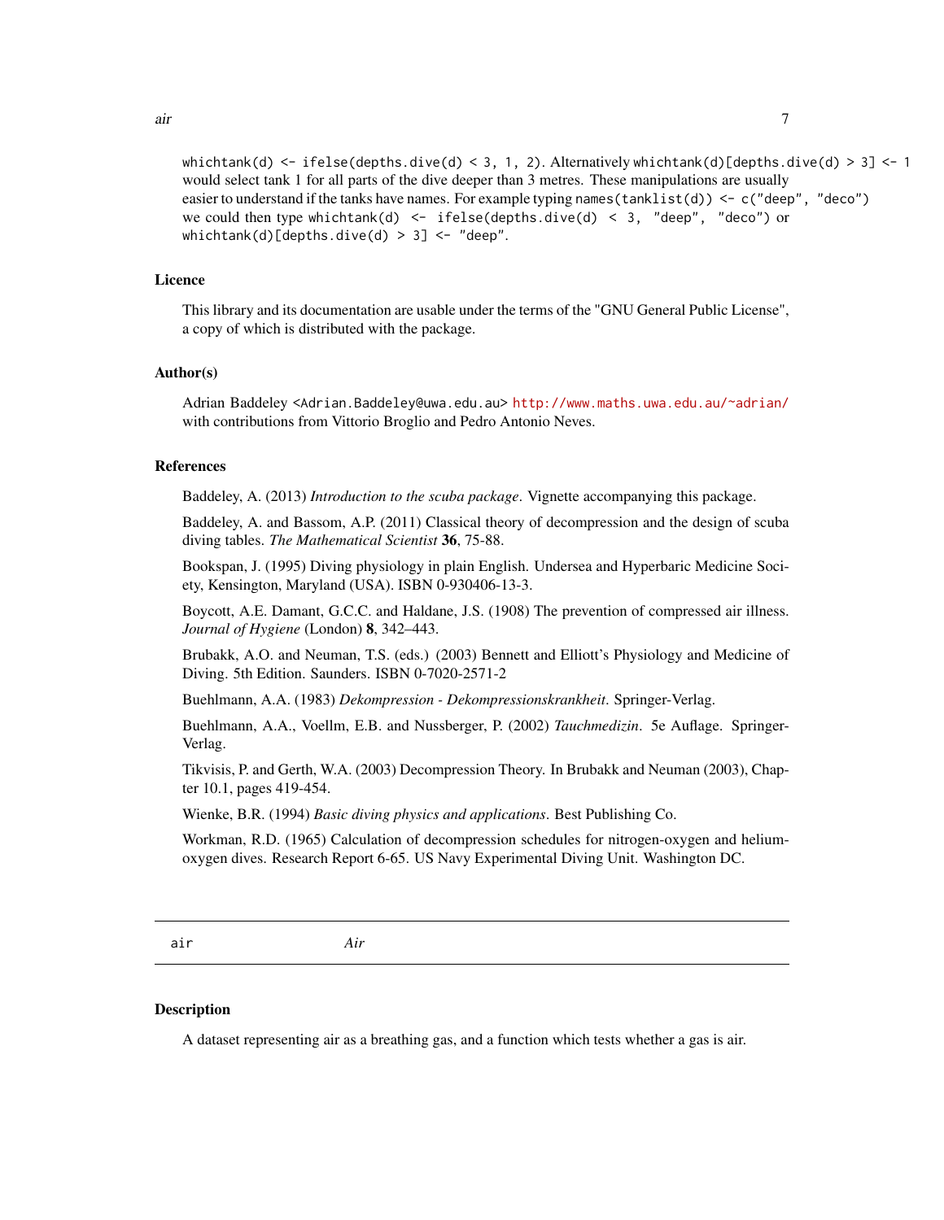`whichtank(d) <- ifelse(depths.dive(d) < 3, 1, 2)`. Alternatively `whichtank(d)[depths.dive(d) > 3] <- 1` would select tank 1 for all parts of the dive deeper than 3 metres. These manipulations are usually easier to understand if the tanks have names. For example typing `names(tanklist(d)) <- c("deep", "deco")` we could then type `whichtank(d) <- ifelse(depths.dive(d) < 3, "deep", "deco")` or `whichtank(d)[depths.dive(d) > 3] <- "deep"`.

### Licence

This library and its documentation are usable under the terms of the "GNU General Public License", a copy of which is distributed with the package.

### Author(s)

Adrian Baddeley <Adrian.Baddeley@uwa.edu.au> http://www.maths.uwa.edu.au/~adrian/ with contributions from Vittorio Broglio and Pedro Antonio Neves.

### References

Baddeley, A. (2013) *Introduction to the scuba package*. Vignette accompanying this package.

Baddeley, A. and Bassom, A.P. (2011) Classical theory of decompression and the design of scuba diving tables. *The Mathematical Scientist* **36**, 75-88.

Bookspan, J. (1995) Diving physiology in plain English. Undersea and Hyperbaric Medicine Society, Kensington, Maryland (USA). ISBN 0-930406-13-3.

Boycott, A.E. Damant, G.C.C. and Haldane, J.S. (1908) The prevention of compressed air illness. *Journal of Hygiene* (London) **8**, 342–443.

Brubakk, A.O. and Neuman, T.S. (eds.) (2003) Bennett and Elliott's Physiology and Medicine of Diving. 5th Edition. Saunders. ISBN 0-7020-2571-2

Buehlmann, A.A. (1983) *Dekompression - Dekompressionskrankheit*. Springer-Verlag.

Buehlmann, A.A., Voellm, E.B. and Nussberger, P. (2002) *Tauchmedizin*. 5e Auflage. Springer-Verlag.

Tikvisis, P. and Gerth, W.A. (2003) Decompression Theory. In Brubakk and Neuman (2003), Chapter 10.1, pages 419-454.

Wienke, B.R. (1994) *Basic diving physics and applications*. Best Publishing Co.

Workman, R.D. (1965) Calculation of decompression schedules for nitrogen-oxygen and helium-oxygen dives. Research Report 6-65. US Navy Experimental Diving Unit. Washington DC.

---

## air *Air*

### Description

A dataset representing air as a breathing gas, and a function which tests whether a gas is air.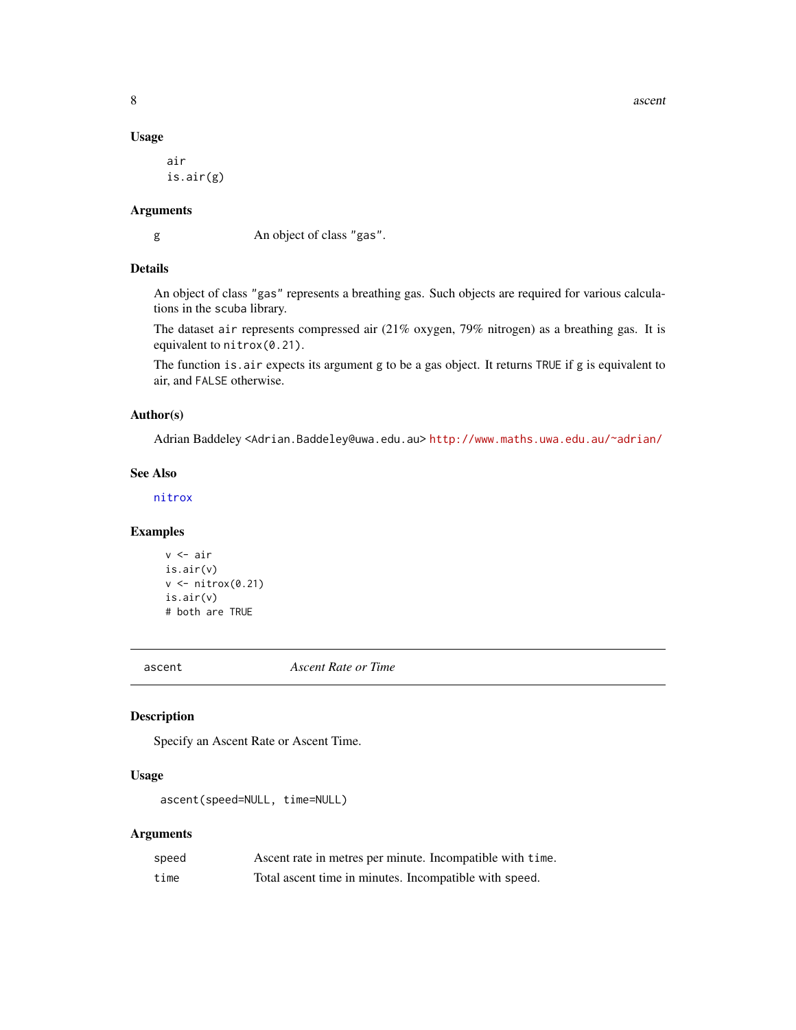### Usage

```
air
is.air(g)
```

### Arguments

| | |
|---|---|
| g | An object of class "gas". |

### Details

An object of class "gas" represents a breathing gas. Such objects are required for various calculations in the scuba library.

The dataset air represents compressed air (21% oxygen, 79% nitrogen) as a breathing gas. It is equivalent to nitrox(0.21).

The function is.air expects its argument g to be a gas object. It returns TRUE if g is equivalent to air, and FALSE otherwise.

### Author(s)

Adrian Baddeley <Adrian.Baddeley@uwa.edu.au> http://www.maths.uwa.edu.au/~adrian/

### See Also

nitrox

### Examples

```
v <- air
is.air(v)
v <- nitrox(0.21)
is.air(v)
# both are TRUE
```

---

## ascent — *Ascent Rate or Time*

---

### Description

Specify an Ascent Rate or Ascent Time.

### Usage

```
ascent(speed=NULL, time=NULL)
```

### Arguments

| | |
|---|---|
| speed | Ascent rate in metres per minute. Incompatible with time. |
| time | Total ascent time in minutes. Incompatible with speed. |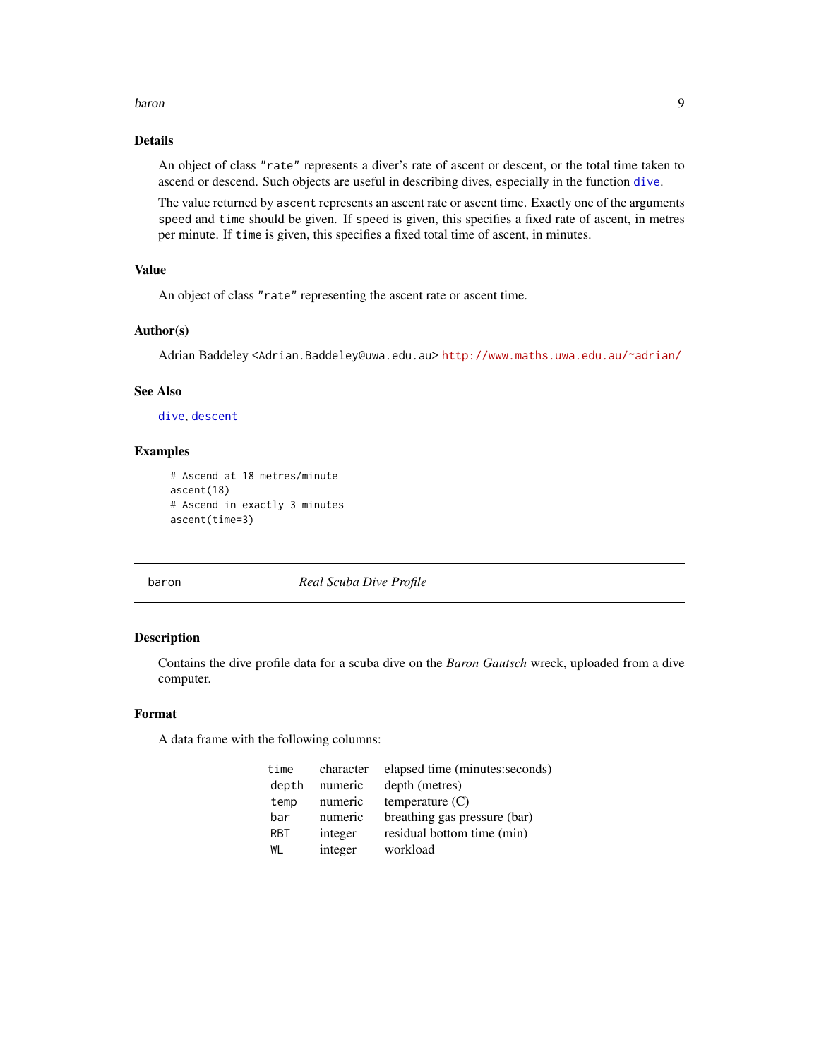### Details

An object of class `"rate"` represents a diver's rate of ascent or descent, or the total time taken to ascend or descend. Such objects are useful in describing dives, especially in the function `dive`.

The value returned by `ascent` represents an ascent rate or ascent time. Exactly one of the arguments `speed` and `time` should be given. If `speed` is given, this specifies a fixed rate of ascent, in metres per minute. If `time` is given, this specifies a fixed total time of ascent, in minutes.

### Value

An object of class `"rate"` representing the ascent rate or ascent time.

### Author(s)

Adrian Baddeley <Adrian.Baddeley@uwa.edu.au> http://www.maths.uwa.edu.au/~adrian/

### See Also

`dive`, `descent`

### Examples

```
# Ascend at 18 metres/minute
ascent(18)
# Ascend in exactly 3 minutes
ascent(time=3)
```

---

## baron — *Real Scuba Dive Profile*

### Description

Contains the dive profile data for a scuba dive on the *Baron Gautsch* wreck, uploaded from a dive computer.

### Format

A data frame with the following columns:

| | | |
|---|---|---|
| `time` | character | elapsed time (minutes:seconds) |
| `depth` | numeric | depth (metres) |
| `temp` | numeric | temperature (C) |
| `bar` | numeric | breathing gas pressure (bar) |
| `RBT` | integer | residual bottom time (min) |
| `WL` | integer | workload |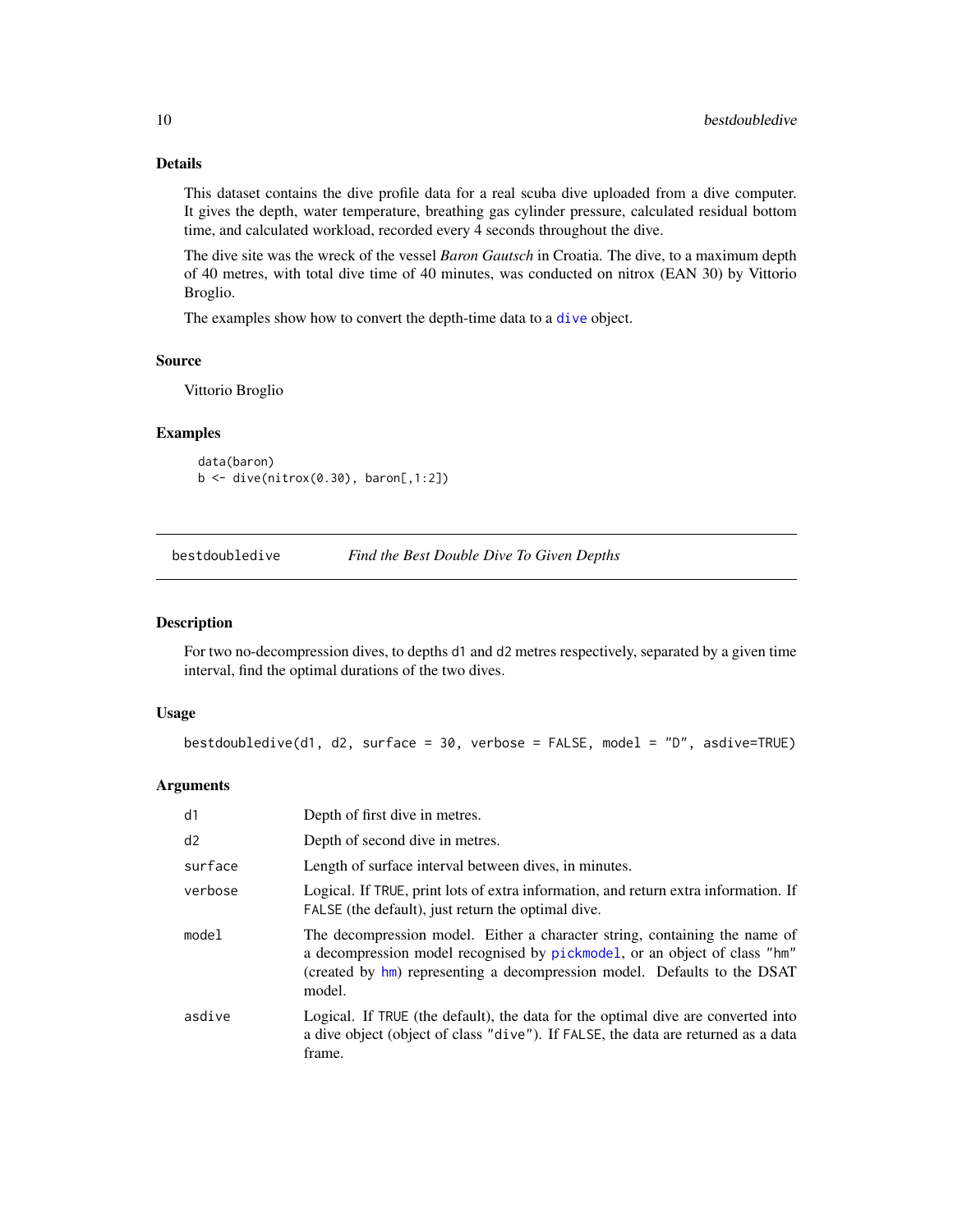### Details

This dataset contains the dive profile data for a real scuba dive uploaded from a dive computer. It gives the depth, water temperature, breathing gas cylinder pressure, calculated residual bottom time, and calculated workload, recorded every 4 seconds throughout the dive.

The dive site was the wreck of the vessel *Baron Gautsch* in Croatia. The dive, to a maximum depth of 40 metres, with total dive time of 40 minutes, was conducted on nitrox (EAN 30) by Vittorio Broglio.

The examples show how to convert the depth-time data to a `dive` object.

### Source

Vittorio Broglio

### Examples

```
data(baron)
b <- dive(nitrox(0.30), baron[,1:2])
```

---

## bestdoubledive — *Find the Best Double Dive To Given Depths*

### Description

For two no-decompression dives, to depths `d1` and `d2` metres respectively, separated by a given time interval, find the optimal durations of the two dives.

### Usage

```
bestdoubledive(d1, d2, surface = 30, verbose = FALSE, model = "D", asdive=TRUE)
```

### Arguments

| Argument | Description |
|---|---|
| `d1` | Depth of first dive in metres. |
| `d2` | Depth of second dive in metres. |
| `surface` | Length of surface interval between dives, in minutes. |
| `verbose` | Logical. If `TRUE`, print lots of extra information, and return extra information. If `FALSE` (the default), just return the optimal dive. |
| `model` | The decompression model. Either a character string, containing the name of a decompression model recognised by `pickmodel`, or an object of class `"hm"` (created by `hm`) representing a decompression model. Defaults to the DSAT model. |
| `asdive` | Logical. If `TRUE` (the default), the data for the optimal dive are converted into a dive object (object of class `"dive"`). If `FALSE`, the data are returned as a data frame. |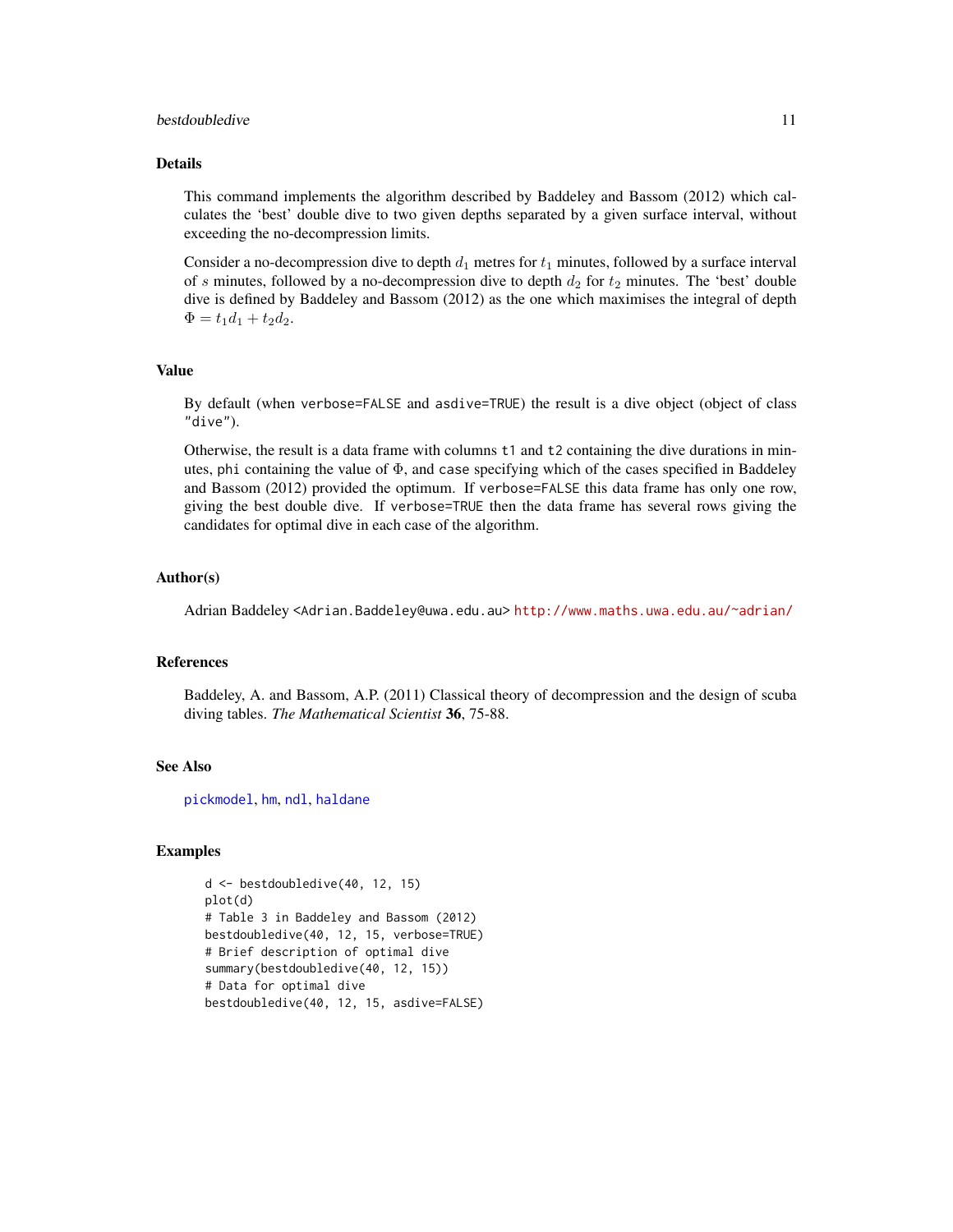## Details

This command implements the algorithm described by Baddeley and Bassom (2012) which calculates the 'best' double dive to two given depths separated by a given surface interval, without exceeding the no-decompression limits.

Consider a no-decompression dive to depth $d_1$ metres for $t_1$ minutes, followed by a surface interval of $s$ minutes, followed by a no-decompression dive to depth $d_2$ for $t_2$ minutes. The 'best' double dive is defined by Baddeley and Bassom (2012) as the one which maximises the integral of depth $\Phi = t_1 d_1 + t_2 d_2$.

## Value

By default (when `verbose=FALSE` and `asdive=TRUE`) the result is a dive object (object of class `"dive"`).

Otherwise, the result is a data frame with columns `t1` and `t2` containing the dive durations in minutes, `phi` containing the value of $\Phi$, and `case` specifying which of the cases specified in Baddeley and Bassom (2012) provided the optimum. If `verbose=FALSE` this data frame has only one row, giving the best double dive. If `verbose=TRUE` then the data frame has several rows giving the candidates for optimal dive in each case of the algorithm.

## Author(s)

Adrian Baddeley <Adrian.Baddeley@uwa.edu.au> http://www.maths.uwa.edu.au/~adrian/

## References

Baddeley, A. and Bassom, A.P. (2011) Classical theory of decompression and the design of scuba diving tables. *The Mathematical Scientist* **36**, 75-88.

## See Also

`pickmodel`, `hm`, `ndl`, `haldane`

## Examples

```
d <- bestdoubledive(40, 12, 15)
plot(d)
# Table 3 in Baddeley and Bassom (2012)
bestdoubledive(40, 12, 15, verbose=TRUE)
# Brief description of optimal dive
summary(bestdoubledive(40, 12, 15))
# Data for optimal dive
bestdoubledive(40, 12, 15, asdive=FALSE)
```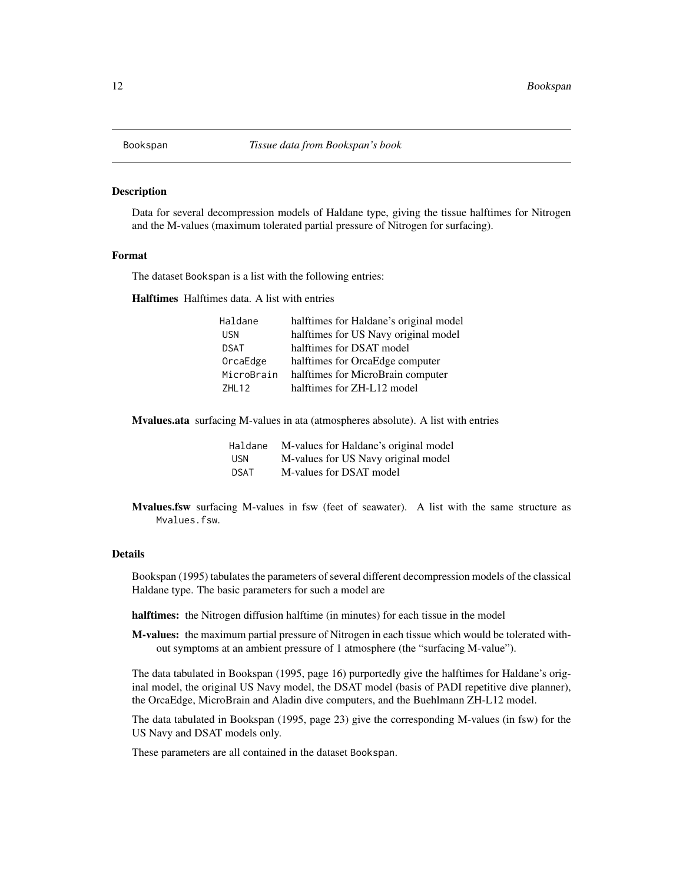# Bookspan *Tissue data from Bookspan's book*

## Description

Data for several decompression models of Haldane type, giving the tissue halftimes for Nitrogen and the M-values (maximum tolerated partial pressure of Nitrogen for surfacing).

## Format

The dataset `Bookspan` is a list with the following entries:

**Halftimes** Halftimes data. A list with entries

| | |
|---|---|
| `Haldane` | halftimes for Haldane's original model |
| `USN` | halftimes for US Navy original model |
| `DSAT` | halftimes for DSAT model |
| `OrcaEdge` | halftimes for OrcaEdge computer |
| `MicroBrain` | halftimes for MicroBrain computer |
| `ZHL12` | halftimes for ZH-L12 model |

**Mvalues.ata** surfacing M-values in ata (atmospheres absolute). A list with entries

| | |
|---|---|
| `Haldane` | M-values for Haldane's original model |
| `USN` | M-values for US Navy original model |
| `DSAT` | M-values for DSAT model |

**Mvalues.fsw** surfacing M-values in fsw (feet of seawater). A list with the same structure as `Mvalues.fsw`.

## Details

Bookspan (1995) tabulates the parameters of several different decompression models of the classical Haldane type. The basic parameters for such a model are

**halftimes:** the Nitrogen diffusion halftime (in minutes) for each tissue in the model

**M-values:** the maximum partial pressure of Nitrogen in each tissue which would be tolerated without symptoms at an ambient pressure of 1 atmosphere (the "surfacing M-value").

The data tabulated in Bookspan (1995, page 16) purportedly give the halftimes for Haldane's original model, the original US Navy model, the DSAT model (basis of PADI repetitive dive planner), the OrcaEdge, MicroBrain and Aladin dive computers, and the Buehlmann ZH-L12 model.

The data tabulated in Bookspan (1995, page 23) give the corresponding M-values (in fsw) for the US Navy and DSAT models only.

These parameters are all contained in the dataset `Bookspan`.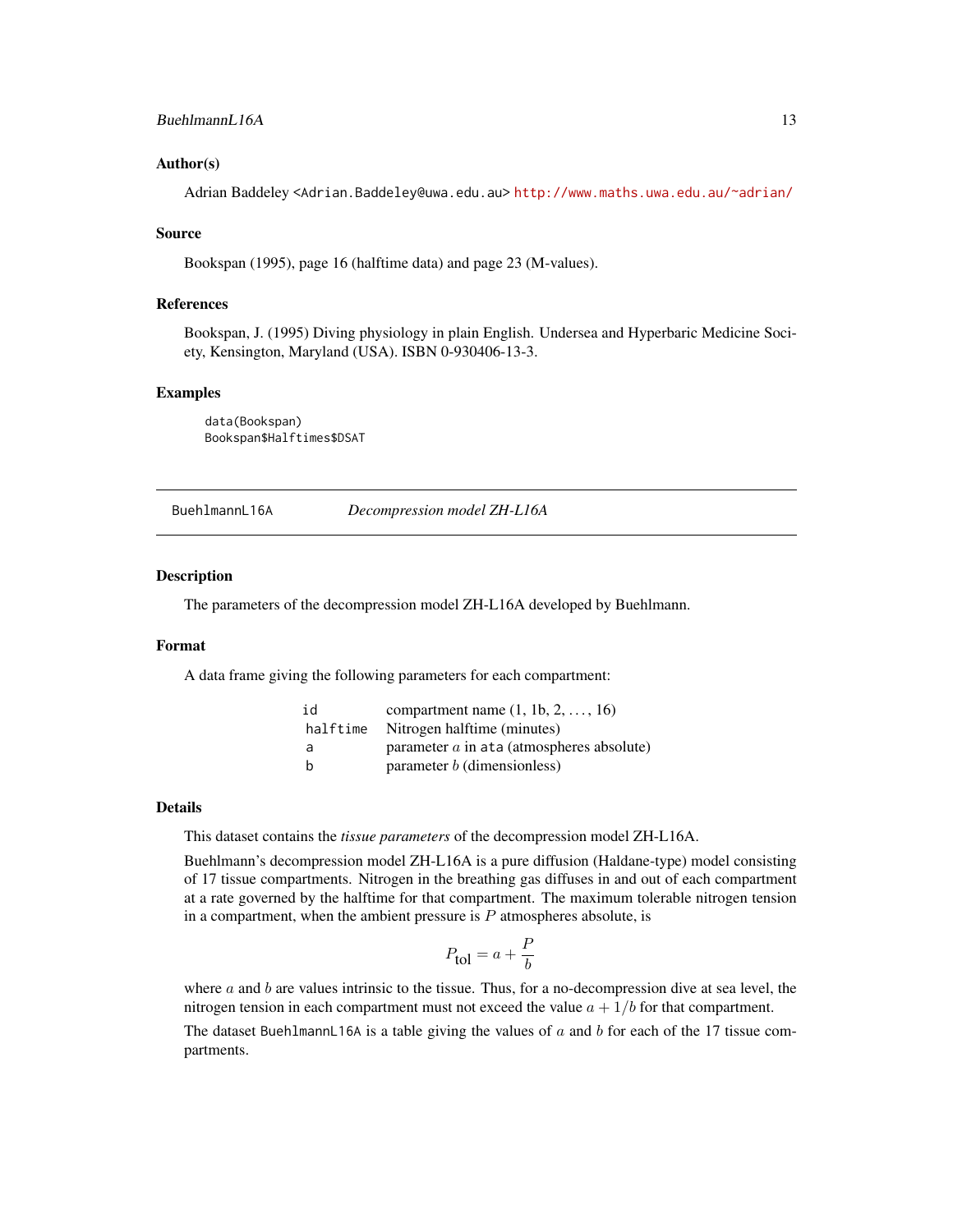### Author(s)

Adrian Baddeley <Adrian.Baddeley@uwa.edu.au> http://www.maths.uwa.edu.au/~adrian/

### Source

Bookspan (1995), page 16 (halftime data) and page 23 (M-values).

### References

Bookspan, J. (1995) Diving physiology in plain English. Undersea and Hyperbaric Medicine Society, Kensington, Maryland (USA). ISBN 0-930406-13-3.

### Examples

```
data(Bookspan)
Bookspan$Halftimes$DSAT
```

---

## BuehlmannL16A *Decompression model ZH-L16A*

### Description

The parameters of the decompression model ZH-L16A developed by Buehlmann.

### Format

A data frame giving the following parameters for each compartment:

| | |
|---|---|
| `id` | compartment name (1, 1b, 2, ..., 16) |
| `halftime` | Nitrogen halftime (minutes) |
| `a` | parameter $a$ in `ata` (atmospheres absolute) |
| `b` | parameter $b$ (dimensionless) |

### Details

This dataset contains the *tissue parameters* of the decompression model ZH-L16A.

Buehlmann's decompression model ZH-L16A is a pure diffusion (Haldane-type) model consisting of 17 tissue compartments. Nitrogen in the breathing gas diffuses in and out of each compartment at a rate governed by the halftime for that compartment. The maximum tolerable nitrogen tension in a compartment, when the ambient pressure is $P$ atmospheres absolute, is

$$P_{\text{tol}} = a + \frac{P}{b}$$

where $a$ and $b$ are values intrinsic to the tissue. Thus, for a no-decompression dive at sea level, the nitrogen tension in each compartment must not exceed the value $a + 1/b$ for that compartment.

The dataset `BuehlmannL16A` is a table giving the values of $a$ and $b$ for each of the 17 tissue compartments.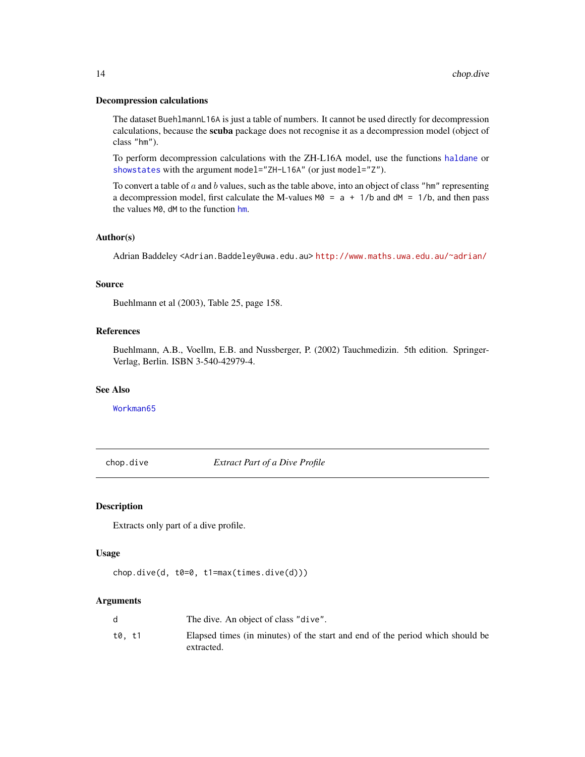### Decompression calculations

The dataset BuehlmannL16A is just a table of numbers. It cannot be used directly for decompression calculations, because the **scuba** package does not recognise it as a decompression model (object of class "hm").

To perform decompression calculations with the ZH-L16A model, use the functions haldane or showstates with the argument model="ZH-L16A" (or just model="Z").

To convert a table of $a$ and $b$ values, such as the table above, into an object of class "hm" representing a decompression model, first calculate the M-values `M0 = a + 1/b` and `dM = 1/b`, and then pass the values `M0`, `dM` to the function hm.

### Author(s)

Adrian Baddeley <Adrian.Baddeley@uwa.edu.au> http://www.maths.uwa.edu.au/~adrian/

### Source

Buehlmann et al (2003), Table 25, page 158.

### References

Buehlmann, A.B., Voellm, E.B. and Nussberger, P. (2002) Tauchmedizin. 5th edition. Springer-Verlag, Berlin. ISBN 3-540-42979-4.

### See Also

Workman65

---

## chop.dive — *Extract Part of a Dive Profile*

### Description

Extracts only part of a dive profile.

### Usage

```
chop.dive(d, t0=0, t1=max(times.dive(d)))
```

### Arguments

| | |
|---|---|
| d | The dive. An object of class "dive". |
| t0, t1 | Elapsed times (in minutes) of the start and end of the period which should be extracted. |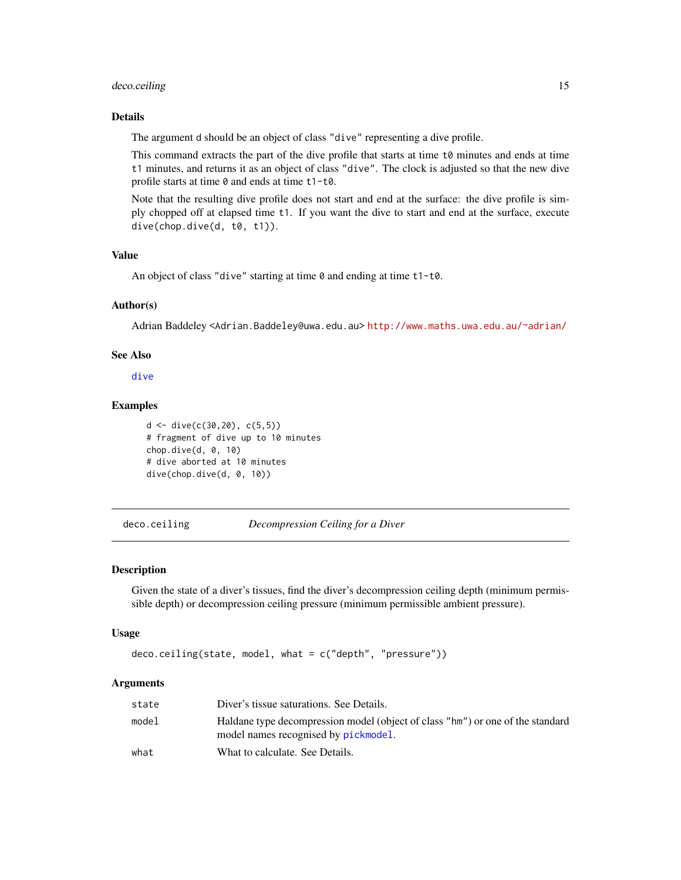### Details

The argument d should be an object of class "dive" representing a dive profile.

This command extracts the part of the dive profile that starts at time t0 minutes and ends at time t1 minutes, and returns it as an object of class "dive". The clock is adjusted so that the new dive profile starts at time 0 and ends at time t1-t0.

Note that the resulting dive profile does not start and end at the surface: the dive profile is simply chopped off at elapsed time t1. If you want the dive to start and end at the surface, execute dive(chop.dive(d, t0, t1)).

### Value

An object of class "dive" starting at time 0 and ending at time t1-t0.

### Author(s)

Adrian Baddeley <Adrian.Baddeley@uwa.edu.au> http://www.maths.uwa.edu.au/~adrian/

### See Also

dive

### Examples

```
d <- dive(c(30,20), c(5,5))
# fragment of dive up to 10 minutes
chop.dive(d, 0, 10)
# dive aborted at 10 minutes
dive(chop.dive(d, 0, 10))
```

---

## deco.ceiling — *Decompression Ceiling for a Diver*

### Description

Given the state of a diver's tissues, find the diver's decompression ceiling depth (minimum permissible depth) or decompression ceiling pressure (minimum permissible ambient pressure).

### Usage

```
deco.ceiling(state, model, what = c("depth", "pressure"))
```

### Arguments

| | |
|---|---|
| state | Diver's tissue saturations. See Details. |
| model | Haldane type decompression model (object of class "hm") or one of the standard model names recognised by pickmodel. |
| what | What to calculate. See Details. |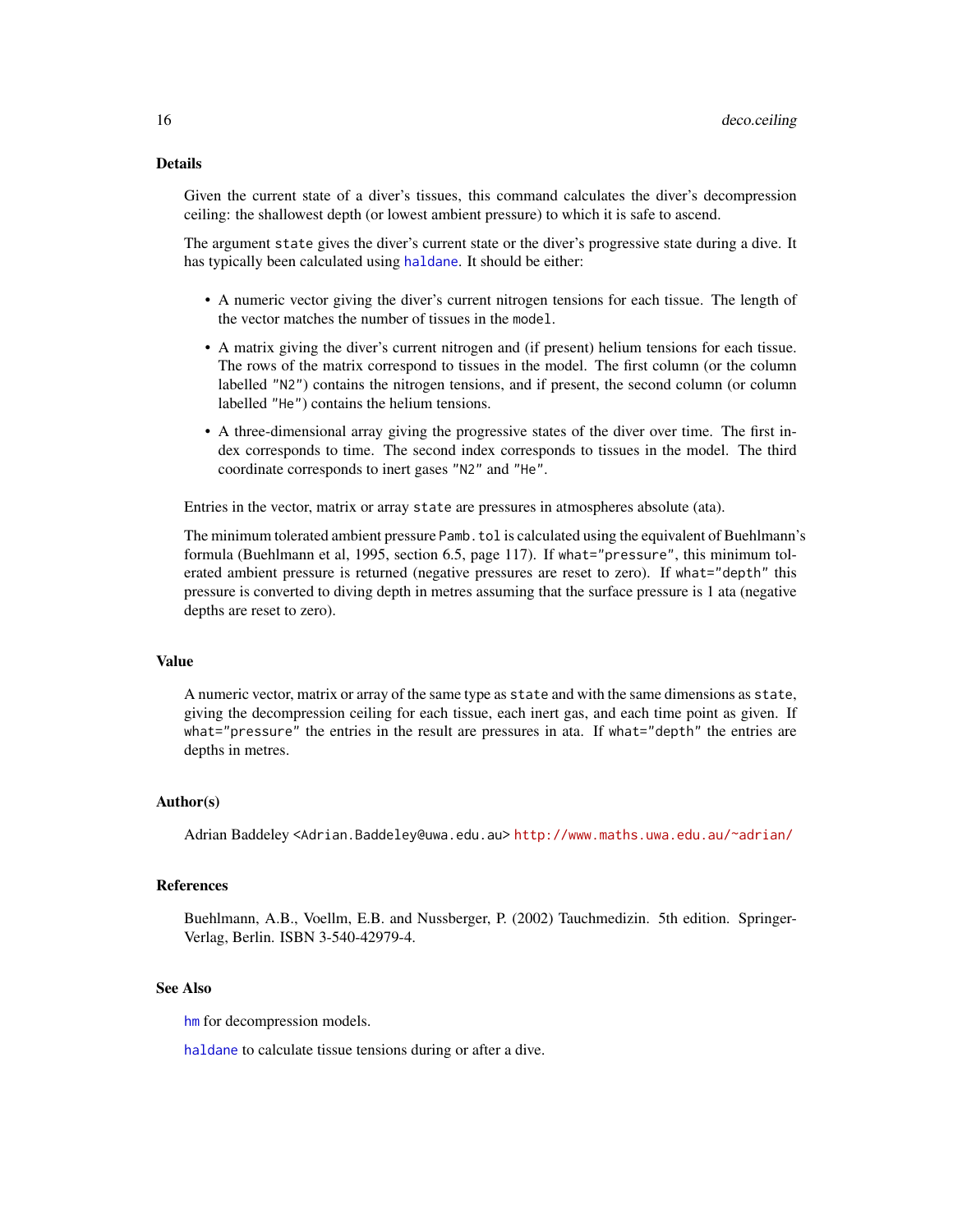## Details

Given the current state of a diver's tissues, this command calculates the diver's decompression ceiling: the shallowest depth (or lowest ambient pressure) to which it is safe to ascend.

The argument `state` gives the diver's current state or the diver's progressive state during a dive. It has typically been calculated using `haldane`. It should be either:

- A numeric vector giving the diver's current nitrogen tensions for each tissue. The length of the vector matches the number of tissues in the `model`.
- A matrix giving the diver's current nitrogen and (if present) helium tensions for each tissue. The rows of the matrix correspond to tissues in the model. The first column (or the column labelled `"N2"`) contains the nitrogen tensions, and if present, the second column (or column labelled `"He"`) contains the helium tensions.
- A three-dimensional array giving the progressive states of the diver over time. The first index corresponds to time. The second index corresponds to tissues in the model. The third coordinate corresponds to inert gases `"N2"` and `"He"`.

Entries in the vector, matrix or array `state` are pressures in atmospheres absolute (ata).

The minimum tolerated ambient pressure `Pamb.tol` is calculated using the equivalent of Buehlmann's formula (Buehlmann et al, 1995, section 6.5, page 117). If `what="pressure"`, this minimum tolerated ambient pressure is returned (negative pressures are reset to zero). If `what="depth"` this pressure is converted to diving depth in metres assuming that the surface pressure is 1 ata (negative depths are reset to zero).

## Value

A numeric vector, matrix or array of the same type as `state` and with the same dimensions as `state`, giving the decompression ceiling for each tissue, each inert gas, and each time point as given. If `what="pressure"` the entries in the result are pressures in ata. If `what="depth"` the entries are depths in metres.

## Author(s)

Adrian Baddeley <Adrian.Baddeley@uwa.edu.au> http://www.maths.uwa.edu.au/~adrian/

## References

Buehlmann, A.B., Voellm, E.B. and Nussberger, P. (2002) Tauchmedizin. 5th edition. Springer-Verlag, Berlin. ISBN 3-540-42979-4.

## See Also

`hm` for decompression models.

`haldane` to calculate tissue tensions during or after a dive.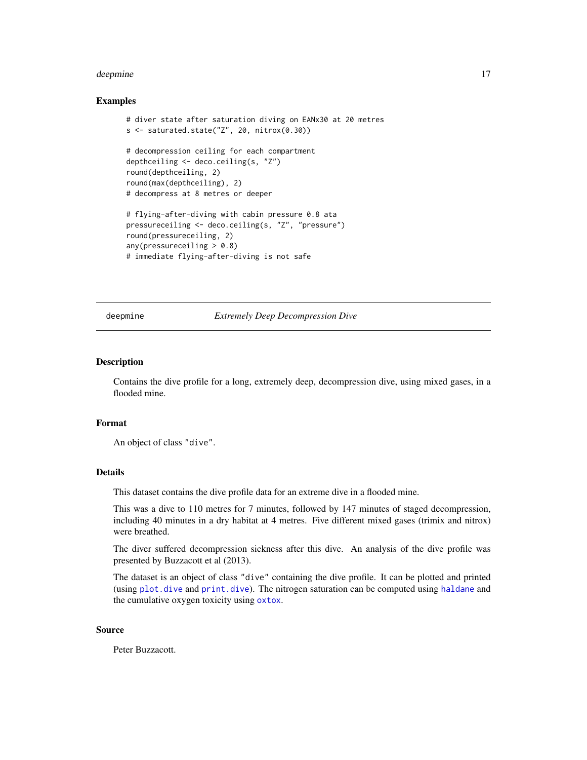### Examples

```
# diver state after saturation diving on EANx30 at 20 metres
s <- saturated.state("Z", 20, nitrox(0.30))

# decompression ceiling for each compartment
depthceiling <- deco.ceiling(s, "Z")
round(depthceiling, 2)
round(max(depthceiling), 2)
# decompress at 8 metres or deeper

# flying-after-diving with cabin pressure 0.8 ata
pressureceiling <- deco.ceiling(s, "Z", "pressure")
round(pressureceiling, 2)
any(pressureceiling > 0.8)
# immediate flying-after-diving is not safe
```

---

## deepmine *Extremely Deep Decompression Dive*

---

### Description

Contains the dive profile for a long, extremely deep, decompression dive, using mixed gases, in a flooded mine.

### Format

An object of class "dive".

### Details

This dataset contains the dive profile data for an extreme dive in a flooded mine.

This was a dive to 110 metres for 7 minutes, followed by 147 minutes of staged decompression, including 40 minutes in a dry habitat at 4 metres. Five different mixed gases (trimix and nitrox) were breathed.

The diver suffered decompression sickness after this dive. An analysis of the dive profile was presented by Buzzacott et al (2013).

The dataset is an object of class "dive" containing the dive profile. It can be plotted and printed (using `plot.dive` and `print.dive`). The nitrogen saturation can be computed using `haldane` and the cumulative oxygen toxicity using `oxtox`.

### Source

Peter Buzzacott.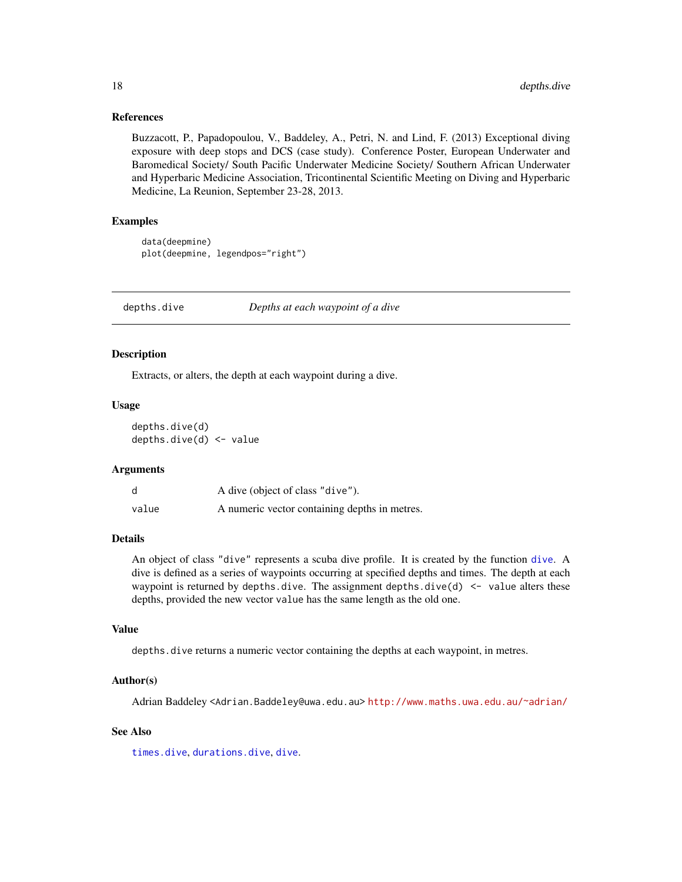### References

Buzzacott, P., Papadopoulou, V., Baddeley, A., Petri, N. and Lind, F. (2013) Exceptional diving exposure with deep stops and DCS (case study). Conference Poster, European Underwater and Baromedical Society/ South Pacific Underwater Medicine Society/ Southern African Underwater and Hyperbaric Medicine Association, Tricontinental Scientific Meeting on Diving and Hyperbaric Medicine, La Reunion, September 23-28, 2013.

### Examples

```
data(deepmine)
plot(deepmine, legendpos="right")
```

---

## depths.dive — *Depths at each waypoint of a dive*

### Description

Extracts, or alters, the depth at each waypoint during a dive.

### Usage

```
depths.dive(d)
depths.dive(d) <- value
```

### Arguments

| | |
|---|---|
| `d` | A dive (object of class "dive"). |
| `value` | A numeric vector containing depths in metres. |

### Details

An object of class "dive" represents a scuba dive profile. It is created by the function `dive`. A dive is defined as a series of waypoints occurring at specified depths and times. The depth at each waypoint is returned by `depths.dive`. The assignment `depths.dive(d) <- value` alters these depths, provided the new vector `value` has the same length as the old one.

### Value

`depths.dive` returns a numeric vector containing the depths at each waypoint, in metres.

### Author(s)

Adrian Baddeley <Adrian.Baddeley@uwa.edu.au> http://www.maths.uwa.edu.au/~adrian/

### See Also

`times.dive`, `durations.dive`, `dive`.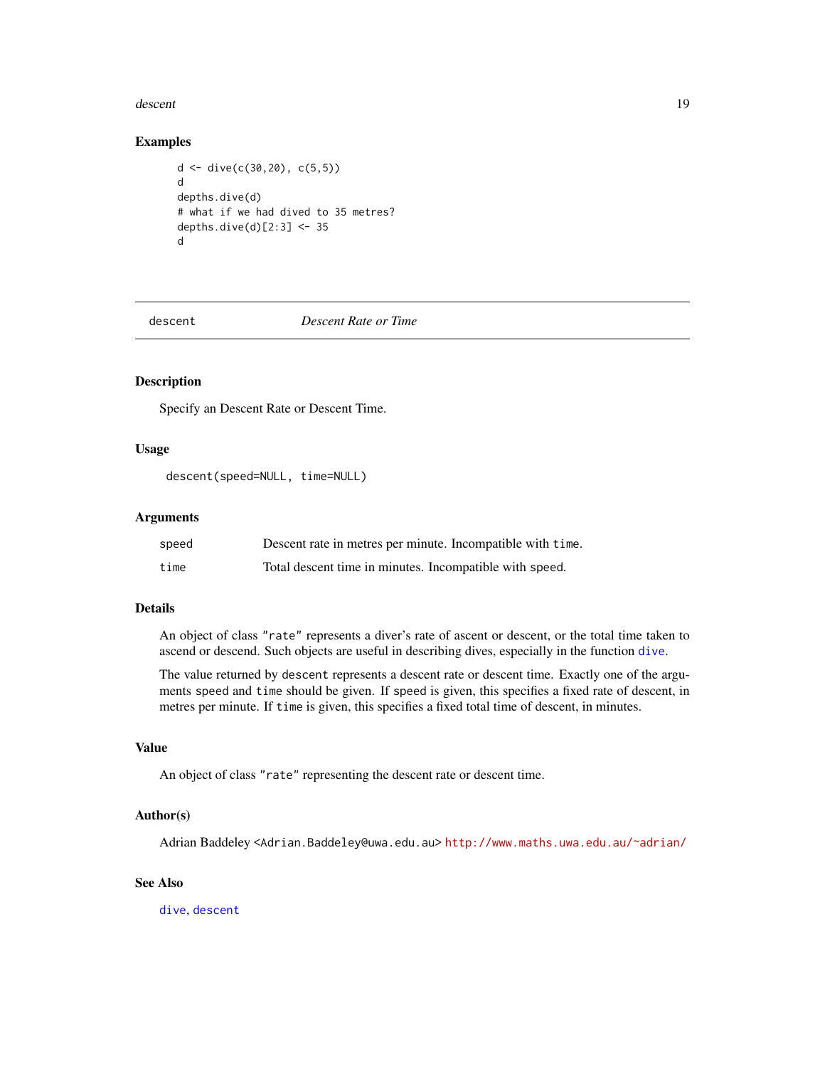## Examples

```
d <- dive(c(30,20), c(5,5))
d
depths.dive(d)
# what if we had dived to 35 metres?
depths.dive(d)[2:3] <- 35
d
```

---

# descent *Descent Rate or Time*

---

### Description

Specify an Descent Rate or Descent Time.

### Usage

```
descent(speed=NULL, time=NULL)
```

### Arguments

| | |
|---|---|
| speed | Descent rate in metres per minute. Incompatible with `time`. |
| time | Total descent time in minutes. Incompatible with `speed`. |

### Details

An object of class `"rate"` represents a diver's rate of ascent or descent, or the total time taken to ascend or descend. Such objects are useful in describing dives, especially in the function `dive`.

The value returned by `descent` represents a descent rate or descent time. Exactly one of the arguments `speed` and `time` should be given. If `speed` is given, this specifies a fixed rate of descent, in metres per minute. If `time` is given, this specifies a fixed total time of descent, in minutes.

### Value

An object of class `"rate"` representing the descent rate or descent time.

### Author(s)

Adrian Baddeley <Adrian.Baddeley@uwa.edu.au> http://www.maths.uwa.edu.au/~adrian/

### See Also

`dive`, `descent`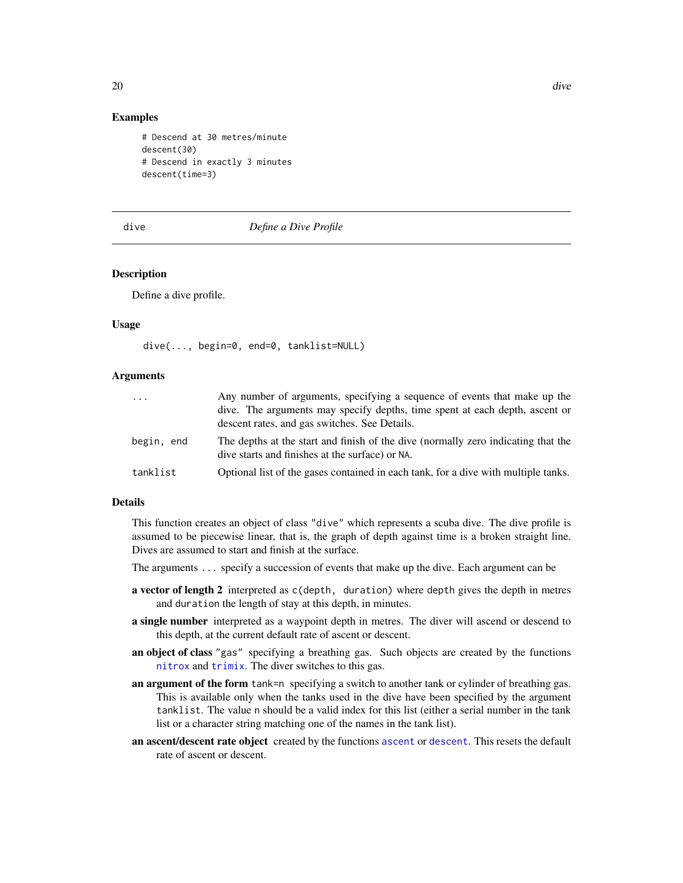## Examples

```
# Descend at 30 metres/minute
descent(30)
# Descend in exactly 3 minutes
descent(time=3)
```

---

# dive &nbsp;&nbsp;&nbsp;&nbsp;&nbsp;&nbsp; *Define a Dive Profile*

---

### Description

Define a dive profile.

### Usage

```
dive(..., begin=0, end=0, tanklist=NULL)
```

### Arguments

| | |
|---|---|
| `...` | Any number of arguments, specifying a sequence of events that make up the dive. The arguments may specify depths, time spent at each depth, ascent or descent rates, and gas switches. See Details. |
| `begin, end` | The depths at the start and finish of the dive (normally zero indicating that the dive starts and finishes at the surface) or `NA`. |
| `tanklist` | Optional list of the gases contained in each tank, for a dive with multiple tanks. |

### Details

This function creates an object of class `"dive"` which represents a scuba dive. The dive profile is assumed to be piecewise linear, that is, the graph of depth against time is a broken straight line. Dives are assumed to start and finish at the surface.

The arguments `...` specify a succession of events that make up the dive. Each argument can be

**a vector of length 2** interpreted as `c(depth, duration)` where `depth` gives the depth in metres and `duration` the length of stay at this depth, in minutes.

**a single number** interpreted as a waypoint depth in metres. The diver will ascend or descend to this depth, at the current default rate of ascent or descent.

**an object of class** `"gas"` specifying a breathing gas. Such objects are created by the functions `nitrox` and `trimix`. The diver switches to this gas.

**an argument of the form** `tank=n` specifying a switch to another tank or cylinder of breathing gas. This is available only when the tanks used in the dive have been specified by the argument `tanklist`. The value `n` should be a valid index for this list (either a serial number in the tank list or a character string matching one of the names in the tank list).

**an ascent/descent rate object** created by the functions `ascent` or `descent`. This resets the default rate of ascent or descent.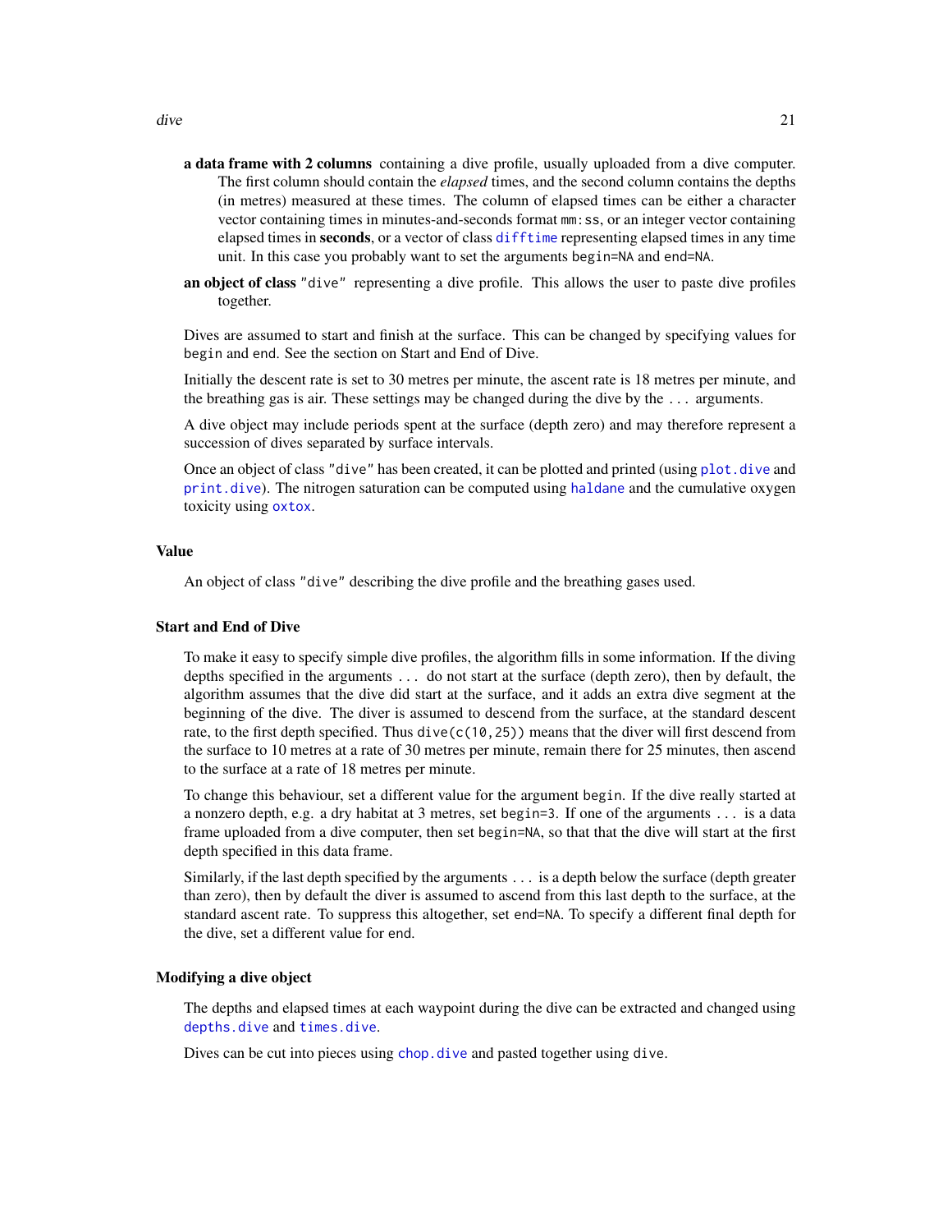**a data frame with 2 columns** containing a dive profile, usually uploaded from a dive computer. The first column should contain the *elapsed* times, and the second column contains the depths (in metres) measured at these times. The column of elapsed times can be either a character vector containing times in minutes-and-seconds format `mm:ss`, or an integer vector containing elapsed times in **seconds**, or a vector of class `difftime` representing elapsed times in any time unit. In this case you probably want to set the arguments `begin=NA` and `end=NA`.

**an object of class** `"dive"` representing a dive profile. This allows the user to paste dive profiles together.

Dives are assumed to start and finish at the surface. This can be changed by specifying values for `begin` and `end`. See the section on Start and End of Dive.

Initially the descent rate is set to 30 metres per minute, the ascent rate is 18 metres per minute, and the breathing gas is air. These settings may be changed during the dive by the `...` arguments.

A dive object may include periods spent at the surface (depth zero) and may therefore represent a succession of dives separated by surface intervals.

Once an object of class `"dive"` has been created, it can be plotted and printed (using `plot.dive` and `print.dive`). The nitrogen saturation can be computed using `haldane` and the cumulative oxygen toxicity using `oxtox`.

### Value

An object of class `"dive"` describing the dive profile and the breathing gases used.

### Start and End of Dive

To make it easy to specify simple dive profiles, the algorithm fills in some information. If the diving depths specified in the arguments `...` do not start at the surface (depth zero), then by default, the algorithm assumes that the dive did start at the surface, and it adds an extra dive segment at the beginning of the dive. The diver is assumed to descend from the surface, at the standard descent rate, to the first depth specified. Thus `dive(c(10,25))` means that the diver will first descend from the surface to 10 metres at a rate of 30 metres per minute, remain there for 25 minutes, then ascend to the surface at a rate of 18 metres per minute.

To change this behaviour, set a different value for the argument `begin`. If the dive really started at a nonzero depth, e.g. a dry habitat at 3 metres, set `begin=3`. If one of the arguments `...` is a data frame uploaded from a dive computer, then set `begin=NA`, so that that the dive will start at the first depth specified in this data frame.

Similarly, if the last depth specified by the arguments `...` is a depth below the surface (depth greater than zero), then by default the diver is assumed to ascend from this last depth to the surface, at the standard ascent rate. To suppress this altogether, set `end=NA`. To specify a different final depth for the dive, set a different value for `end`.

### Modifying a dive object

The depths and elapsed times at each waypoint during the dive can be extracted and changed using `depths.dive` and `times.dive`.

Dives can be cut into pieces using `chop.dive` and pasted together using `dive`.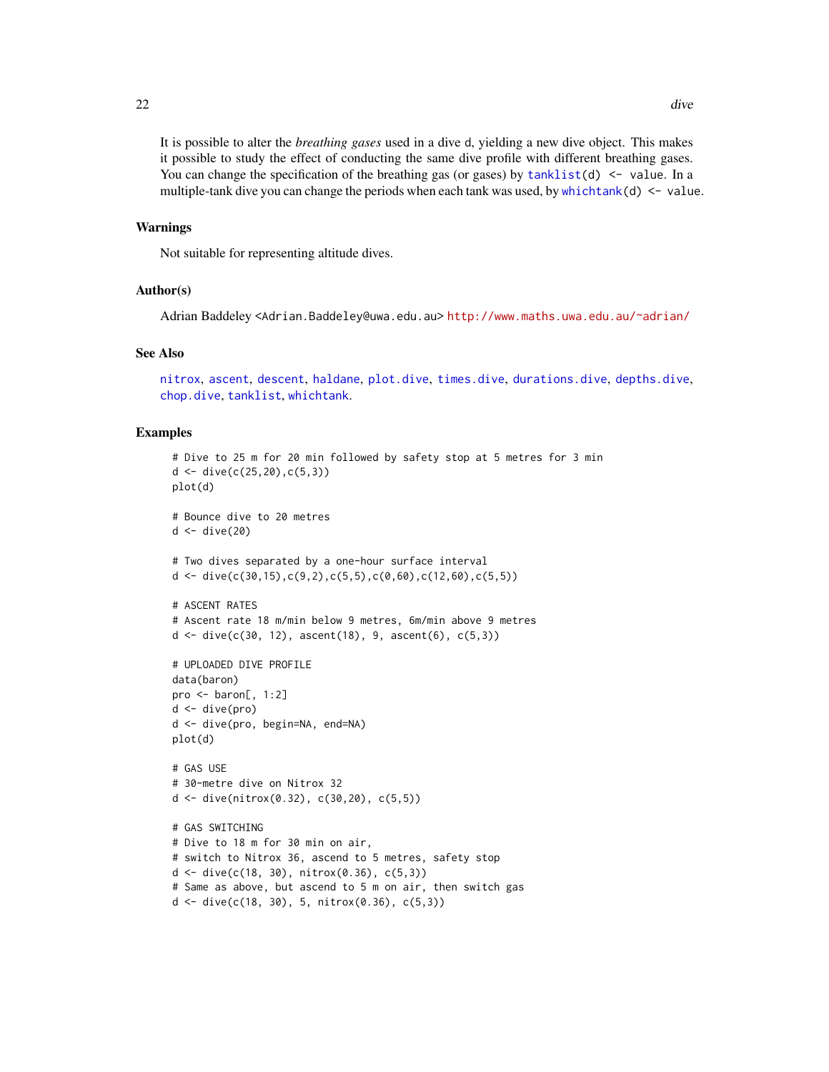It is possible to alter the *breathing gases* used in a dive `d`, yielding a new dive object. This makes it possible to study the effect of conducting the same dive profile with different breathing gases. You can change the specification of the breathing gas (or gases) by `tanklist(d) <- value`. In a multiple-tank dive you can change the periods when each tank was used, by `whichtank(d) <- value`.

### Warnings

Not suitable for representing altitude dives.

### Author(s)

Adrian Baddeley <Adrian.Baddeley@uwa.edu.au> http://www.maths.uwa.edu.au/~adrian/

### See Also

nitrox, ascent, descent, haldane, plot.dive, times.dive, durations.dive, depths.dive, chop.dive, tanklist, whichtank.

### Examples

```
# Dive to 25 m for 20 min followed by safety stop at 5 metres for 3 min
d <- dive(c(25,20),c(5,3))
plot(d)

# Bounce dive to 20 metres
d <- dive(20)

# Two dives separated by a one-hour surface interval
d <- dive(c(30,15),c(9,2),c(5,5),c(0,60),c(12,60),c(5,5))

# ASCENT RATES
# Ascent rate 18 m/min below 9 metres, 6m/min above 9 metres
d <- dive(c(30, 12), ascent(18), 9, ascent(6), c(5,3))

# UPLOADED DIVE PROFILE
data(baron)
pro <- baron[, 1:2]
d <- dive(pro)
d <- dive(pro, begin=NA, end=NA)
plot(d)

# GAS USE
# 30-metre dive on Nitrox 32
d <- dive(nitrox(0.32), c(30,20), c(5,5))

# GAS SWITCHING
# Dive to 18 m for 30 min on air,
# switch to Nitrox 36, ascend to 5 metres, safety stop
d <- dive(c(18, 30), nitrox(0.36), c(5,3))
# Same as above, but ascend to 5 m on air, then switch gas
d <- dive(c(18, 30), 5, nitrox(0.36), c(5,3))
```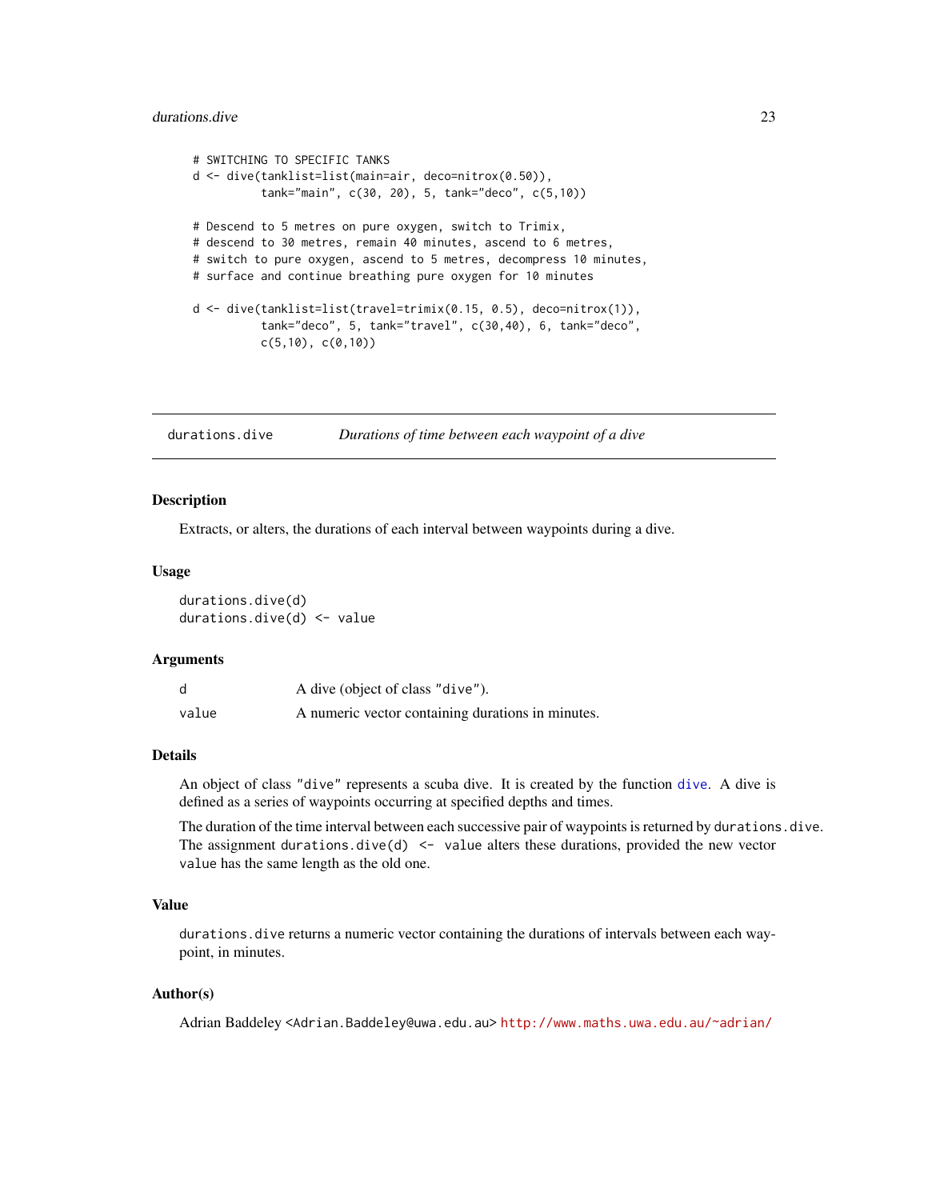```
# SWITCHING TO SPECIFIC TANKS
d <- dive(tanklist=list(main=air, deco=nitrox(0.50)),
          tank="main", c(30, 20), 5, tank="deco", c(5,10))

# Descend to 5 metres on pure oxygen, switch to Trimix,
# descend to 30 metres, remain 40 minutes, ascend to 6 metres,
# switch to pure oxygen, ascend to 5 metres, decompress 10 minutes,
# surface and continue breathing pure oxygen for 10 minutes

d <- dive(tanklist=list(travel=trimix(0.15, 0.5), deco=nitrox(1)),
          tank="deco", 5, tank="travel", c(30,40), 6, tank="deco",
          c(5,10), c(0,10))
```

---

## durations.dive — *Durations of time between each waypoint of a dive*

---

### Description

Extracts, or alters, the durations of each interval between waypoints during a dive.

### Usage

```
durations.dive(d)
durations.dive(d) <- value
```

### Arguments

| | |
|---|---|
| `d` | A dive (object of class `"dive"`). |
| `value` | A numeric vector containing durations in minutes. |

### Details

An object of class `"dive"` represents a scuba dive. It is created by the function `dive`. A dive is defined as a series of waypoints occurring at specified depths and times.

The duration of the time interval between each successive pair of waypoints is returned by `durations.dive`. The assignment `durations.dive(d) <- value` alters these durations, provided the new vector `value` has the same length as the old one.

### Value

`durations.dive` returns a numeric vector containing the durations of intervals between each waypoint, in minutes.

### Author(s)

Adrian Baddeley <Adrian.Baddeley@uwa.edu.au> http://www.maths.uwa.edu.au/~adrian/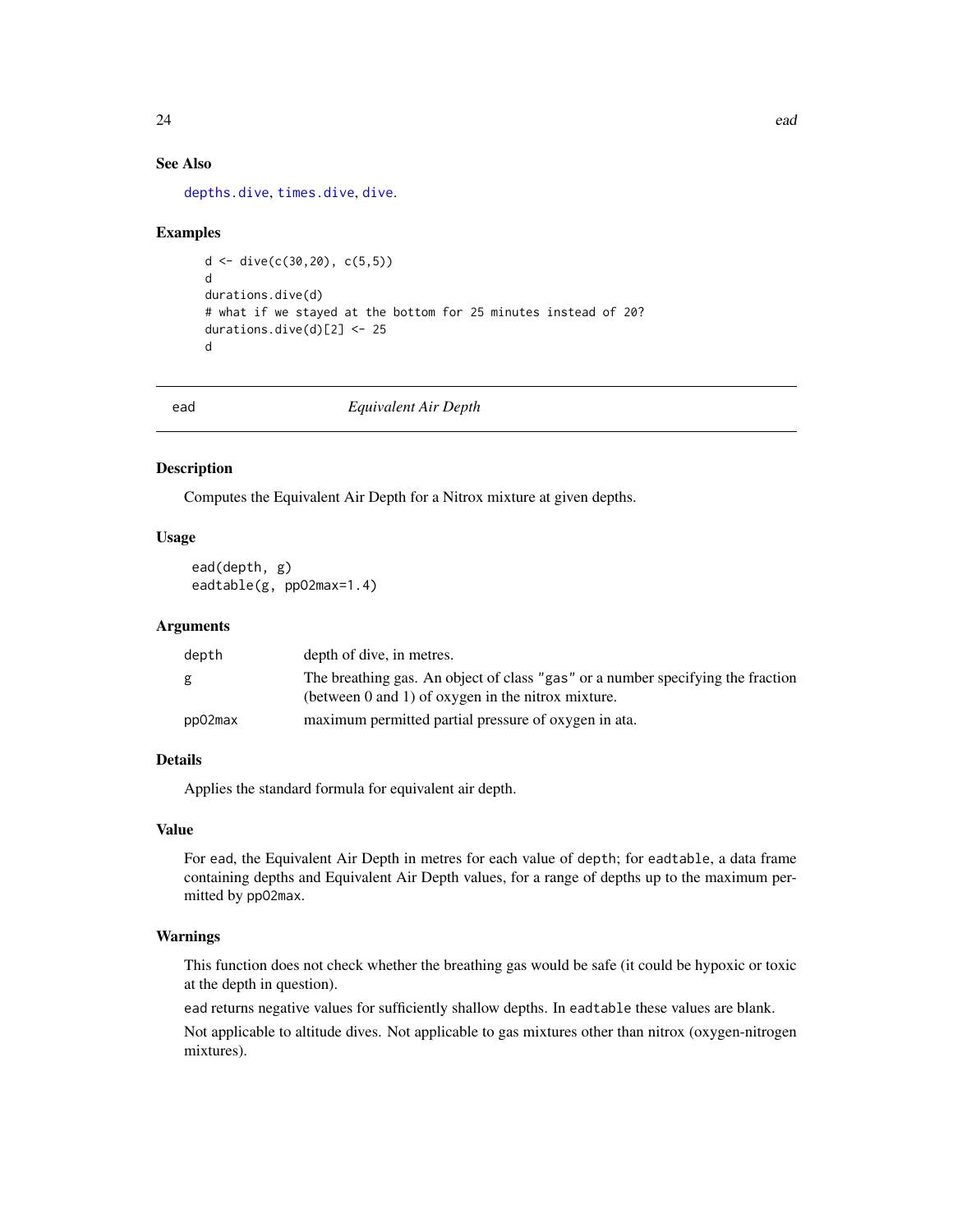### See Also

depths.dive, times.dive, dive.

### Examples

```
d <- dive(c(30,20), c(5,5))
d
durations.dive(d)
# what if we stayed at the bottom for 25 minutes instead of 20?
durations.dive(d)[2] <- 25
d
```

---

## ead — *Equivalent Air Depth*

---

### Description

Computes the Equivalent Air Depth for a Nitrox mixture at given depths.

### Usage

```
ead(depth, g)
eadtable(g, ppO2max=1.4)
```

### Arguments

| | |
|---|---|
| depth | depth of dive, in metres. |
| g | The breathing gas. An object of class "gas" or a number specifying the fraction (between 0 and 1) of oxygen in the nitrox mixture. |
| ppO2max | maximum permitted partial pressure of oxygen in ata. |

### Details

Applies the standard formula for equivalent air depth.

### Value

For ead, the Equivalent Air Depth in metres for each value of depth; for eadtable, a data frame containing depths and Equivalent Air Depth values, for a range of depths up to the maximum permitted by ppO2max.

### Warnings

This function does not check whether the breathing gas would be safe (it could be hypoxic or toxic at the depth in question).

ead returns negative values for sufficiently shallow depths. In eadtable these values are blank.

Not applicable to altitude dives. Not applicable to gas mixtures other than nitrox (oxygen-nitrogen mixtures).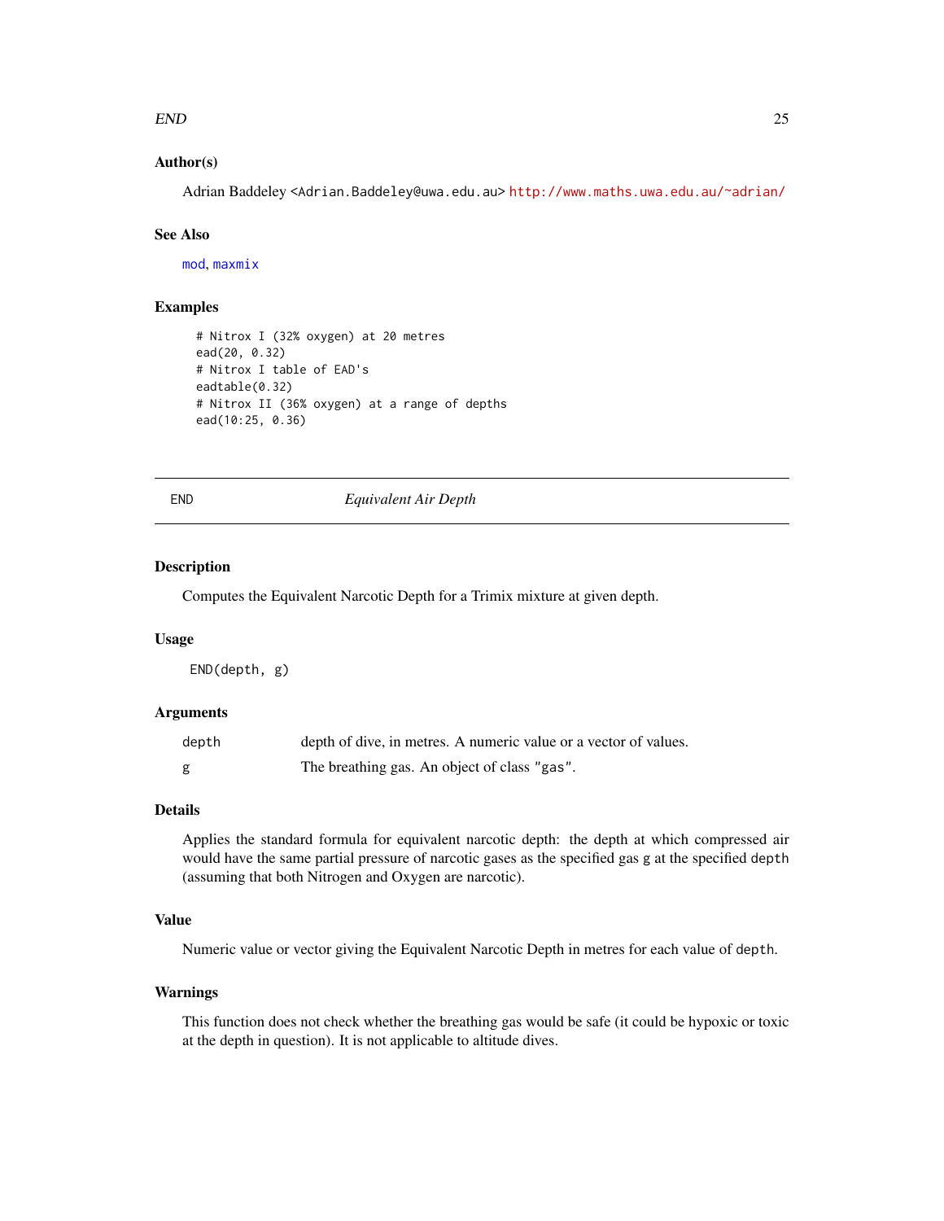### Author(s)

Adrian Baddeley <Adrian.Baddeley@uwa.edu.au> http://www.maths.uwa.edu.au/~adrian/

### See Also

mod, maxmix

### Examples

```
# Nitrox I (32% oxygen) at 20 metres
ead(20, 0.32)
# Nitrox I table of EAD's
eadtable(0.32)
# Nitrox II (36% oxygen) at a range of depths
ead(10:25, 0.36)
```

---

## END — *Equivalent Air Depth*

---

### Description

Computes the Equivalent Narcotic Depth for a Trimix mixture at given depth.

### Usage

```
END(depth, g)
```

### Arguments

| | |
|---|---|
| depth | depth of dive, in metres. A numeric value or a vector of values. |
| g | The breathing gas. An object of class "gas". |

### Details

Applies the standard formula for equivalent narcotic depth: the depth at which compressed air would have the same partial pressure of narcotic gases as the specified gas g at the specified depth (assuming that both Nitrogen and Oxygen are narcotic).

### Value

Numeric value or vector giving the Equivalent Narcotic Depth in metres for each value of depth.

### Warnings

This function does not check whether the breathing gas would be safe (it could be hypoxic or toxic at the depth in question). It is not applicable to altitude dives.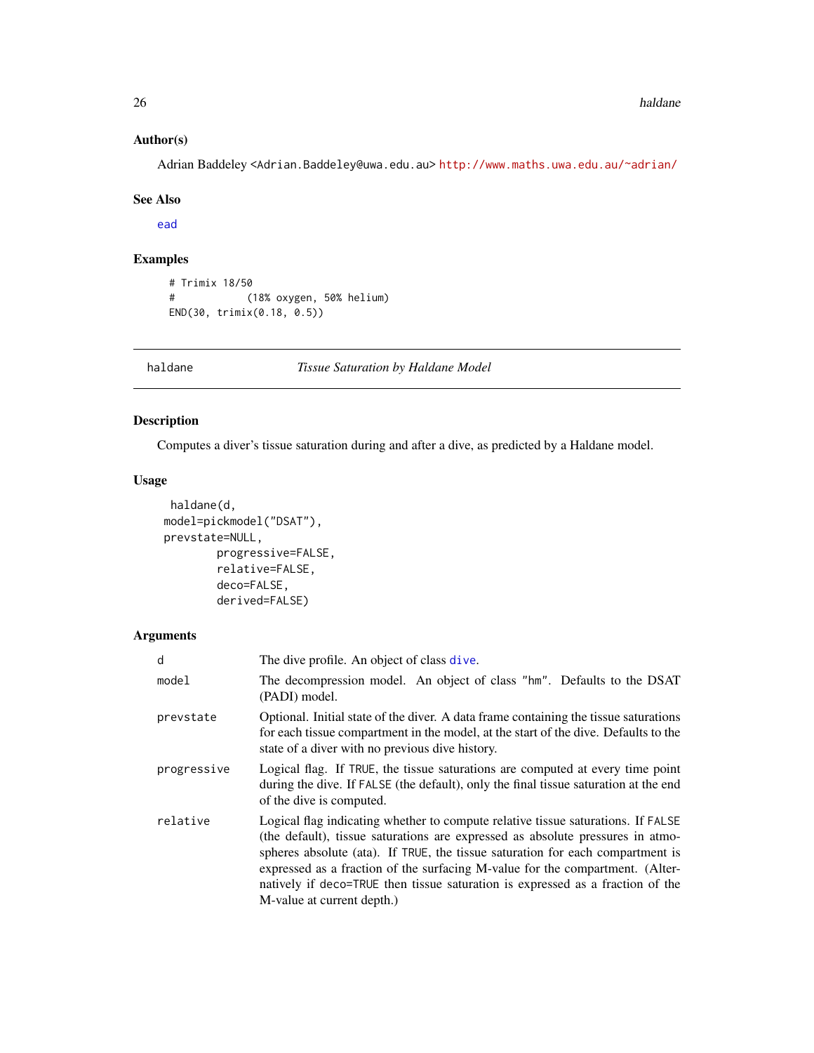### Author(s)

Adrian Baddeley <Adrian.Baddeley@uwa.edu.au> http://www.maths.uwa.edu.au/~adrian/

### See Also

ead

### Examples

```
# Trimix 18/50
#            (18% oxygen, 50% helium)
END(30, trimix(0.18, 0.5))
```

---

## haldane — *Tissue Saturation by Haldane Model*

### Description

Computes a diver's tissue saturation during and after a dive, as predicted by a Haldane model.

### Usage

```
haldane(d,
 model=pickmodel("DSAT"),
 prevstate=NULL,
        progressive=FALSE,
        relative=FALSE,
        deco=FALSE,
        derived=FALSE)
```

### Arguments

| | |
|---|---|
| d | The dive profile. An object of class dive. |
| model | The decompression model. An object of class "hm". Defaults to the DSAT (PADI) model. |
| prevstate | Optional. Initial state of the diver. A data frame containing the tissue saturations for each tissue compartment in the model, at the start of the dive. Defaults to the state of a diver with no previous dive history. |
| progressive | Logical flag. If TRUE, the tissue saturations are computed at every time point during the dive. If FALSE (the default), only the final tissue saturation at the end of the dive is computed. |
| relative | Logical flag indicating whether to compute relative tissue saturations. If FALSE (the default), tissue saturations are expressed as absolute pressures in atmospheres absolute (ata). If TRUE, the tissue saturation for each compartment is expressed as a fraction of the surfacing M-value for the compartment. (Alternatively if deco=TRUE then tissue saturation is expressed as a fraction of the M-value at current depth.) |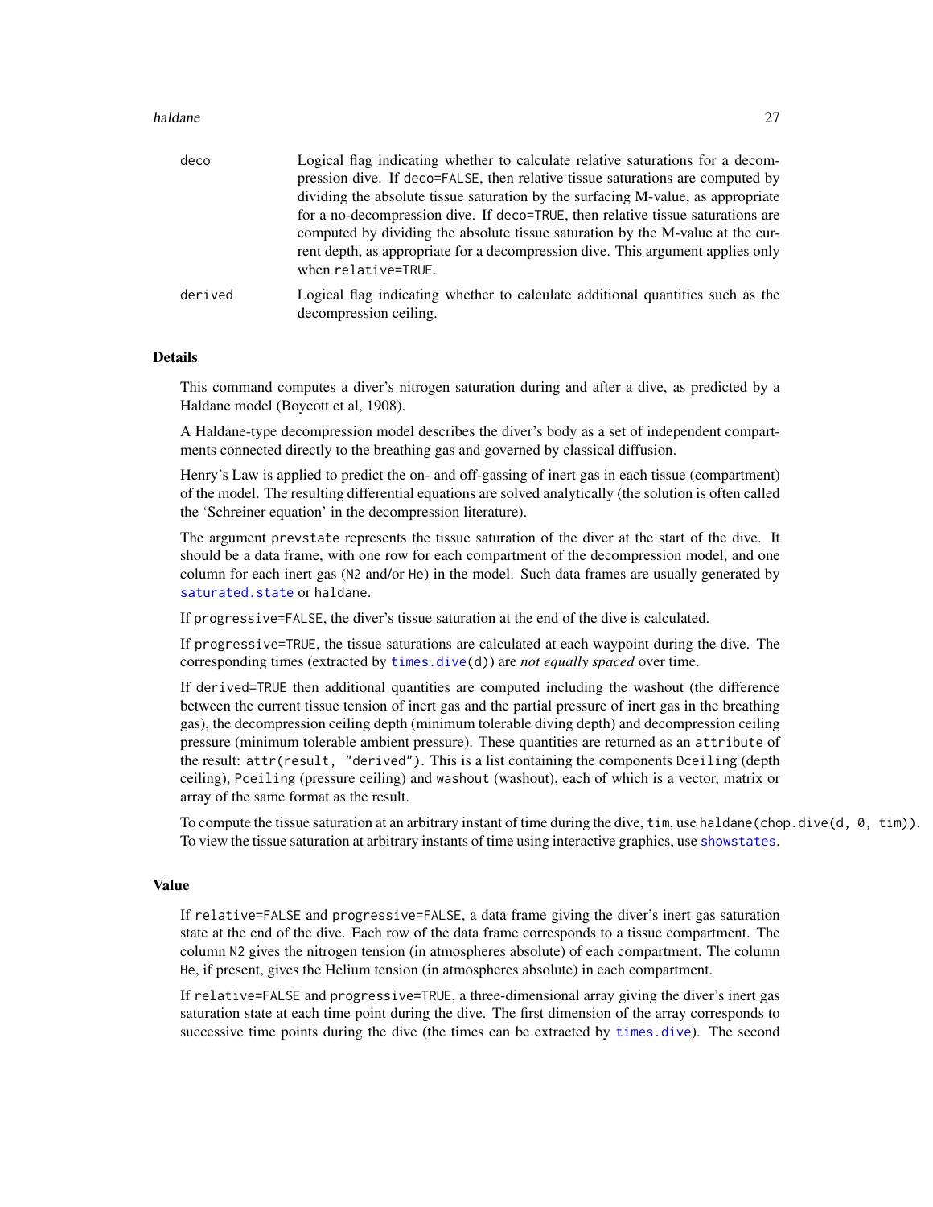| | |
|---|---|
| deco | Logical flag indicating whether to calculate relative saturations for a decompression dive. If deco=FALSE, then relative tissue saturations are computed by dividing the absolute tissue saturation by the surfacing M-value, as appropriate for a no-decompression dive. If deco=TRUE, then relative tissue saturations are computed by dividing the absolute tissue saturation by the M-value at the current depth, as appropriate for a decompression dive. This argument applies only when relative=TRUE. |
| derived | Logical flag indicating whether to calculate additional quantities such as the decompression ceiling. |

### Details

This command computes a diver's nitrogen saturation during and after a dive, as predicted by a Haldane model (Boycott et al, 1908).

A Haldane-type decompression model describes the diver's body as a set of independent compartments connected directly to the breathing gas and governed by classical diffusion.

Henry's Law is applied to predict the on- and off-gassing of inert gas in each tissue (compartment) of the model. The resulting differential equations are solved analytically (the solution is often called the 'Schreiner equation' in the decompression literature).

The argument `prevstate` represents the tissue saturation of the diver at the start of the dive. It should be a data frame, with one row for each compartment of the decompression model, and one column for each inert gas (`N2` and/or `He`) in the model. Such data frames are usually generated by `saturated.state` or `haldane`.

If `progressive=FALSE`, the diver's tissue saturation at the end of the dive is calculated.

If `progressive=TRUE`, the tissue saturations are calculated at each waypoint during the dive. The corresponding times (extracted by `times.dive(d)`) are *not equally spaced* over time.

If `derived=TRUE` then additional quantities are computed including the washout (the difference between the current tissue tension of inert gas and the partial pressure of inert gas in the breathing gas), the decompression ceiling depth (minimum tolerable diving depth) and decompression ceiling pressure (minimum tolerable ambient pressure). These quantities are returned as an `attribute` of the result: `attr(result, "derived")`. This is a list containing the components `Dceiling` (depth ceiling), `Pceiling` (pressure ceiling) and `washout` (washout), each of which is a vector, matrix or array of the same format as the result.

To compute the tissue saturation at an arbitrary instant of time during the dive, `tim`, use `haldane(chop.dive(d, 0, tim))`. To view the tissue saturation at arbitrary instants of time using interactive graphics, use `showstates`.

### Value

If `relative=FALSE` and `progressive=FALSE`, a data frame giving the diver's inert gas saturation state at the end of the dive. Each row of the data frame corresponds to a tissue compartment. The column `N2` gives the nitrogen tension (in atmospheres absolute) of each compartment. The column `He`, if present, gives the Helium tension (in atmospheres absolute) in each compartment.

If `relative=FALSE` and `progressive=TRUE`, a three-dimensional array giving the diver's inert gas saturation state at each time point during the dive. The first dimension of the array corresponds to successive time points during the dive (the times can be extracted by `times.dive`). The second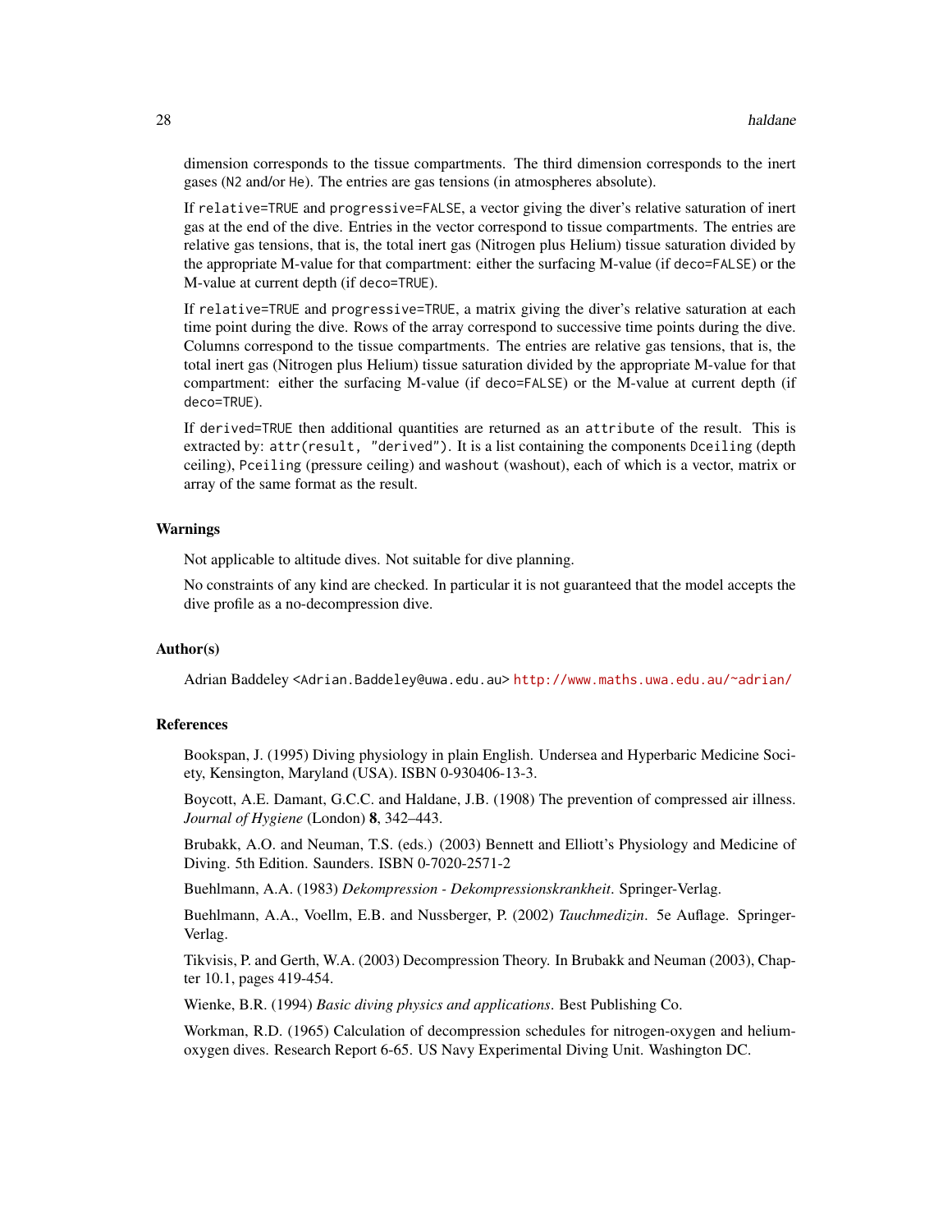dimension corresponds to the tissue compartments. The third dimension corresponds to the inert gases (`N2` and/or `He`). The entries are gas tensions (in atmospheres absolute).

If `relative=TRUE` and `progressive=FALSE`, a vector giving the diver's relative saturation of inert gas at the end of the dive. Entries in the vector correspond to tissue compartments. The entries are relative gas tensions, that is, the total inert gas (Nitrogen plus Helium) tissue saturation divided by the appropriate M-value for that compartment: either the surfacing M-value (if `deco=FALSE`) or the M-value at current depth (if `deco=TRUE`).

If `relative=TRUE` and `progressive=TRUE`, a matrix giving the diver's relative saturation at each time point during the dive. Rows of the array correspond to successive time points during the dive. Columns correspond to the tissue compartments. The entries are relative gas tensions, that is, the total inert gas (Nitrogen plus Helium) tissue saturation divided by the appropriate M-value for that compartment: either the surfacing M-value (if `deco=FALSE`) or the M-value at current depth (if `deco=TRUE`).

If `derived=TRUE` then additional quantities are returned as an `attribute` of the result. This is extracted by: `attr(result, "derived")`. It is a list containing the components `Dceiling` (depth ceiling), `Pceiling` (pressure ceiling) and `washout` (washout), each of which is a vector, matrix or array of the same format as the result.

### Warnings

Not applicable to altitude dives. Not suitable for dive planning.

No constraints of any kind are checked. In particular it is not guaranteed that the model accepts the dive profile as a no-decompression dive.

### Author(s)

Adrian Baddeley <Adrian.Baddeley@uwa.edu.au> http://www.maths.uwa.edu.au/~adrian/

### References

Bookspan, J. (1995) Diving physiology in plain English. Undersea and Hyperbaric Medicine Society, Kensington, Maryland (USA). ISBN 0-930406-13-3.

Boycott, A.E. Damant, G.C.C. and Haldane, J.B. (1908) The prevention of compressed air illness. *Journal of Hygiene* (London) **8**, 342–443.

Brubakk, A.O. and Neuman, T.S. (eds.) (2003) Bennett and Elliott's Physiology and Medicine of Diving. 5th Edition. Saunders. ISBN 0-7020-2571-2

Buehlmann, A.A. (1983) *Dekompression - Dekompressionskrankheit*. Springer-Verlag.

Buehlmann, A.A., Voellm, E.B. and Nussberger, P. (2002) *Tauchmedizin*. 5e Auflage. Springer-Verlag.

Tikvisis, P. and Gerth, W.A. (2003) Decompression Theory. In Brubakk and Neuman (2003), Chapter 10.1, pages 419-454.

Wienke, B.R. (1994) *Basic diving physics and applications*. Best Publishing Co.

Workman, R.D. (1965) Calculation of decompression schedules for nitrogen-oxygen and helium-oxygen dives. Research Report 6-65. US Navy Experimental Diving Unit. Washington DC.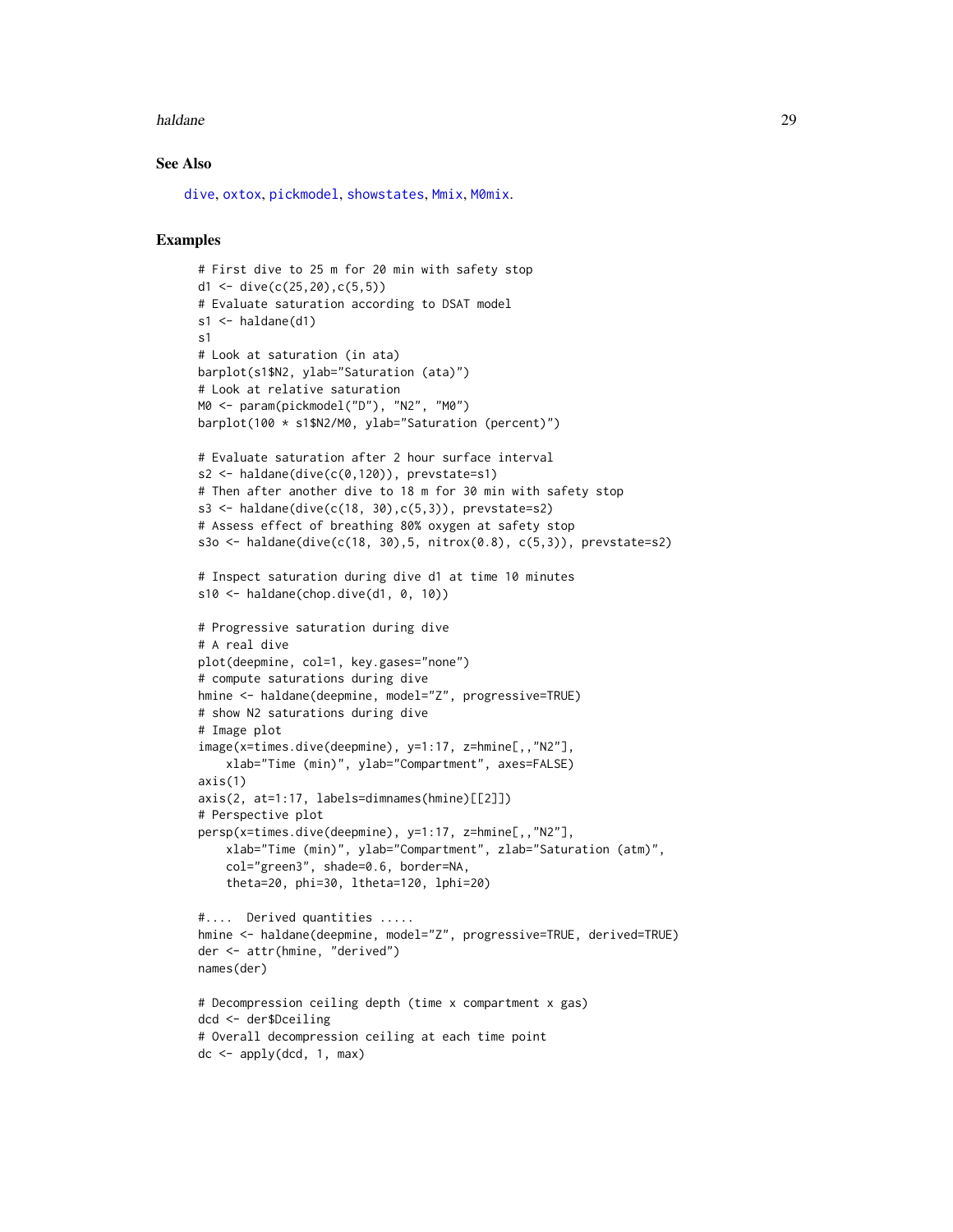### See Also

dive, oxtox, pickmodel, showstates, Mmix, M0mix.

### Examples

```
# First dive to 25 m for 20 min with safety stop
d1 <- dive(c(25,20),c(5,5))
# Evaluate saturation according to DSAT model
s1 <- haldane(d1)
s1
# Look at saturation (in ata)
barplot(s1$N2, ylab="Saturation (ata)")
# Look at relative saturation
M0 <- param(pickmodel("D"), "N2", "M0")
barplot(100 * s1$N2/M0, ylab="Saturation (percent)")

# Evaluate saturation after 2 hour surface interval
s2 <- haldane(dive(c(0,120)), prevstate=s1)
# Then after another dive to 18 m for 30 min with safety stop
s3 <- haldane(dive(c(18, 30),c(5,3)), prevstate=s2)
# Assess effect of breathing 80% oxygen at safety stop
s3o <- haldane(dive(c(18, 30),5, nitrox(0.8), c(5,3)), prevstate=s2)

# Inspect saturation during dive d1 at time 10 minutes
s10 <- haldane(chop.dive(d1, 0, 10))

# Progressive saturation during dive
# A real dive
plot(deepmine, col=1, key.gases="none")
# compute saturations during dive
hmine <- haldane(deepmine, model="Z", progressive=TRUE)
# show N2 saturations during dive
# Image plot
image(x=times.dive(deepmine), y=1:17, z=hmine[,,"N2"],
    xlab="Time (min)", ylab="Compartment", axes=FALSE)
axis(1)
axis(2, at=1:17, labels=dimnames(hmine)[[2]])
# Perspective plot
persp(x=times.dive(deepmine), y=1:17, z=hmine[,,"N2"],
    xlab="Time (min)", ylab="Compartment", zlab="Saturation (atm)",
    col="green3", shade=0.6, border=NA,
    theta=20, phi=30, ltheta=120, lphi=20)

#....  Derived quantities .....
hmine <- haldane(deepmine, model="Z", progressive=TRUE, derived=TRUE)
der <- attr(hmine, "derived")
names(der)

# Decompression ceiling depth (time x compartment x gas)
dcd <- der$Dceiling
# Overall decompression ceiling at each time point
dc <- apply(dcd, 1, max)
```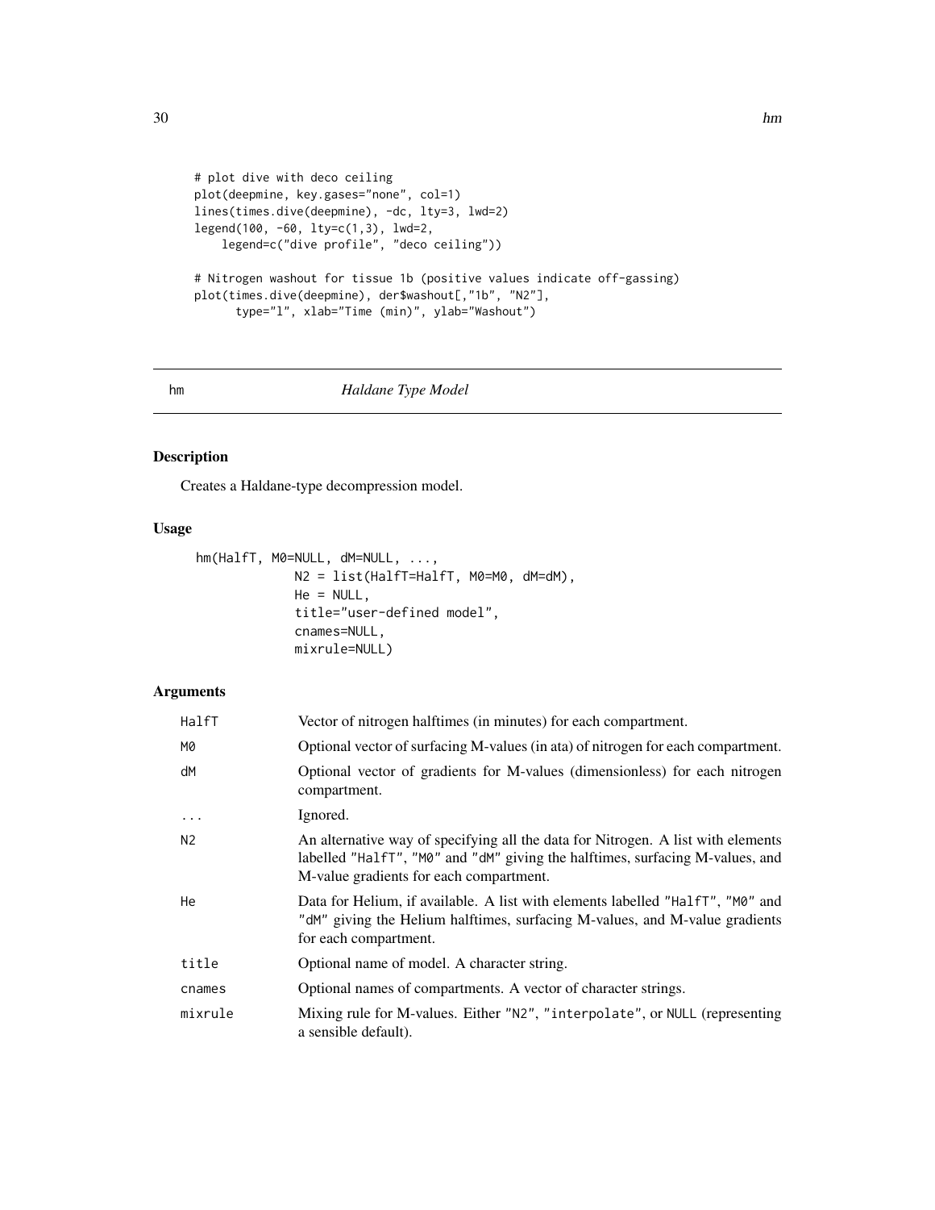```
# plot dive with deco ceiling
plot(deepmine, key.gases="none", col=1)
lines(times.dive(deepmine), -dc, lty=3, lwd=2)
legend(100, -60, lty=c(1,3), lwd=2,
    legend=c("dive profile", "deco ceiling"))

# Nitrogen washout for tissue 1b (positive values indicate off-gassing)
plot(times.dive(deepmine), der$washout[,"1b", "N2"],
      type="l", xlab="Time (min)", ylab="Washout")
```

## hm *Haldane Type Model*

### Description

Creates a Haldane-type decompression model.

### Usage

```
hm(HalfT, M0=NULL, dM=NULL, ...,
             N2 = list(HalfT=HalfT, M0=M0, dM=dM),
             He = NULL,
             title="user-defined model",
             cnames=NULL,
             mixrule=NULL)
```

### Arguments

| | |
|---|---|
| `HalfT` | Vector of nitrogen halftimes (in minutes) for each compartment. |
| `M0` | Optional vector of surfacing M-values (in ata) of nitrogen for each compartment. |
| `dM` | Optional vector of gradients for M-values (dimensionless) for each nitrogen compartment. |
| `...` | Ignored. |
| `N2` | An alternative way of specifying all the data for Nitrogen. A list with elements labelled "HalfT", "M0" and "dM" giving the halftimes, surfacing M-values, and M-value gradients for each compartment. |
| `He` | Data for Helium, if available. A list with elements labelled "HalfT", "M0" and "dM" giving the Helium halftimes, surfacing M-values, and M-value gradients for each compartment. |
| `title` | Optional name of model. A character string. |
| `cnames` | Optional names of compartments. A vector of character strings. |
| `mixrule` | Mixing rule for M-values. Either "N2", "interpolate", or NULL (representing a sensible default). |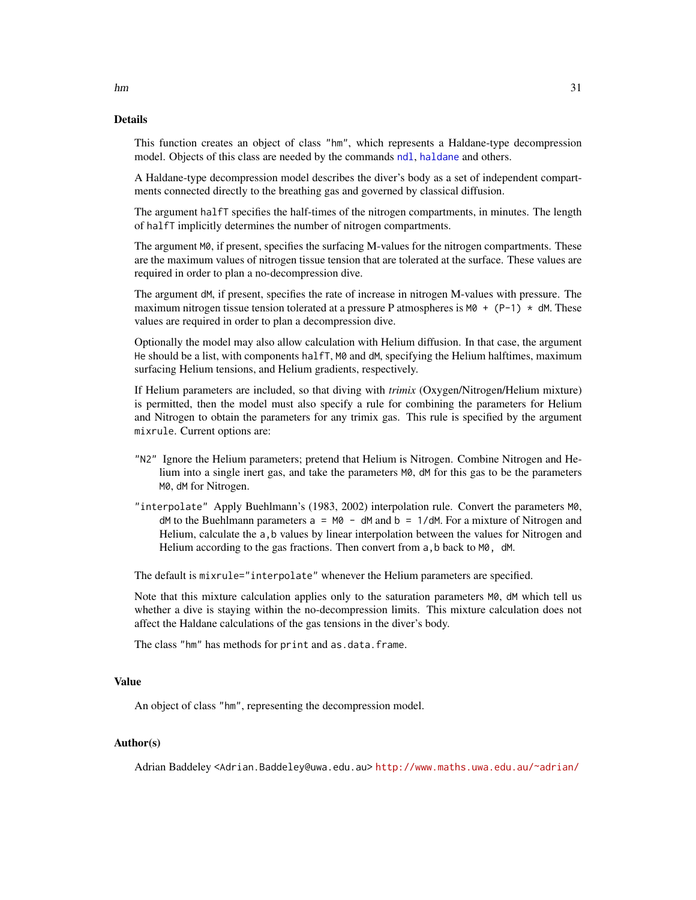## Details

This function creates an object of class "hm", which represents a Haldane-type decompression model. Objects of this class are needed by the commands ndl, haldane and others.

A Haldane-type decompression model describes the diver's body as a set of independent compartments connected directly to the breathing gas and governed by classical diffusion.

The argument halfT specifies the half-times of the nitrogen compartments, in minutes. The length of halfT implicitly determines the number of nitrogen compartments.

The argument M0, if present, specifies the surfacing M-values for the nitrogen compartments. These are the maximum values of nitrogen tissue tension that are tolerated at the surface. These values are required in order to plan a no-decompression dive.

The argument dM, if present, specifies the rate of increase in nitrogen M-values with pressure. The maximum nitrogen tissue tension tolerated at a pressure P atmospheres is `M0 + (P-1) * dM`. These values are required in order to plan a decompression dive.

Optionally the model may also allow calculation with Helium diffusion. In that case, the argument He should be a list, with components halfT, M0 and dM, specifying the Helium halftimes, maximum surfacing Helium tensions, and Helium gradients, respectively.

If Helium parameters are included, so that diving with *trimix* (Oxygen/Nitrogen/Helium mixture) is permitted, then the model must also specify a rule for combining the parameters for Helium and Nitrogen to obtain the parameters for any trimix gas. This rule is specified by the argument mixrule. Current options are:

"N2" Ignore the Helium parameters; pretend that Helium is Nitrogen. Combine Nitrogen and Helium into a single inert gas, and take the parameters M0, dM for this gas to be the parameters M0, dM for Nitrogen.

"interpolate" Apply Buehlmann's (1983, 2002) interpolation rule. Convert the parameters M0, dM to the Buehlmann parameters `a = M0 - dM` and `b = 1/dM`. For a mixture of Nitrogen and Helium, calculate the a,b values by linear interpolation between the values for Nitrogen and Helium according to the gas fractions. Then convert from a,b back to M0, dM.

The default is mixrule="interpolate" whenever the Helium parameters are specified.

Note that this mixture calculation applies only to the saturation parameters M0, dM which tell us whether a dive is staying within the no-decompression limits. This mixture calculation does not affect the Haldane calculations of the gas tensions in the diver's body.

The class "hm" has methods for print and as.data.frame.

## Value

An object of class "hm", representing the decompression model.

## Author(s)

Adrian Baddeley <Adrian.Baddeley@uwa.edu.au> http://www.maths.uwa.edu.au/~adrian/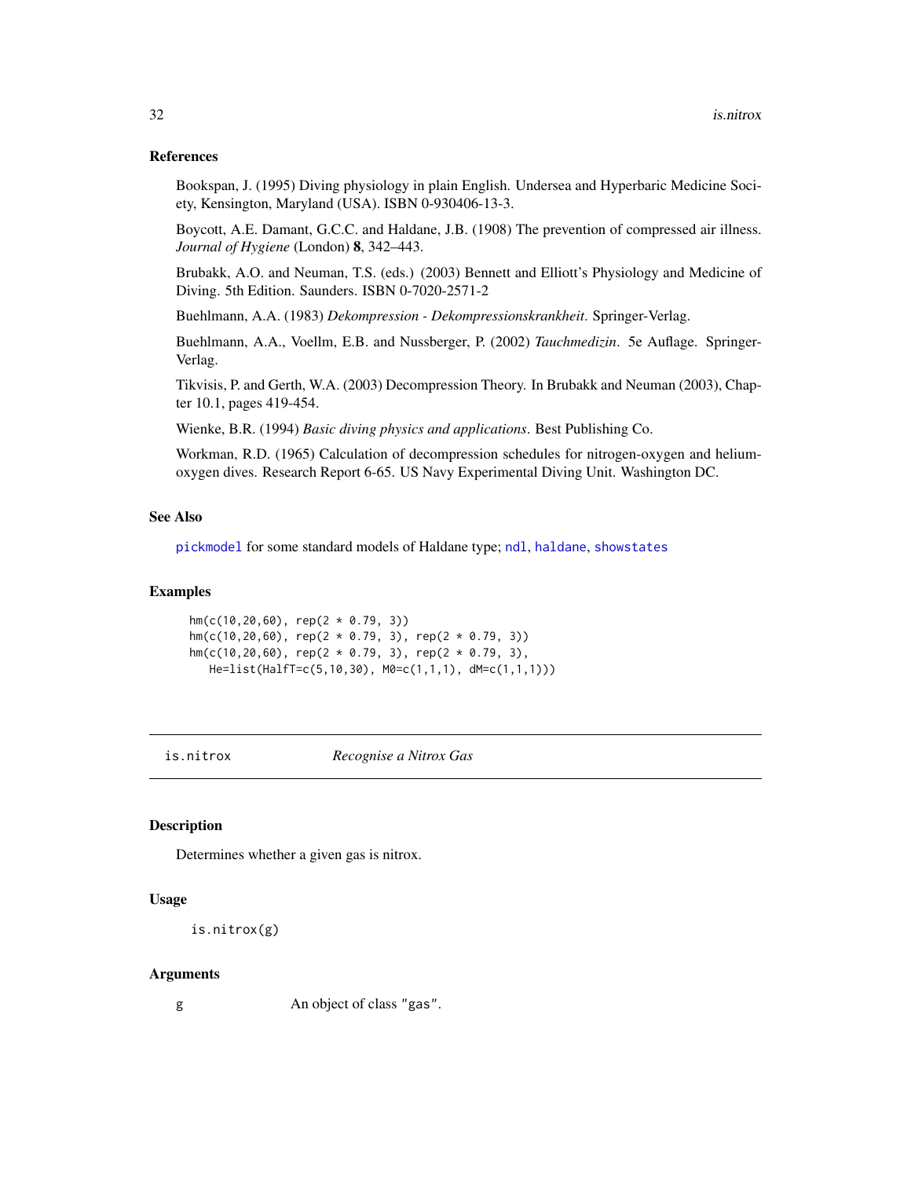### References

Bookspan, J. (1995) Diving physiology in plain English. Undersea and Hyperbaric Medicine Society, Kensington, Maryland (USA). ISBN 0-930406-13-3.

Boycott, A.E. Damant, G.C.C. and Haldane, J.B. (1908) The prevention of compressed air illness. *Journal of Hygiene* (London) **8**, 342–443.

Brubakk, A.O. and Neuman, T.S. (eds.) (2003) Bennett and Elliott's Physiology and Medicine of Diving. 5th Edition. Saunders. ISBN 0-7020-2571-2

Buehlmann, A.A. (1983) *Dekompression - Dekompressionskrankheit*. Springer-Verlag.

Buehlmann, A.A., Voellm, E.B. and Nussberger, P. (2002) *Tauchmedizin*. 5e Auflage. Springer-Verlag.

Tikvisis, P. and Gerth, W.A. (2003) Decompression Theory. In Brubakk and Neuman (2003), Chapter 10.1, pages 419-454.

Wienke, B.R. (1994) *Basic diving physics and applications*. Best Publishing Co.

Workman, R.D. (1965) Calculation of decompression schedules for nitrogen-oxygen and helium-oxygen dives. Research Report 6-65. US Navy Experimental Diving Unit. Washington DC.

### See Also

`pickmodel` for some standard models of Haldane type; `ndl`, `haldane`, `showstates`

### Examples

```
hm(c(10,20,60), rep(2 * 0.79, 3))
hm(c(10,20,60), rep(2 * 0.79, 3), rep(2 * 0.79, 3))
hm(c(10,20,60), rep(2 * 0.79, 3), rep(2 * 0.79, 3),
   He=list(HalfT=c(5,10,30), M0=c(1,1,1), dM=c(1,1,1)))
```

---

## is.nitrox — *Recognise a Nitrox Gas*

### Description

Determines whether a given gas is nitrox.

### Usage

```
is.nitrox(g)
```

### Arguments

| | |
|---|---|
| g | An object of class "gas". |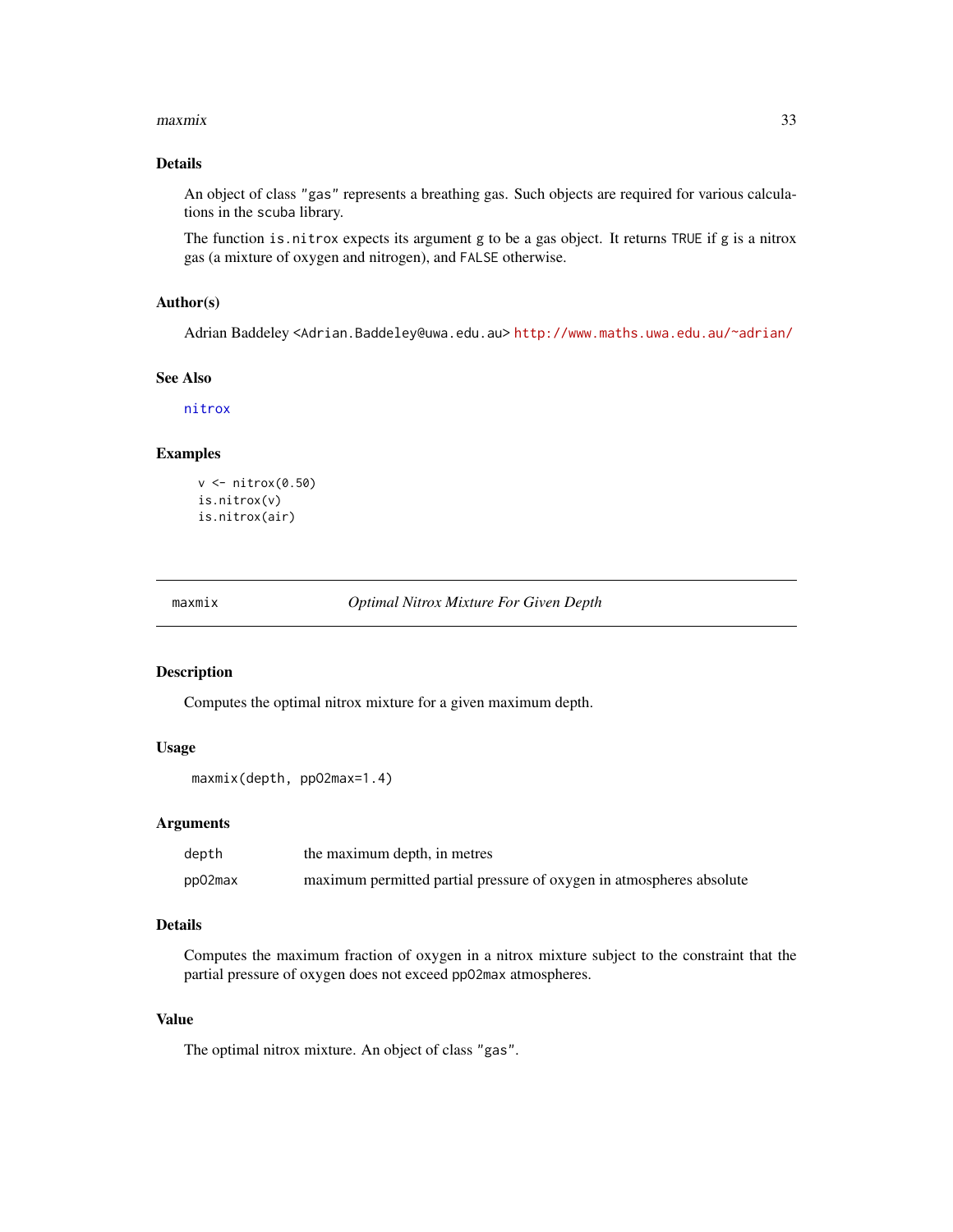## Details

An object of class `"gas"` represents a breathing gas. Such objects are required for various calculations in the `scuba` library.

The function `is.nitrox` expects its argument `g` to be a gas object. It returns `TRUE` if `g` is a nitrox gas (a mixture of oxygen and nitrogen), and `FALSE` otherwise.

## Author(s)

Adrian Baddeley <Adrian.Baddeley@uwa.edu.au> http://www.maths.uwa.edu.au/~adrian/

## See Also

`nitrox`

## Examples

```
v <- nitrox(0.50)
is.nitrox(v)
is.nitrox(air)
```

---

# maxmix — *Optimal Nitrox Mixture For Given Depth*

## Description

Computes the optimal nitrox mixture for a given maximum depth.

## Usage

```
maxmix(depth, ppO2max=1.4)
```

## Arguments

| | |
|---|---|
| `depth` | the maximum depth, in metres |
| `ppO2max` | maximum permitted partial pressure of oxygen in atmospheres absolute |

## Details

Computes the maximum fraction of oxygen in a nitrox mixture subject to the constraint that the partial pressure of oxygen does not exceed `ppO2max` atmospheres.

## Value

The optimal nitrox mixture. An object of class `"gas"`.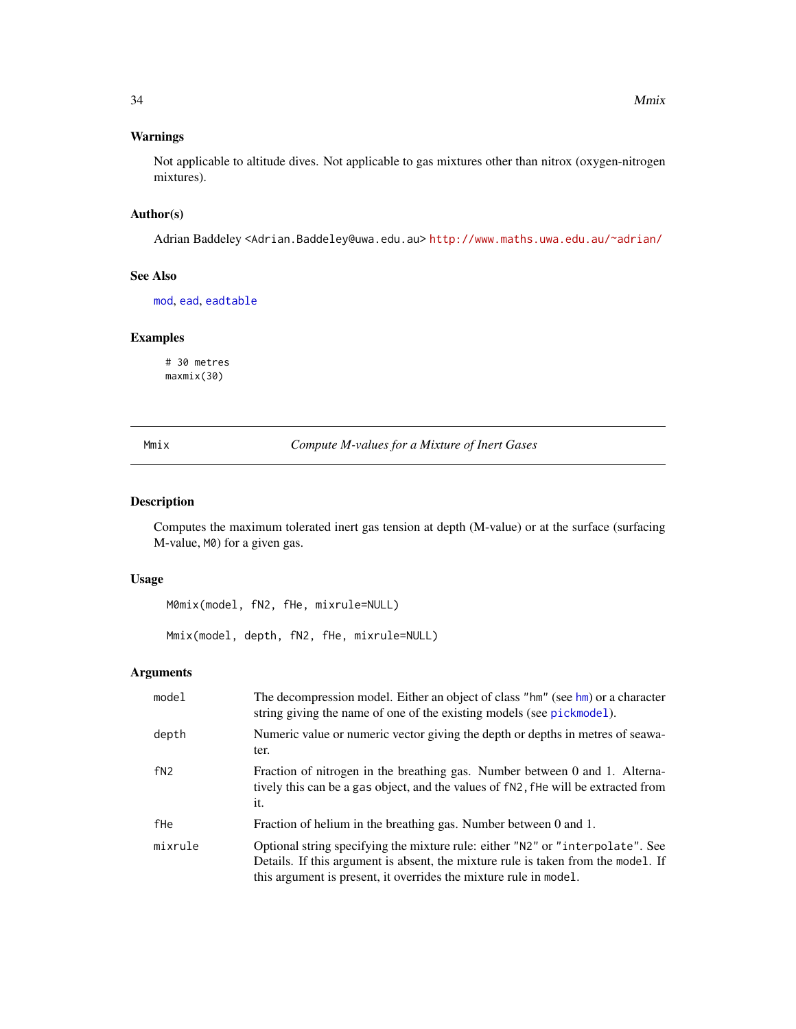## Warnings

Not applicable to altitude dives. Not applicable to gas mixtures other than nitrox (oxygen-nitrogen mixtures).

## Author(s)

Adrian Baddeley <Adrian.Baddeley@uwa.edu.au> http://www.maths.uwa.edu.au/~adrian/

## See Also

mod, ead, eadtable

## Examples

```
# 30 metres
maxmix(30)
```

---

# Mmix — *Compute M-values for a Mixture of Inert Gases*

## Description

Computes the maximum tolerated inert gas tension at depth (M-value) or at the surface (surfacing M-value, M0) for a given gas.

## Usage

```
M0mix(model, fN2, fHe, mixrule=NULL)

Mmix(model, depth, fN2, fHe, mixrule=NULL)
```

## Arguments

| | |
|---|---|
| model | The decompression model. Either an object of class "hm" (see hm) or a character string giving the name of one of the existing models (see pickmodel). |
| depth | Numeric value or numeric vector giving the depth or depths in metres of seawater. |
| fN2 | Fraction of nitrogen in the breathing gas. Number between 0 and 1. Alternatively this can be a gas object, and the values of fN2,fHe will be extracted from it. |
| fHe | Fraction of helium in the breathing gas. Number between 0 and 1. |
| mixrule | Optional string specifying the mixture rule: either "N2" or "interpolate". See Details. If this argument is absent, the mixture rule is taken from the model. If this argument is present, it overrides the mixture rule in model. |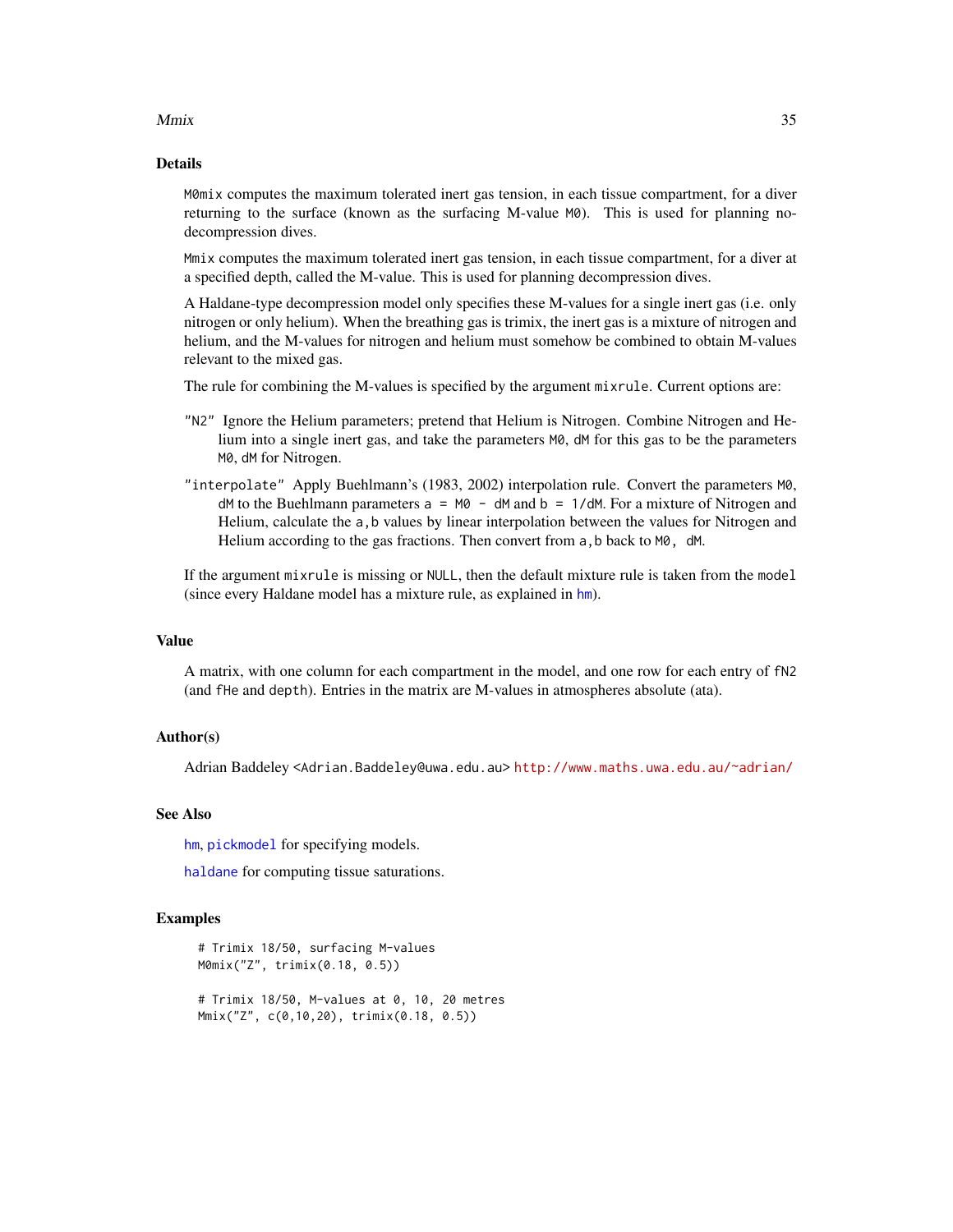### Details

`M0mix` computes the maximum tolerated inert gas tension, in each tissue compartment, for a diver returning to the surface (known as the surfacing M-value `M0`). This is used for planning no-decompression dives.

`Mmix` computes the maximum tolerated inert gas tension, in each tissue compartment, for a diver at a specified depth, called the M-value. This is used for planning decompression dives.

A Haldane-type decompression model only specifies these M-values for a single inert gas (i.e. only nitrogen or only helium). When the breathing gas is trimix, the inert gas is a mixture of nitrogen and helium, and the M-values for nitrogen and helium must somehow be combined to obtain M-values relevant to the mixed gas.

The rule for combining the M-values is specified by the argument `mixrule`. Current options are:

`"N2"` Ignore the Helium parameters; pretend that Helium is Nitrogen. Combine Nitrogen and Helium into a single inert gas, and take the parameters `M0`, `dM` for this gas to be the parameters `M0`, `dM` for Nitrogen.

`"interpolate"` Apply Buehlmann's (1983, 2002) interpolation rule. Convert the parameters `M0`, `dM` to the Buehlmann parameters `a = M0 - dM` and `b = 1/dM`. For a mixture of Nitrogen and Helium, calculate the `a,b` values by linear interpolation between the values for Nitrogen and Helium according to the gas fractions. Then convert from `a,b` back to `M0, dM`.

If the argument `mixrule` is missing or `NULL`, then the default mixture rule is taken from the `model` (since every Haldane model has a mixture rule, as explained in `hm`).

### Value

A matrix, with one column for each compartment in the model, and one row for each entry of `fN2` (and `fHe` and `depth`). Entries in the matrix are M-values in atmospheres absolute (ata).

### Author(s)

Adrian Baddeley <Adrian.Baddeley@uwa.edu.au> http://www.maths.uwa.edu.au/~adrian/

### See Also

`hm`, `pickmodel` for specifying models.

`haldane` for computing tissue saturations.

### Examples

```
# Trimix 18/50, surfacing M-values
M0mix("Z", trimix(0.18, 0.5))

# Trimix 18/50, M-values at 0, 10, 20 metres
Mmix("Z", c(0,10,20), trimix(0.18, 0.5))
```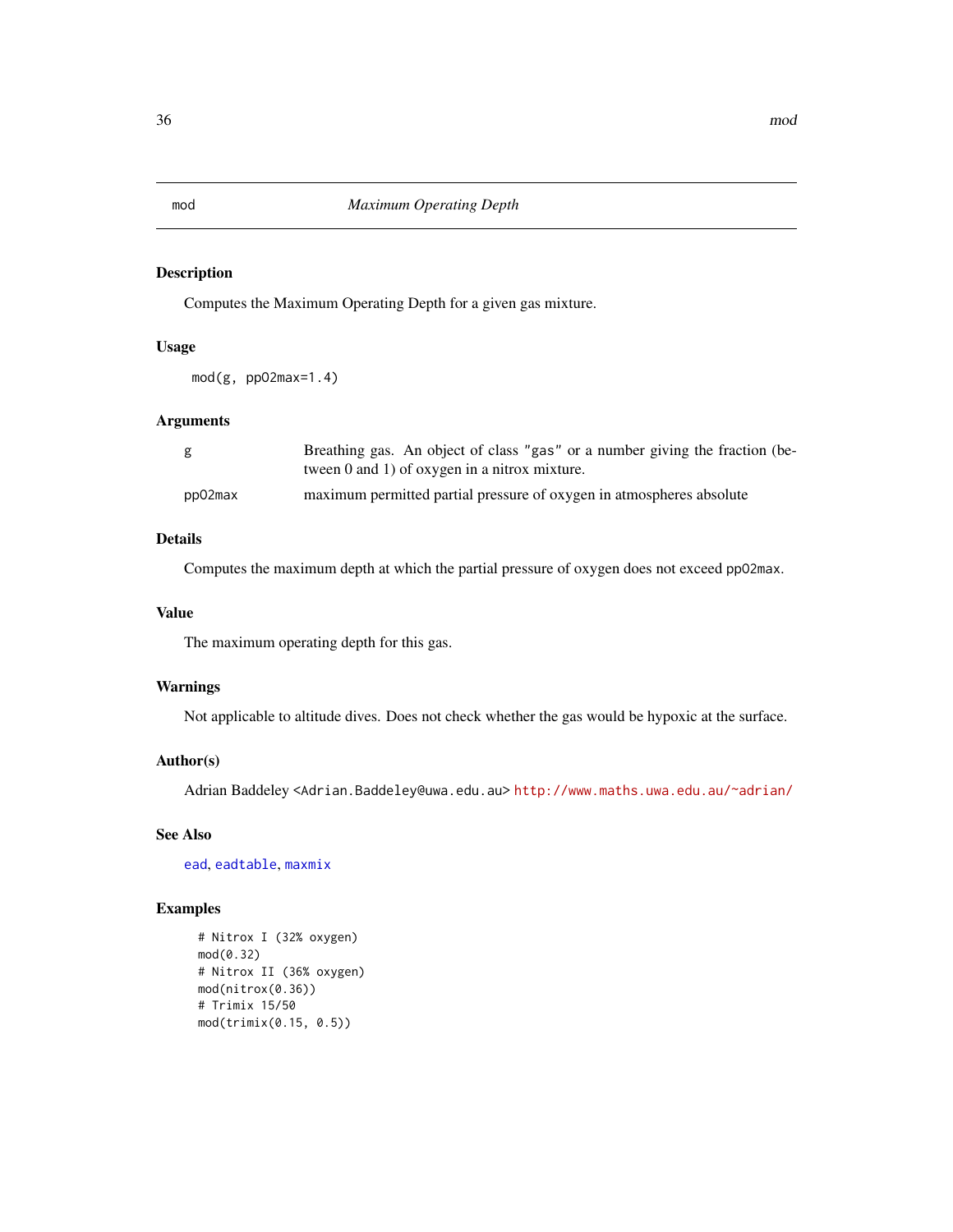# mod — *Maximum Operating Depth*

## Description

Computes the Maximum Operating Depth for a given gas mixture.

## Usage

```
mod(g, ppO2max=1.4)
```

## Arguments

| | |
|---|---|
| `g` | Breathing gas. An object of class `"gas"` or a number giving the fraction (between 0 and 1) of oxygen in a nitrox mixture. |
| `ppO2max` | maximum permitted partial pressure of oxygen in atmospheres absolute |

## Details

Computes the maximum depth at which the partial pressure of oxygen does not exceed `ppO2max`.

## Value

The maximum operating depth for this gas.

## Warnings

Not applicable to altitude dives. Does not check whether the gas would be hypoxic at the surface.

## Author(s)

Adrian Baddeley <Adrian.Baddeley@uwa.edu.au> http://www.maths.uwa.edu.au/~adrian/

## See Also

`ead`, `eadtable`, `maxmix`

## Examples

```
# Nitrox I (32% oxygen)
mod(0.32)
# Nitrox II (36% oxygen)
mod(nitrox(0.36))
# Trimix 15/50
mod(trimix(0.15, 0.5))
```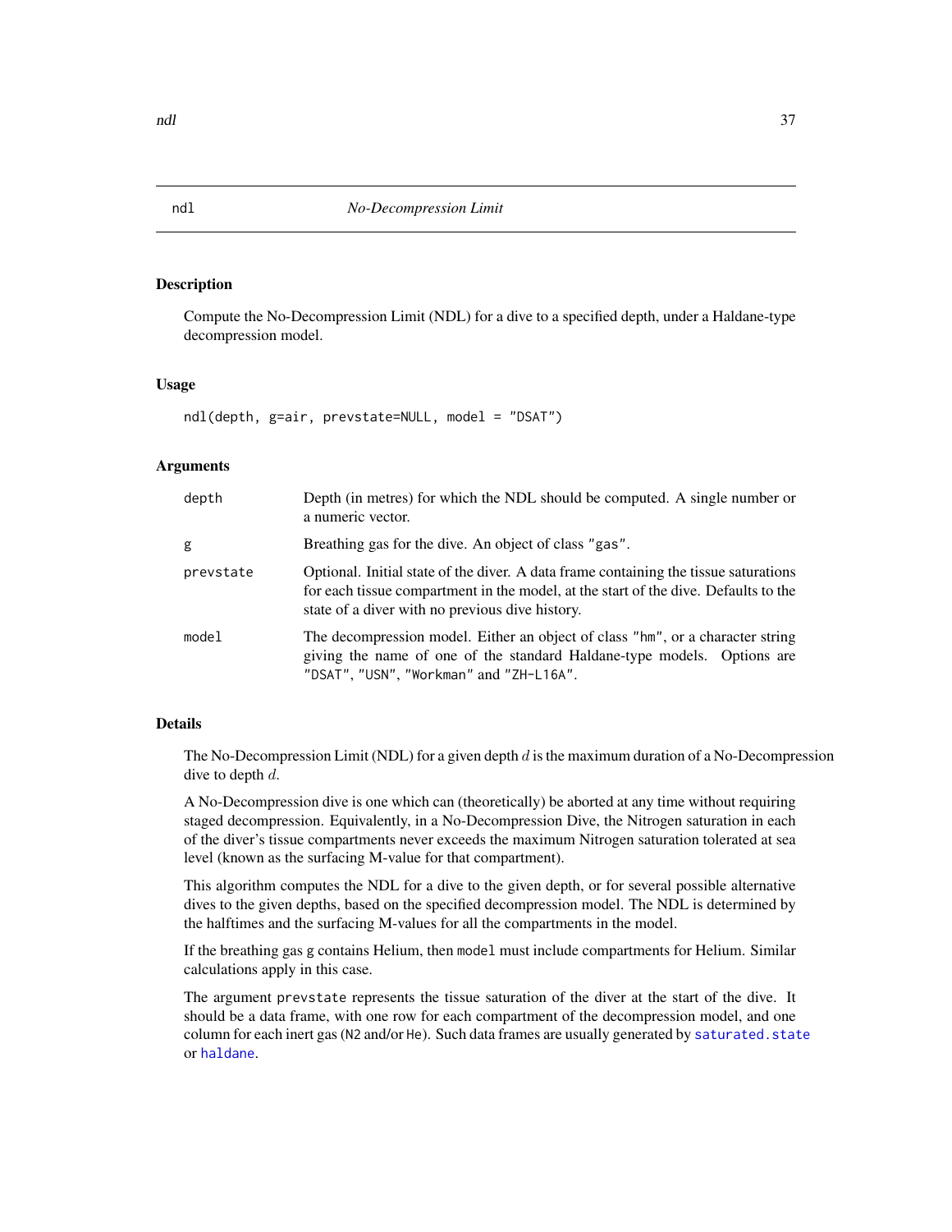## ndl *No-Decompression Limit*

### Description

Compute the No-Decompression Limit (NDL) for a dive to a specified depth, under a Haldane-type decompression model.

### Usage

```
ndl(depth, g=air, prevstate=NULL, model = "DSAT")
```

### Arguments

| | |
|---|---|
| `depth` | Depth (in metres) for which the NDL should be computed. A single number or a numeric vector. |
| `g` | Breathing gas for the dive. An object of class `"gas"`. |
| `prevstate` | Optional. Initial state of the diver. A data frame containing the tissue saturations for each tissue compartment in the model, at the start of the dive. Defaults to the state of a diver with no previous dive history. |
| `model` | The decompression model. Either an object of class `"hm"`, or a character string giving the name of one of the standard Haldane-type models. Options are `"DSAT"`, `"USN"`, `"Workman"` and `"ZH-L16A"`. |

### Details

The No-Decompression Limit (NDL) for a given depth $d$ is the maximum duration of a No-Decompression dive to depth $d$.

A No-Decompression dive is one which can (theoretically) be aborted at any time without requiring staged decompression. Equivalently, in a No-Decompression Dive, the Nitrogen saturation in each of the diver's tissue compartments never exceeds the maximum Nitrogen saturation tolerated at sea level (known as the surfacing M-value for that compartment).

This algorithm computes the NDL for a dive to the given depth, or for several possible alternative dives to the given depths, based on the specified decompression model. The NDL is determined by the halftimes and the surfacing M-values for all the compartments in the model.

If the breathing gas `g` contains Helium, then `model` must include compartments for Helium. Similar calculations apply in this case.

The argument `prevstate` represents the tissue saturation of the diver at the start of the dive. It should be a data frame, with one row for each compartment of the decompression model, and one column for each inert gas (`N2` and/or `He`). Such data frames are usually generated by `saturated.state` or `haldane`.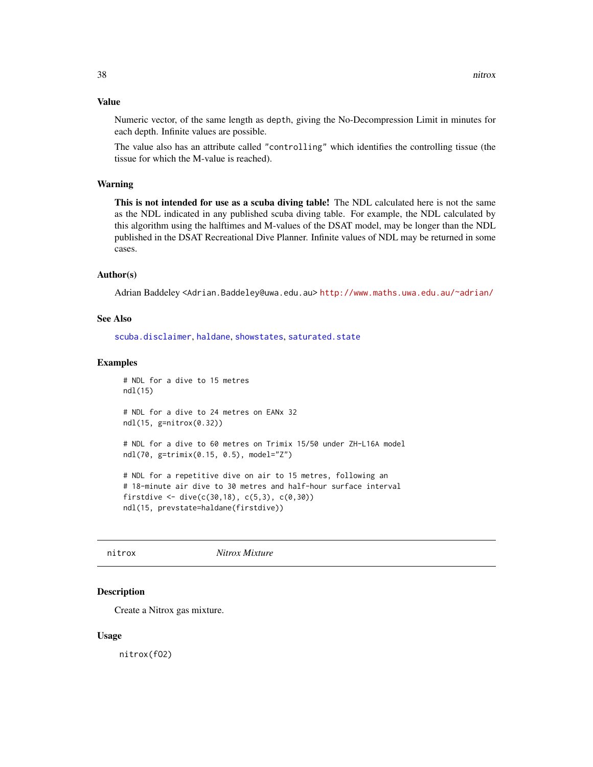### Value

Numeric vector, of the same length as `depth`, giving the No-Decompression Limit in minutes for each depth. Infinite values are possible.

The value also has an attribute called `"controlling"` which identifies the controlling tissue (the tissue for which the M-value is reached).

### Warning

**This is not intended for use as a scuba diving table!** The NDL calculated here is not the same as the NDL indicated in any published scuba diving table. For example, the NDL calculated by this algorithm using the halftimes and M-values of the DSAT model, may be longer than the NDL published in the DSAT Recreational Dive Planner. Infinite values of NDL may be returned in some cases.

### Author(s)

Adrian Baddeley <Adrian.Baddeley@uwa.edu.au> http://www.maths.uwa.edu.au/~adrian/

### See Also

scuba.disclaimer, haldane, showstates, saturated.state

### Examples

```
# NDL for a dive to 15 metres
ndl(15)

# NDL for a dive to 24 metres on EANx 32
ndl(15, g=nitrox(0.32))

# NDL for a dive to 60 metres on Trimix 15/50 under ZH-L16A model
ndl(70, g=trimix(0.15, 0.5), model="Z")

# NDL for a repetitive dive on air to 15 metres, following an
# 18-minute air dive to 30 metres and half-hour surface interval
firstdive <- dive(c(30,18), c(5,3), c(0,30))
ndl(15, prevstate=haldane(firstdive))
```

---

## nitrox *Nitrox Mixture*

### Description

Create a Nitrox gas mixture.

### Usage

```
nitrox(fO2)
```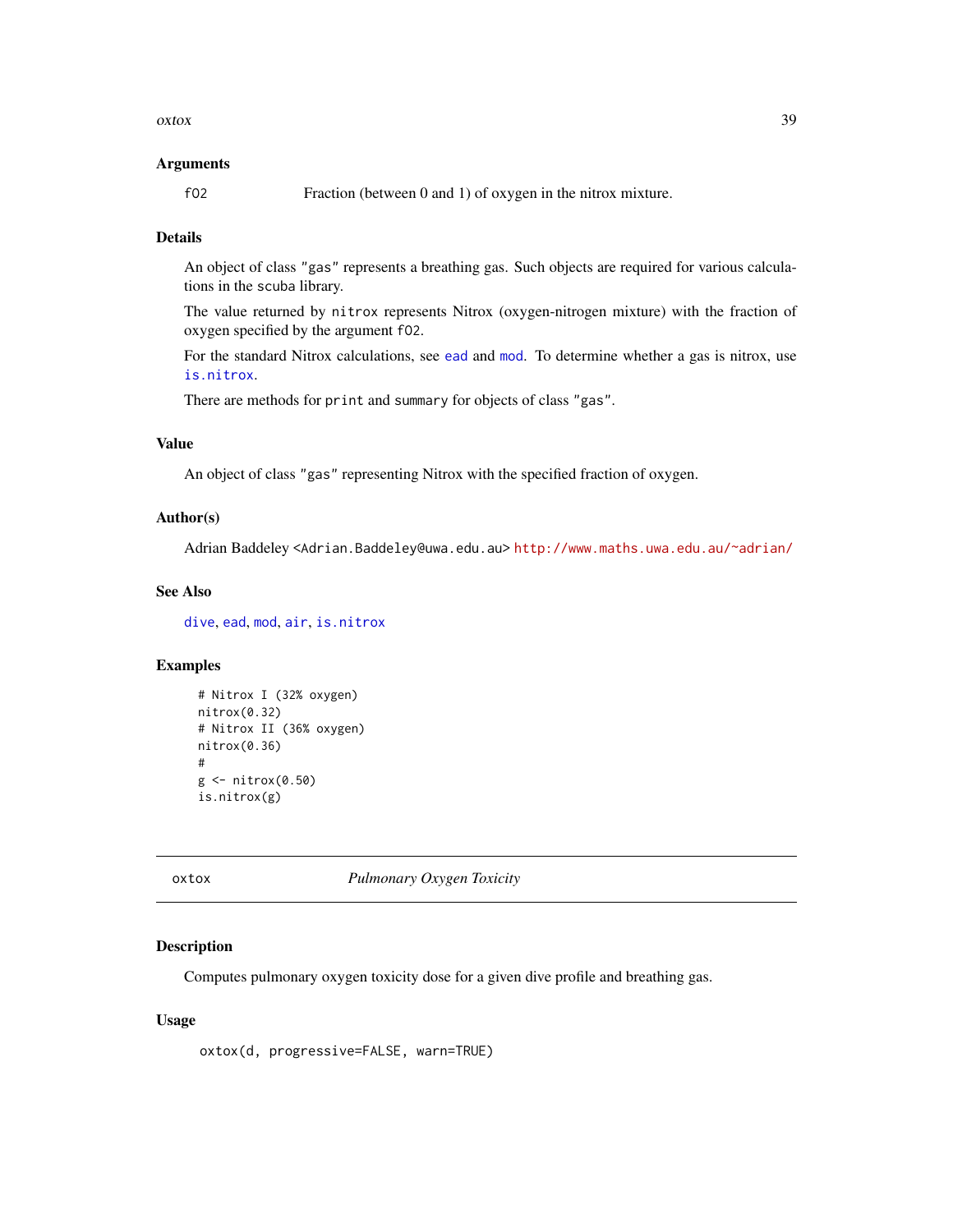### Arguments

| | |
|---|---|
| `fO2` | Fraction (between 0 and 1) of oxygen in the nitrox mixture. |

### Details

An object of class `"gas"` represents a breathing gas. Such objects are required for various calculations in the `scuba` library.

The value returned by `nitrox` represents Nitrox (oxygen-nitrogen mixture) with the fraction of oxygen specified by the argument `fO2`.

For the standard Nitrox calculations, see `ead` and `mod`. To determine whether a gas is nitrox, use `is.nitrox`.

There are methods for `print` and `summary` for objects of class `"gas"`.

### Value

An object of class `"gas"` representing Nitrox with the specified fraction of oxygen.

### Author(s)

Adrian Baddeley <Adrian.Baddeley@uwa.edu.au> http://www.maths.uwa.edu.au/~adrian/

### See Also

`dive`, `ead`, `mod`, `air`, `is.nitrox`

### Examples

```
# Nitrox I (32% oxygen)
nitrox(0.32)
# Nitrox II (36% oxygen)
nitrox(0.36)
#
g <- nitrox(0.50)
is.nitrox(g)
```

---

## oxtox — *Pulmonary Oxygen Toxicity*

---

### Description

Computes pulmonary oxygen toxicity dose for a given dive profile and breathing gas.

### Usage

```
oxtox(d, progressive=FALSE, warn=TRUE)
```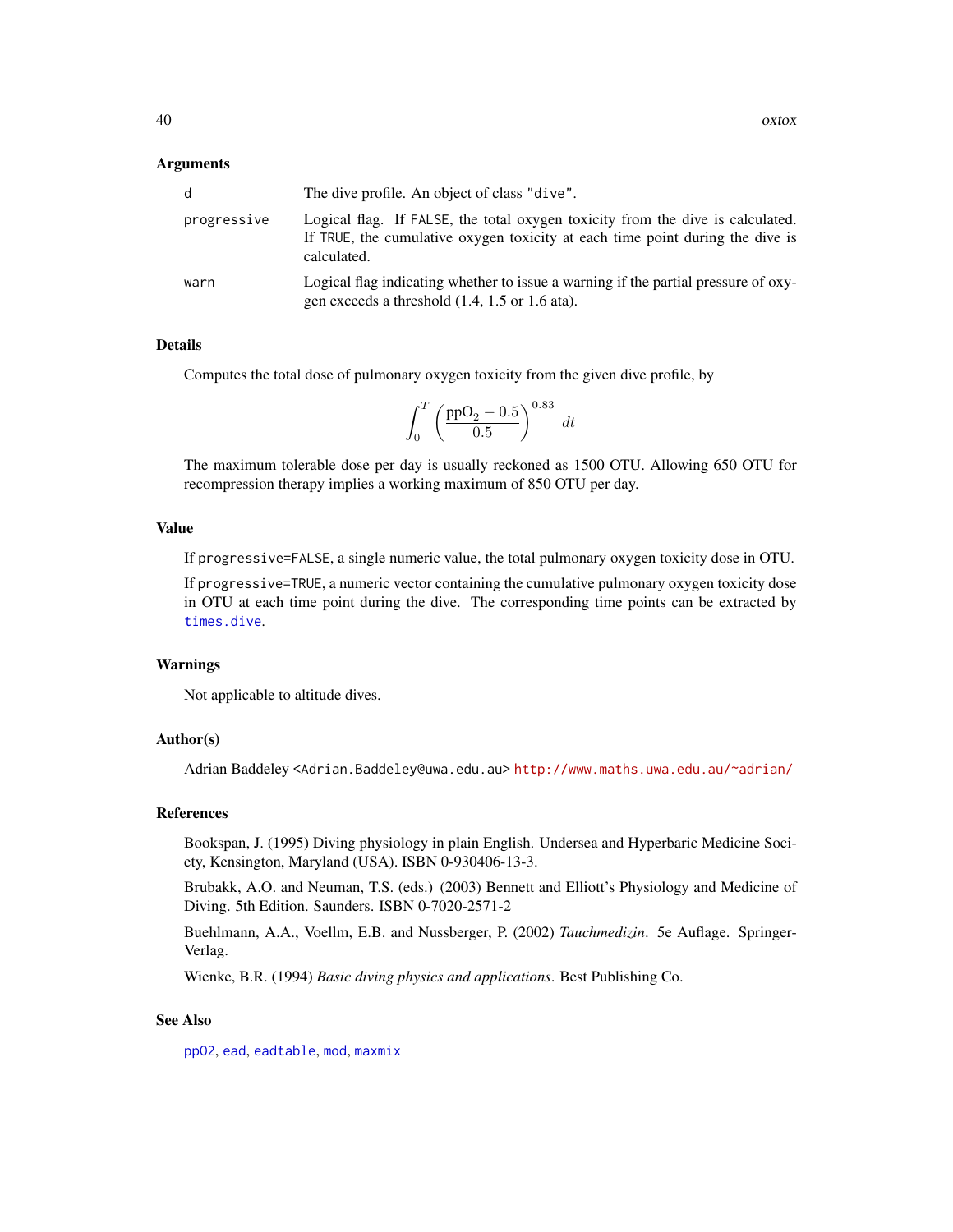### Arguments

| | |
|---|---|
| `d` | The dive profile. An object of class `"dive"`. |
| `progressive` | Logical flag. If `FALSE`, the total oxygen toxicity from the dive is calculated. If `TRUE`, the cumulative oxygen toxicity at each time point during the dive is calculated. |
| `warn` | Logical flag indicating whether to issue a warning if the partial pressure of oxygen exceeds a threshold (1.4, 1.5 or 1.6 ata). |

### Details

Computes the total dose of pulmonary oxygen toxicity from the given dive profile, by

$$\int_0^T \left( \frac{\mathrm{ppO}_2 - 0.5}{0.5} \right)^{0.83} dt$$

The maximum tolerable dose per day is usually reckoned as 1500 OTU. Allowing 650 OTU for recompression therapy implies a working maximum of 850 OTU per day.

### Value

If `progressive=FALSE`, a single numeric value, the total pulmonary oxygen toxicity dose in OTU.

If `progressive=TRUE`, a numeric vector containing the cumulative pulmonary oxygen toxicity dose in OTU at each time point during the dive. The corresponding time points can be extracted by `times.dive`.

### Warnings

Not applicable to altitude dives.

### Author(s)

Adrian Baddeley <Adrian.Baddeley@uwa.edu.au> http://www.maths.uwa.edu.au/~adrian/

### References

Bookspan, J. (1995) Diving physiology in plain English. Undersea and Hyperbaric Medicine Society, Kensington, Maryland (USA). ISBN 0-930406-13-3.

Brubakk, A.O. and Neuman, T.S. (eds.) (2003) Bennett and Elliott's Physiology and Medicine of Diving. 5th Edition. Saunders. ISBN 0-7020-2571-2

Buehlmann, A.A., Voellm, E.B. and Nussberger, P. (2002) *Tauchmedizin*. 5e Auflage. Springer-Verlag.

Wienke, B.R. (1994) *Basic diving physics and applications*. Best Publishing Co.

### See Also

`ppO2`, `ead`, `eadtable`, `mod`, `maxmix`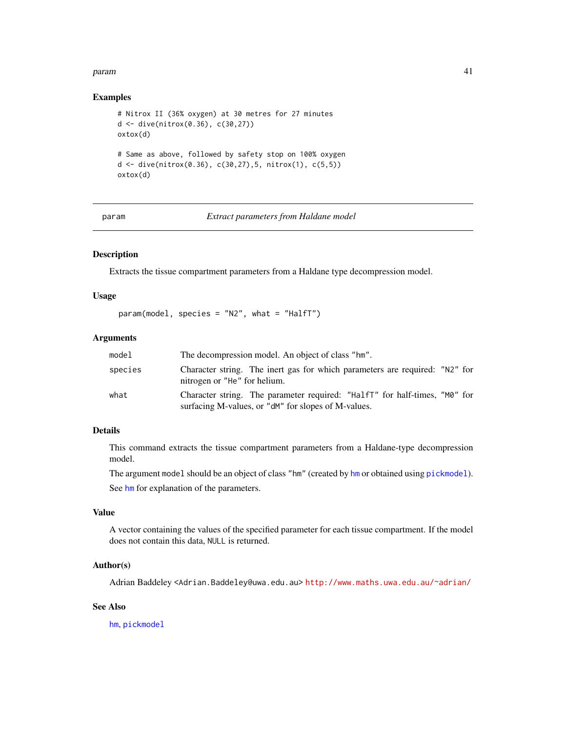### Examples

```
# Nitrox II (36% oxygen) at 30 metres for 27 minutes
d <- dive(nitrox(0.36), c(30,27))
oxtox(d)

# Same as above, followed by safety stop on 100% oxygen
d <- dive(nitrox(0.36), c(30,27),5, nitrox(1), c(5,5))
oxtox(d)
```

---

## param *Extract parameters from Haldane model*

---

### Description

Extracts the tissue compartment parameters from a Haldane type decompression model.

### Usage

```
param(model, species = "N2", what = "HalfT")
```

### Arguments

| | |
|---|---|
| model | The decompression model. An object of class "hm". |
| species | Character string. The inert gas for which parameters are required: "N2" for nitrogen or "He" for helium. |
| what | Character string. The parameter required: "HalfT" for half-times, "M0" for surfacing M-values, or "dM" for slopes of M-values. |

### Details

This command extracts the tissue compartment parameters from a Haldane-type decompression model.

The argument `model` should be an object of class "hm" (created by `hm` or obtained using `pickmodel`).

See `hm` for explanation of the parameters.

### Value

A vector containing the values of the specified parameter for each tissue compartment. If the model does not contain this data, `NULL` is returned.

### Author(s)

Adrian Baddeley <Adrian.Baddeley@uwa.edu.au> http://www.maths.uwa.edu.au/~adrian/

### See Also

`hm`, `pickmodel`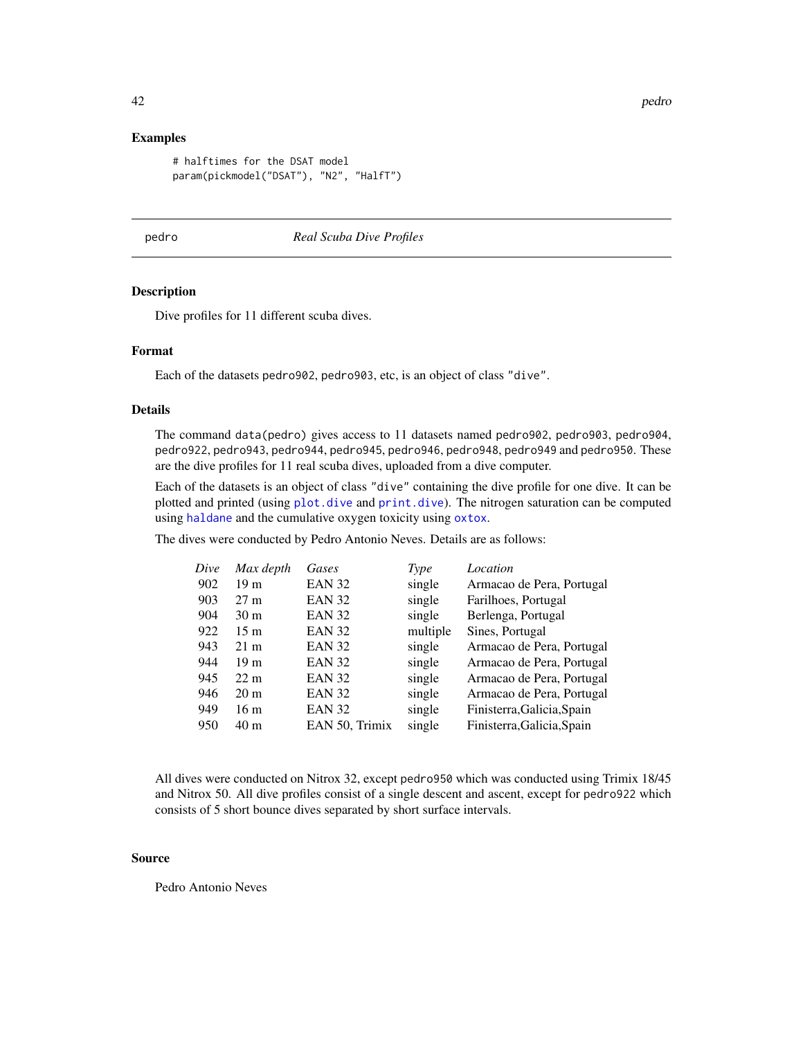## Examples

```
# halftimes for the DSAT model
param(pickmodel("DSAT"), "N2", "HalfT")
```

---

pedro *Real Scuba Dive Profiles*

---

### Description

Dive profiles for 11 different scuba dives.

### Format

Each of the datasets pedro902, pedro903, etc, is an object of class "dive".

### Details

The command data(pedro) gives access to 11 datasets named pedro902, pedro903, pedro904, pedro922, pedro943, pedro944, pedro945, pedro946, pedro948, pedro949 and pedro950. These are the dive profiles for 11 real scuba dives, uploaded from a dive computer.

Each of the datasets is an object of class "dive" containing the dive profile for one dive. It can be plotted and printed (using plot.dive and print.dive). The nitrogen saturation can be computed using haldane and the cumulative oxygen toxicity using oxtox.

The dives were conducted by Pedro Antonio Neves. Details are as follows:

| *Dive* | *Max depth* | *Gases* | *Type* | *Location* |
|---|---|---|---|---|
| 902 | 19 m | EAN 32 | single | Armacao de Pera, Portugal |
| 903 | 27 m | EAN 32 | single | Farilhoes, Portugal |
| 904 | 30 m | EAN 32 | single | Berlenga, Portugal |
| 922 | 15 m | EAN 32 | multiple | Sines, Portugal |
| 943 | 21 m | EAN 32 | single | Armacao de Pera, Portugal |
| 944 | 19 m | EAN 32 | single | Armacao de Pera, Portugal |
| 945 | 22 m | EAN 32 | single | Armacao de Pera, Portugal |
| 946 | 20 m | EAN 32 | single | Armacao de Pera, Portugal |
| 949 | 16 m | EAN 32 | single | Finisterra,Galicia,Spain |
| 950 | 40 m | EAN 50, Trimix | single | Finisterra,Galicia,Spain |

All dives were conducted on Nitrox 32, except pedro950 which was conducted using Trimix 18/45 and Nitrox 50. All dive profiles consist of a single descent and ascent, except for pedro922 which consists of 5 short bounce dives separated by short surface intervals.

### Source

Pedro Antonio Neves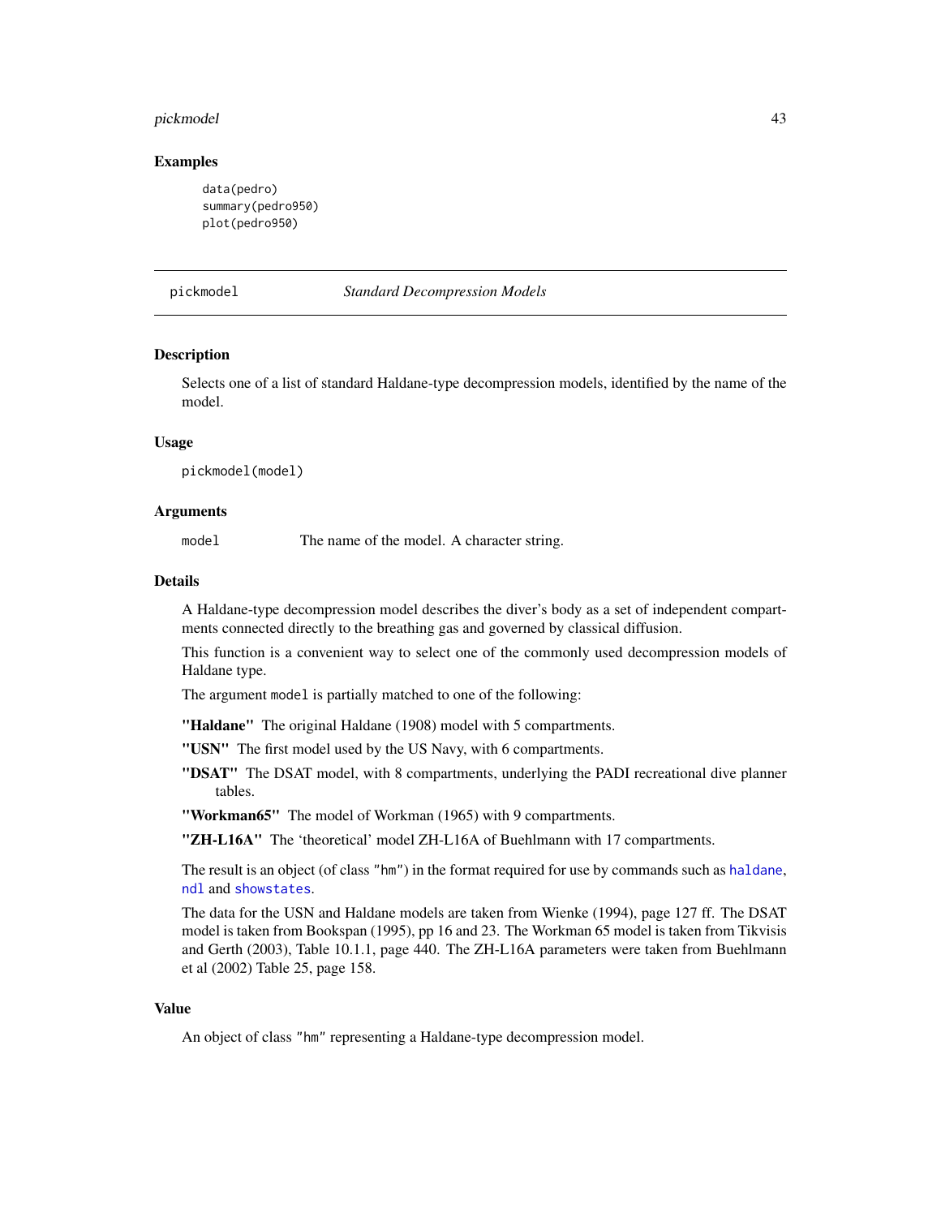## Examples

```
data(pedro)
summary(pedro950)
plot(pedro950)
```

---

pickmodel *Standard Decompression Models*

---

### Description

Selects one of a list of standard Haldane-type decompression models, identified by the name of the model.

### Usage

```
pickmodel(model)
```

### Arguments

| | |
|---|---|
| `model` | The name of the model. A character string. |

### Details

A Haldane-type decompression model describes the diver's body as a set of independent compartments connected directly to the breathing gas and governed by classical diffusion.

This function is a convenient way to select one of the commonly used decompression models of Haldane type.

The argument `model` is partially matched to one of the following:

**"Haldane"** The original Haldane (1908) model with 5 compartments.

**"USN"** The first model used by the US Navy, with 6 compartments.

**"DSAT"** The DSAT model, with 8 compartments, underlying the PADI recreational dive planner tables.

**"Workman65"** The model of Workman (1965) with 9 compartments.

**"ZH-L16A"** The 'theoretical' model ZH-L16A of Buehlmann with 17 compartments.

The result is an object (of class `"hm"`) in the format required for use by commands such as `haldane`, `ndl` and `showstates`.

The data for the USN and Haldane models are taken from Wienke (1994), page 127 ff. The DSAT model is taken from Bookspan (1995), pp 16 and 23. The Workman 65 model is taken from Tikvisis and Gerth (2003), Table 10.1.1, page 440. The ZH-L16A parameters were taken from Buehlmann et al (2002) Table 25, page 158.

### Value

An object of class `"hm"` representing a Haldane-type decompression model.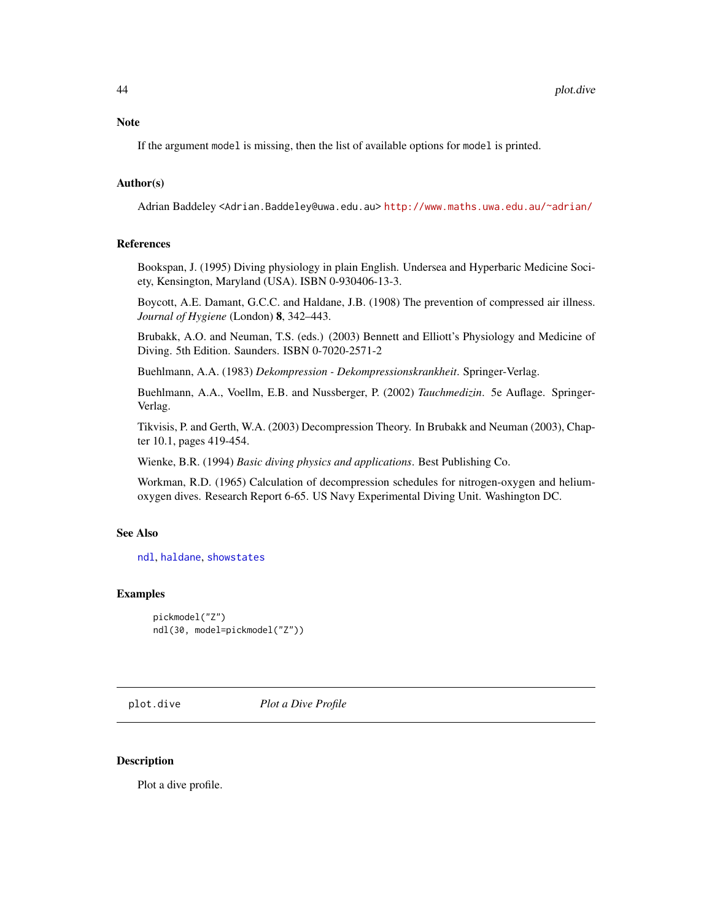### Note

If the argument `model` is missing, then the list of available options for `model` is printed.

### Author(s)

Adrian Baddeley <Adrian.Baddeley@uwa.edu.au> http://www.maths.uwa.edu.au/~adrian/

### References

Bookspan, J. (1995) Diving physiology in plain English. Undersea and Hyperbaric Medicine Society, Kensington, Maryland (USA). ISBN 0-930406-13-3.

Boycott, A.E. Damant, G.C.C. and Haldane, J.B. (1908) The prevention of compressed air illness. *Journal of Hygiene* (London) **8**, 342–443.

Brubakk, A.O. and Neuman, T.S. (eds.) (2003) Bennett and Elliott's Physiology and Medicine of Diving. 5th Edition. Saunders. ISBN 0-7020-2571-2

Buehlmann, A.A. (1983) *Dekompression - Dekompressionskrankheit*. Springer-Verlag.

Buehlmann, A.A., Voellm, E.B. and Nussberger, P. (2002) *Tauchmedizin*. 5e Auflage. Springer-Verlag.

Tikvisis, P. and Gerth, W.A. (2003) Decompression Theory. In Brubakk and Neuman (2003), Chapter 10.1, pages 419-454.

Wienke, B.R. (1994) *Basic diving physics and applications*. Best Publishing Co.

Workman, R.D. (1965) Calculation of decompression schedules for nitrogen-oxygen and helium-oxygen dives. Research Report 6-65. US Navy Experimental Diving Unit. Washington DC.

### See Also

`ndl`, `haldane`, `showstates`

### Examples

```
pickmodel("Z")
ndl(30, model=pickmodel("Z"))
```

---

## plot.dive — *Plot a Dive Profile*

### Description

Plot a dive profile.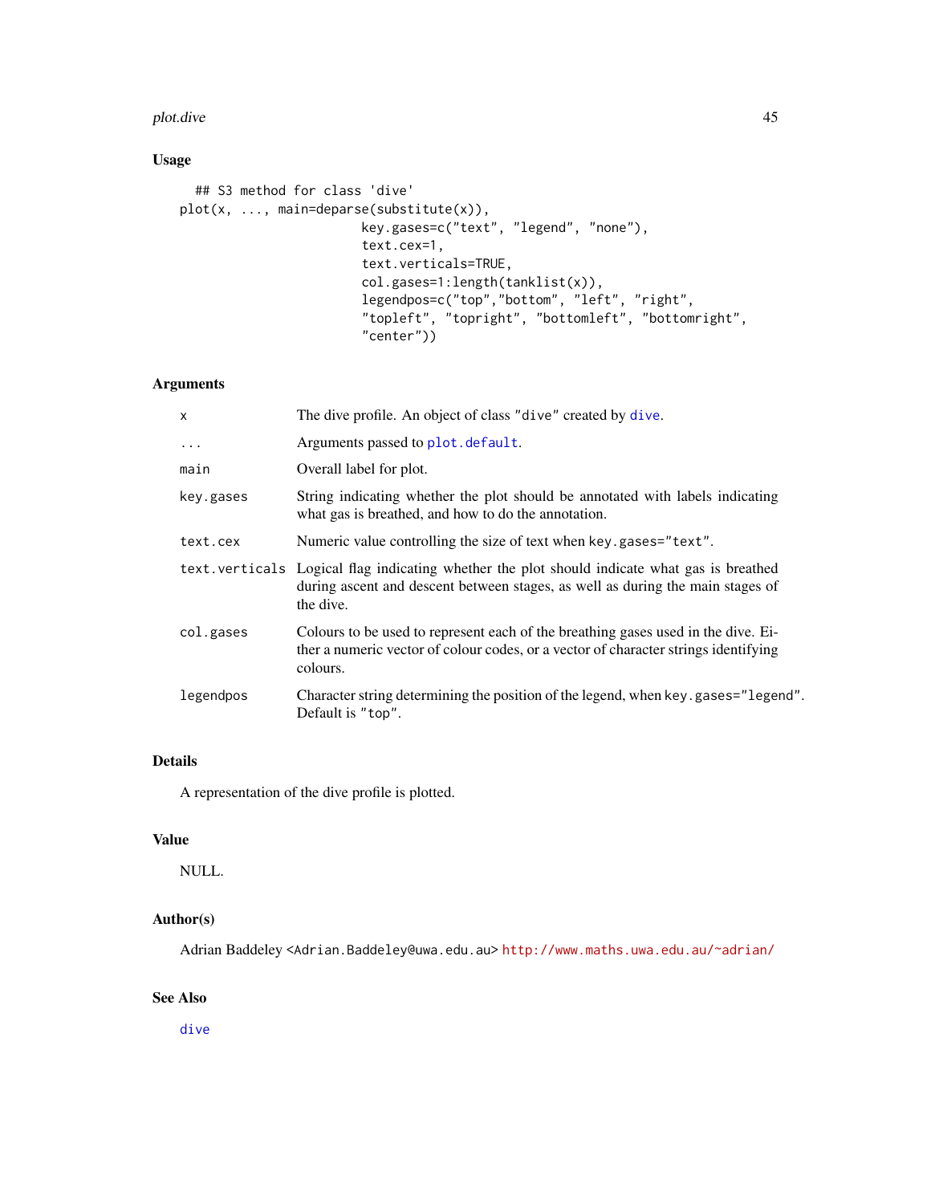### Usage

```
## S3 method for class 'dive'
plot(x, ..., main=deparse(substitute(x)),
                        key.gases=c("text", "legend", "none"),
                        text.cex=1,
                        text.verticals=TRUE,
                        col.gases=1:length(tanklist(x)),
                        legendpos=c("top","bottom", "left", "right",
                        "topleft", "topright", "bottomleft", "bottomright",
                        "center"))
```

### Arguments

| | |
|---|---|
| `x` | The dive profile. An object of class `"dive"` created by `dive`. |
| `...` | Arguments passed to `plot.default`. |
| `main` | Overall label for plot. |
| `key.gases` | String indicating whether the plot should be annotated with labels indicating what gas is breathed, and how to do the annotation. |
| `text.cex` | Numeric value controlling the size of text when `key.gases="text"`. |
| `text.verticals` | Logical flag indicating whether the plot should indicate what gas is breathed during ascent and descent between stages, as well as during the main stages of the dive. |
| `col.gases` | Colours to be used to represent each of the breathing gases used in the dive. Either a numeric vector of colour codes, or a vector of character strings identifying colours. |
| `legendpos` | Character string determining the position of the legend, when `key.gases="legend"`. Default is `"top"`. |

### Details

A representation of the dive profile is plotted.

### Value

NULL.

### Author(s)

Adrian Baddeley <Adrian.Baddeley@uwa.edu.au> http://www.maths.uwa.edu.au/~adrian/

### See Also

`dive`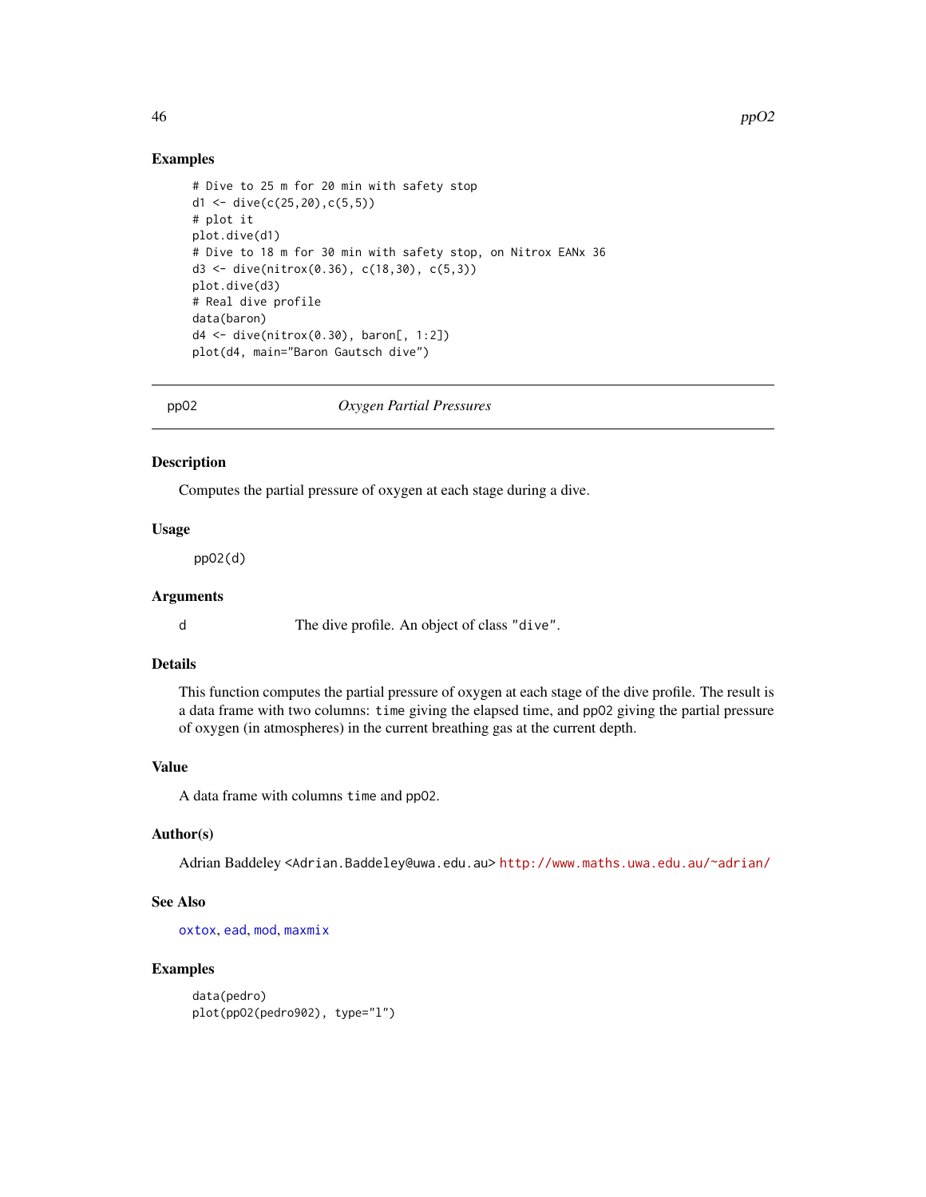### Examples

```
# Dive to 25 m for 20 min with safety stop
d1 <- dive(c(25,20),c(5,5))
# plot it
plot.dive(d1)
# Dive to 18 m for 30 min with safety stop, on Nitrox EANx 36
d3 <- dive(nitrox(0.36), c(18,30), c(5,3))
plot.dive(d3)
# Real dive profile
data(baron)
d4 <- dive(nitrox(0.30), baron[, 1:2])
plot(d4, main="Baron Gautsch dive")
```

---

## ppO2 *Oxygen Partial Pressures*

---

### Description

Computes the partial pressure of oxygen at each stage during a dive.

### Usage

```
ppO2(d)
```

### Arguments

| | |
|---|---|
| d | The dive profile. An object of class "dive". |

### Details

This function computes the partial pressure of oxygen at each stage of the dive profile. The result is a data frame with two columns: `time` giving the elapsed time, and `ppO2` giving the partial pressure of oxygen (in atmospheres) in the current breathing gas at the current depth.

### Value

A data frame with columns `time` and `ppO2`.

### Author(s)

Adrian Baddeley <Adrian.Baddeley@uwa.edu.au> http://www.maths.uwa.edu.au/~adrian/

### See Also

oxtox, ead, mod, maxmix

### Examples

```
data(pedro)
plot(ppO2(pedro902), type="l")
```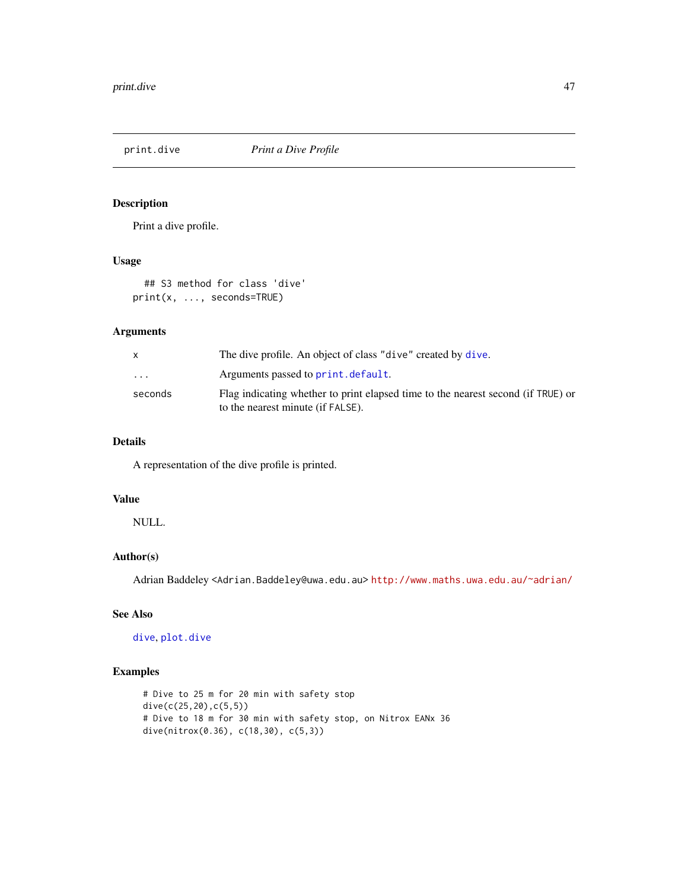print.dive *Print a Dive Profile*

## Description

Print a dive profile.

## Usage

```
## S3 method for class 'dive'
print(x, ..., seconds=TRUE)
```

## Arguments

| | |
|---|---|
| x | The dive profile. An object of class "dive" created by dive. |
| ... | Arguments passed to print.default. |
| seconds | Flag indicating whether to print elapsed time to the nearest second (if TRUE) or to the nearest minute (if FALSE). |

## Details

A representation of the dive profile is printed.

## Value

NULL.

## Author(s)

Adrian Baddeley <Adrian.Baddeley@uwa.edu.au> http://www.maths.uwa.edu.au/~adrian/

## See Also

dive, plot.dive

## Examples

```
# Dive to 25 m for 20 min with safety stop
dive(c(25,20),c(5,5))
# Dive to 18 m for 30 min with safety stop, on Nitrox EANx 36
dive(nitrox(0.36), c(18,30), c(5,3))
```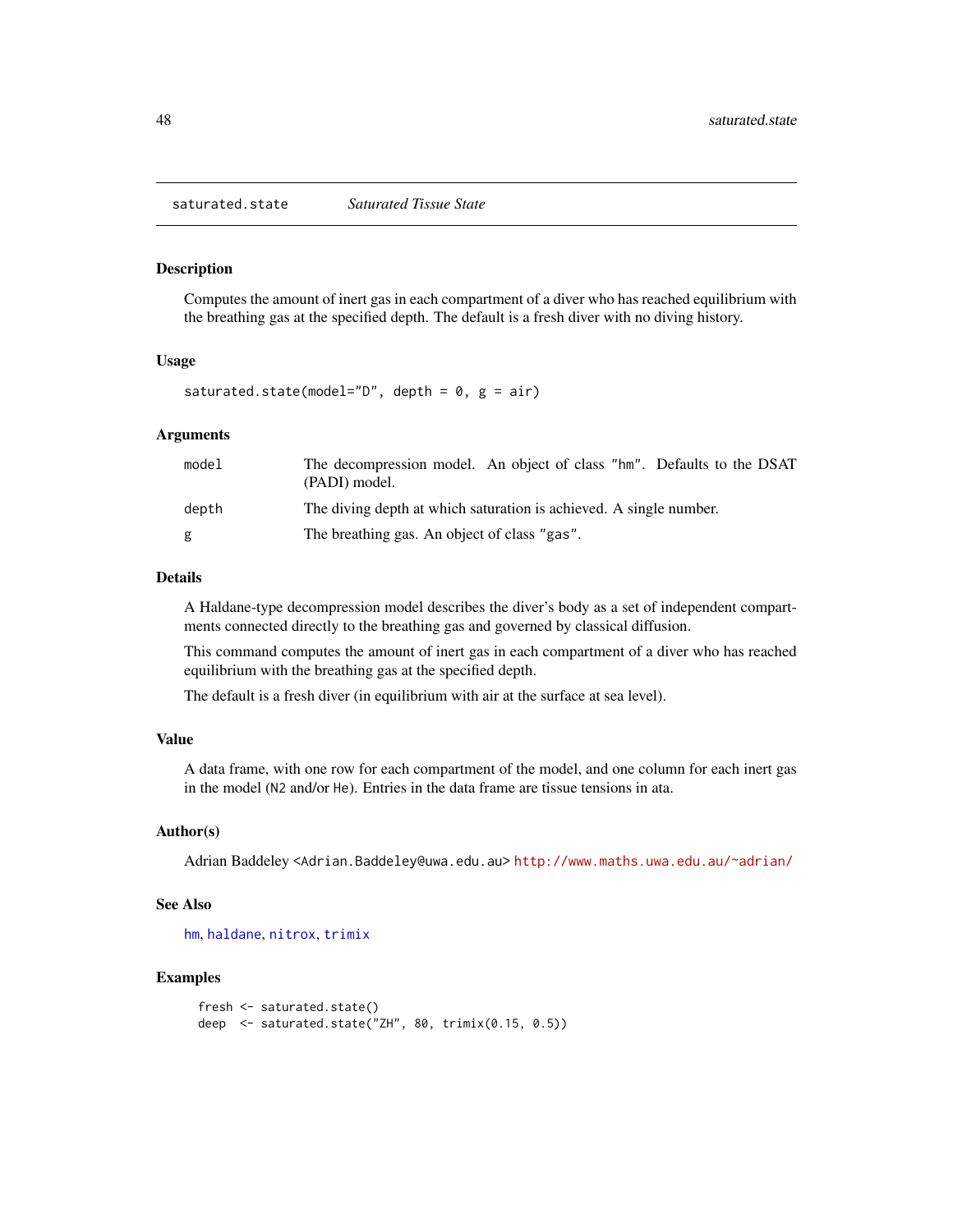saturated.state — *Saturated Tissue State*

## Description

Computes the amount of inert gas in each compartment of a diver who has reached equilibrium with the breathing gas at the specified depth. The default is a fresh diver with no diving history.

## Usage

```
saturated.state(model="D", depth = 0, g = air)
```

## Arguments

| | |
|---|---|
| model | The decompression model. An object of class "hm". Defaults to the DSAT (PADI) model. |
| depth | The diving depth at which saturation is achieved. A single number. |
| g | The breathing gas. An object of class "gas". |

## Details

A Haldane-type decompression model describes the diver's body as a set of independent compartments connected directly to the breathing gas and governed by classical diffusion.

This command computes the amount of inert gas in each compartment of a diver who has reached equilibrium with the breathing gas at the specified depth.

The default is a fresh diver (in equilibrium with air at the surface at sea level).

## Value

A data frame, with one row for each compartment of the model, and one column for each inert gas in the model (N2 and/or He). Entries in the data frame are tissue tensions in ata.

## Author(s)

Adrian Baddeley <Adrian.Baddeley@uwa.edu.au> http://www.maths.uwa.edu.au/~adrian/

## See Also

hm, haldane, nitrox, trimix

## Examples

```
fresh <- saturated.state()
deep  <- saturated.state("ZH", 80, trimix(0.15, 0.5))
```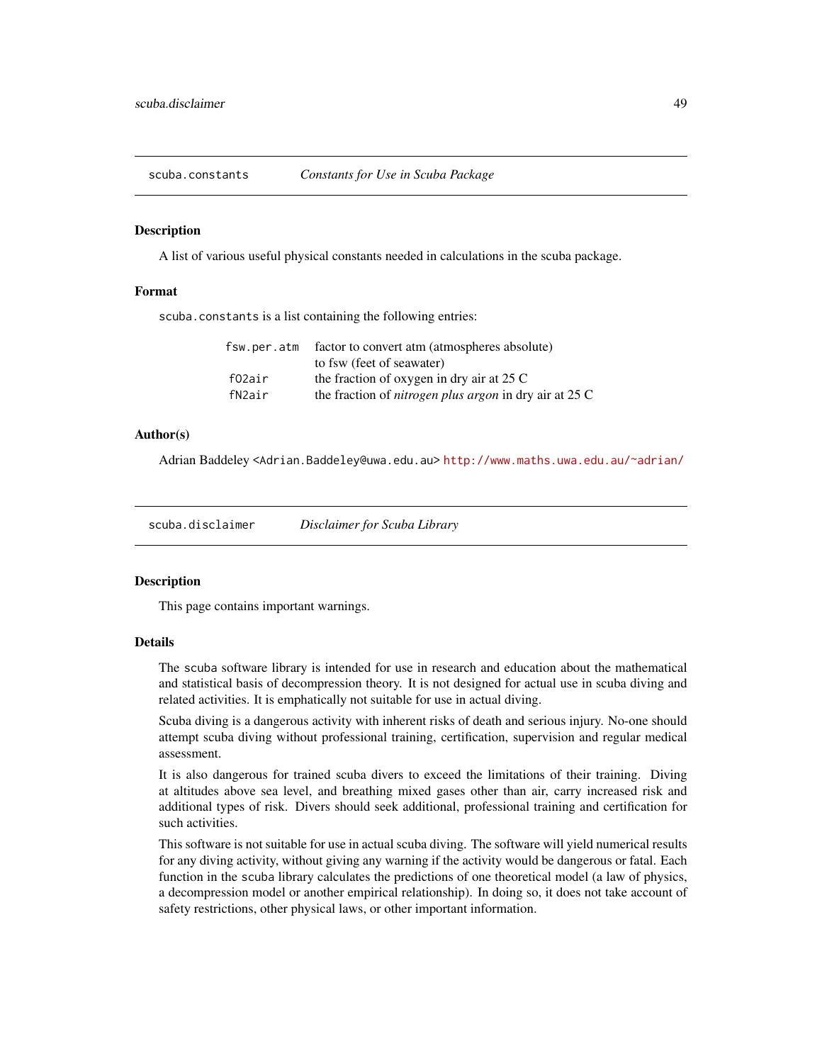## scuba.constants *Constants for Use in Scuba Package*

### Description

A list of various useful physical constants needed in calculations in the scuba package.

### Format

`scuba.constants` is a list containing the following entries:

| | |
|---|---|
| `fsw.per.atm` | factor to convert atm (atmospheres absolute) to fsw (feet of seawater) |
| `fO2air` | the fraction of oxygen in dry air at 25 C |
| `fN2air` | the fraction of *nitrogen plus argon* in dry air at 25 C |

### Author(s)

Adrian Baddeley <Adrian.Baddeley@uwa.edu.au> http://www.maths.uwa.edu.au/~adrian/

## scuba.disclaimer *Disclaimer for Scuba Library*

### Description

This page contains important warnings.

### Details

The scuba software library is intended for use in research and education about the mathematical and statistical basis of decompression theory. It is not designed for actual use in scuba diving and related activities. It is emphatically not suitable for use in actual diving.

Scuba diving is a dangerous activity with inherent risks of death and serious injury. No-one should attempt scuba diving without professional training, certification, supervision and regular medical assessment.

It is also dangerous for trained scuba divers to exceed the limitations of their training. Diving at altitudes above sea level, and breathing mixed gases other than air, carry increased risk and additional types of risk. Divers should seek additional, professional training and certification for such activities.

This software is not suitable for use in actual scuba diving. The software will yield numerical results for any diving activity, without giving any warning if the activity would be dangerous or fatal. Each function in the scuba library calculates the predictions of one theoretical model (a law of physics, a decompression model or another empirical relationship). In doing so, it does not take account of safety restrictions, other physical laws, or other important information.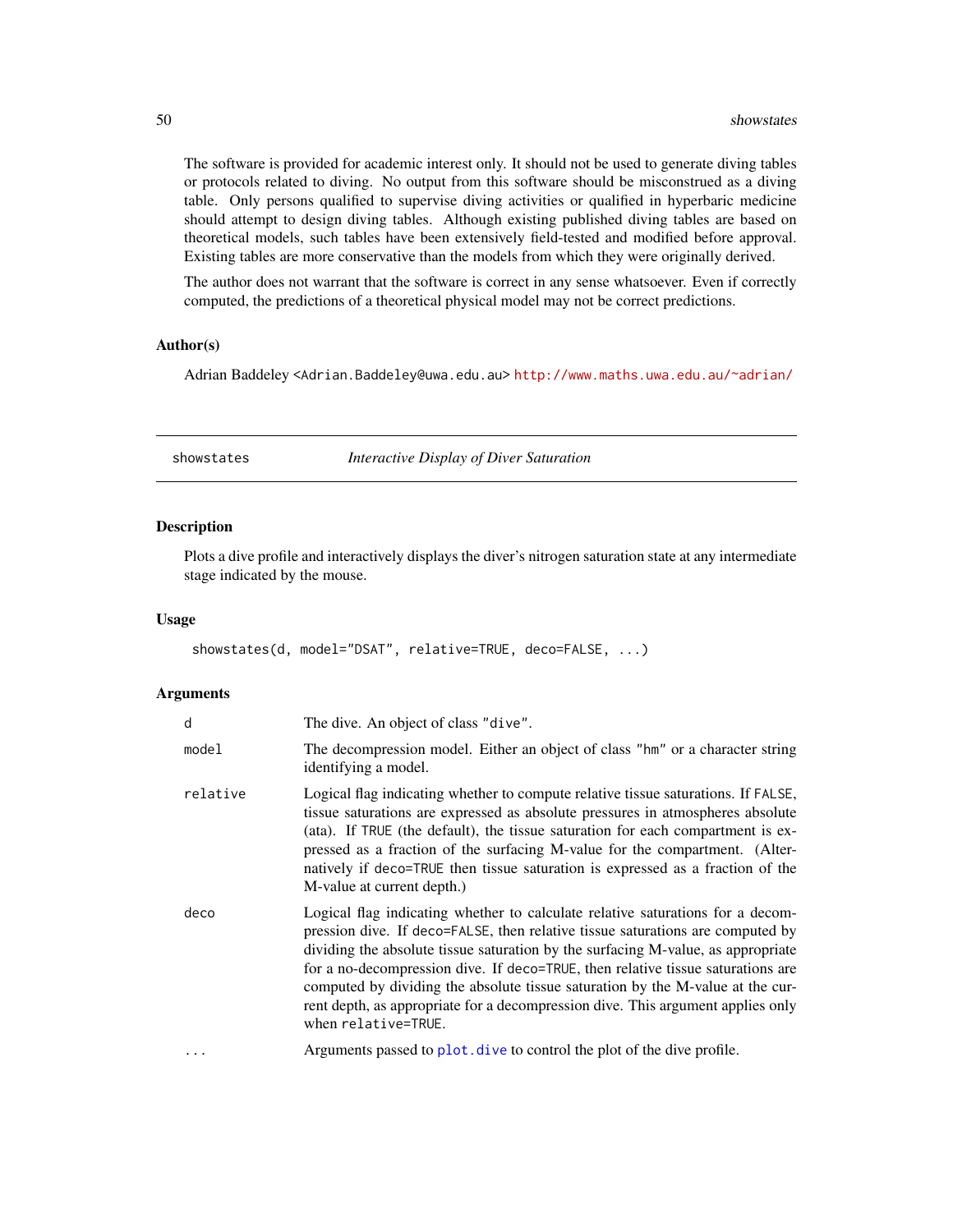The software is provided for academic interest only. It should not be used to generate diving tables or protocols related to diving. No output from this software should be misconstrued as a diving table. Only persons qualified to supervise diving activities or qualified in hyperbaric medicine should attempt to design diving tables. Although existing published diving tables are based on theoretical models, such tables have been extensively field-tested and modified before approval. Existing tables are more conservative than the models from which they were originally derived.

The author does not warrant that the software is correct in any sense whatsoever. Even if correctly computed, the predictions of a theoretical physical model may not be correct predictions.

### Author(s)

Adrian Baddeley <Adrian.Baddeley@uwa.edu.au> http://www.maths.uwa.edu.au/~adrian/

---

## showstates — *Interactive Display of Diver Saturation*

---

### Description

Plots a dive profile and interactively displays the diver's nitrogen saturation state at any intermediate stage indicated by the mouse.

### Usage

```
showstates(d, model="DSAT", relative=TRUE, deco=FALSE, ...)
```

### Arguments

| | |
|---|---|
| `d` | The dive. An object of class `"dive"`. |
| `model` | The decompression model. Either an object of class `"hm"` or a character string identifying a model. |
| `relative` | Logical flag indicating whether to compute relative tissue saturations. If `FALSE`, tissue saturations are expressed as absolute pressures in atmospheres absolute (ata). If `TRUE` (the default), the tissue saturation for each compartment is expressed as a fraction of the surfacing M-value for the compartment. (Alternatively if `deco=TRUE` then tissue saturation is expressed as a fraction of the M-value at current depth.) |
| `deco` | Logical flag indicating whether to calculate relative saturations for a decompression dive. If `deco=FALSE`, then relative tissue saturations are computed by dividing the absolute tissue saturation by the surfacing M-value, as appropriate for a no-decompression dive. If `deco=TRUE`, then relative tissue saturations are computed by dividing the absolute tissue saturation by the M-value at the current depth, as appropriate for a decompression dive. This argument applies only when `relative=TRUE`. |
| `...` | Arguments passed to `plot.dive` to control the plot of the dive profile. |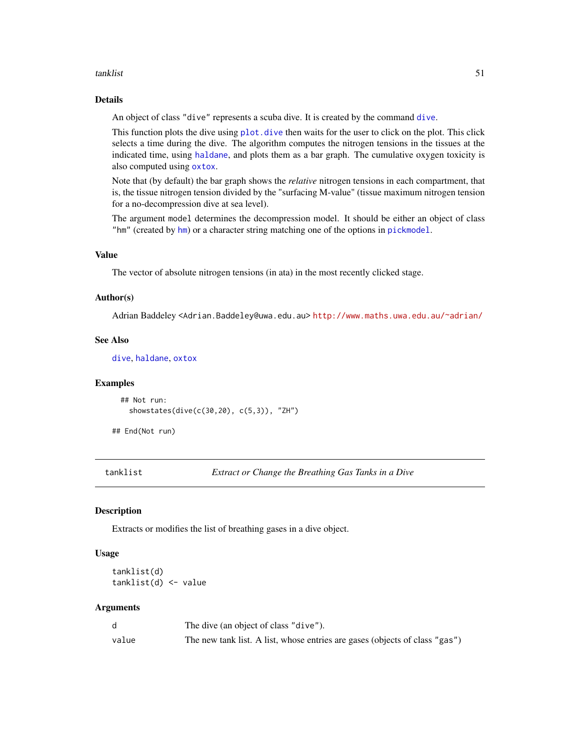### Details

An object of class "dive" represents a scuba dive. It is created by the command `dive`.

This function plots the dive using `plot.dive` then waits for the user to click on the plot. This click selects a time during the dive. The algorithm computes the nitrogen tensions in the tissues at the indicated time, using `haldane`, and plots them as a bar graph. The cumulative oxygen toxicity is also computed using `oxtox`.

Note that (by default) the bar graph shows the *relative* nitrogen tensions in each compartment, that is, the tissue nitrogen tension divided by the "surfacing M-value" (tissue maximum nitrogen tension for a no-decompression dive at sea level).

The argument `model` determines the decompression model. It should be either an object of class "hm" (created by `hm`) or a character string matching one of the options in `pickmodel`.

### Value

The vector of absolute nitrogen tensions (in ata) in the most recently clicked stage.

### Author(s)

Adrian Baddeley <Adrian.Baddeley@uwa.edu.au> http://www.maths.uwa.edu.au/~adrian/

### See Also

`dive`, `haldane`, `oxtox`

### Examples

```
## Not run:
  showstates(dive(c(30,20), c(5,3)), "ZH")

## End(Not run)
```

---

## tanklist — *Extract or Change the Breathing Gas Tanks in a Dive*

### Description

Extracts or modifies the list of breathing gases in a dive object.

### Usage

```
tanklist(d)
tanklist(d) <- value
```

### Arguments

| | |
|---|---|
| d | The dive (an object of class "dive"). |
| value | The new tank list. A list, whose entries are gases (objects of class "gas") |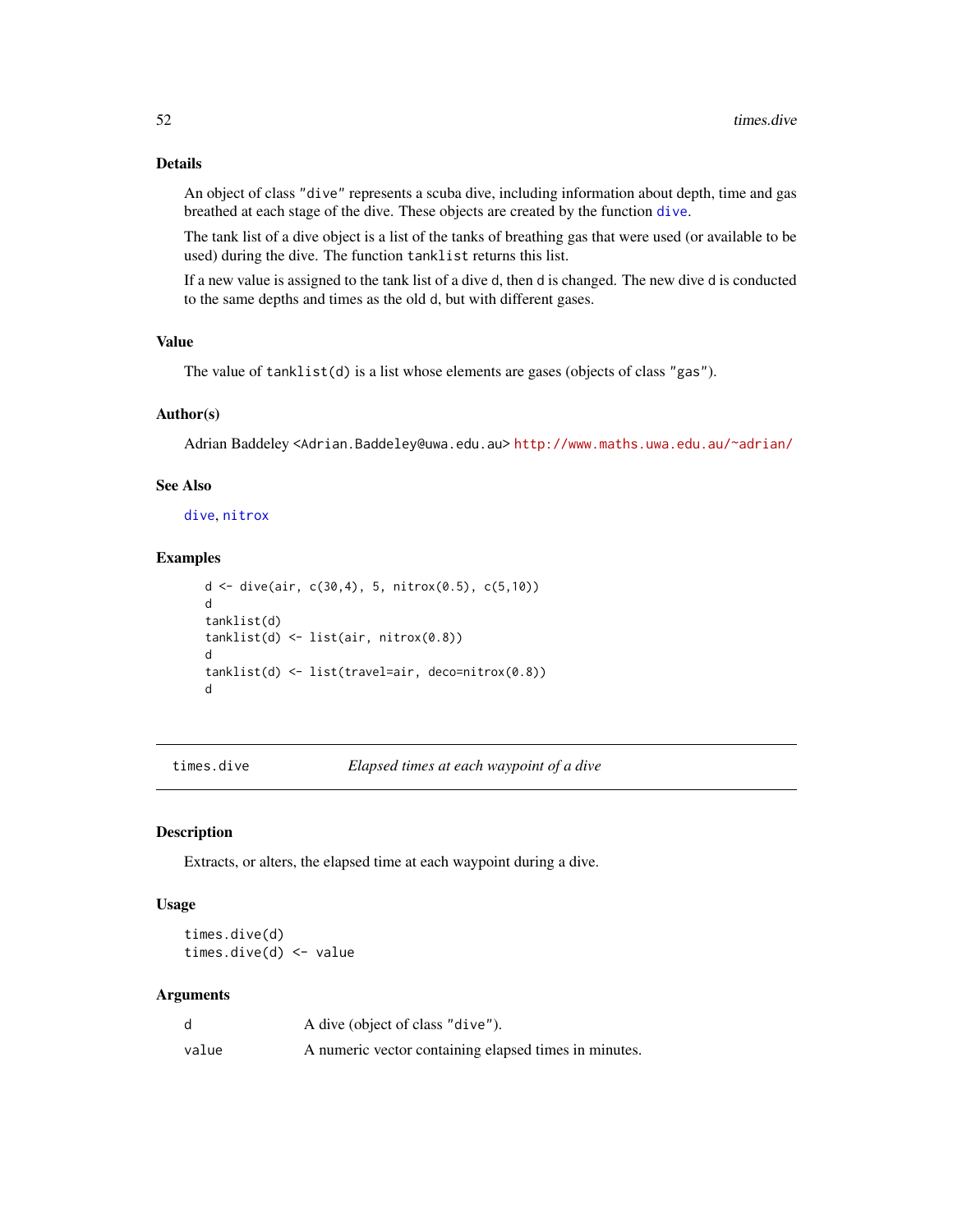## Details

An object of class `"dive"` represents a scuba dive, including information about depth, time and gas breathed at each stage of the dive. These objects are created by the function `dive`.

The tank list of a dive object is a list of the tanks of breathing gas that were used (or available to be used) during the dive. The function `tanklist` returns this list.

If a new value is assigned to the tank list of a dive `d`, then `d` is changed. The new dive `d` is conducted to the same depths and times as the old `d`, but with different gases.

## Value

The value of `tanklist(d)` is a list whose elements are gases (objects of class `"gas"`).

## Author(s)

Adrian Baddeley <Adrian.Baddeley@uwa.edu.au> http://www.maths.uwa.edu.au/~adrian/

## See Also

`dive`, `nitrox`

## Examples

```
d <- dive(air, c(30,4), 5, nitrox(0.5), c(5,10))
d
tanklist(d)
tanklist(d) <- list(air, nitrox(0.8))
d
tanklist(d) <- list(travel=air, deco=nitrox(0.8))
d
```

---

# times.dive — *Elapsed times at each waypoint of a dive*

## Description

Extracts, or alters, the elapsed time at each waypoint during a dive.

## Usage

```
times.dive(d)
times.dive(d) <- value
```

## Arguments

| | |
|---|---|
| `d` | A dive (object of class `"dive"`). |
| `value` | A numeric vector containing elapsed times in minutes. |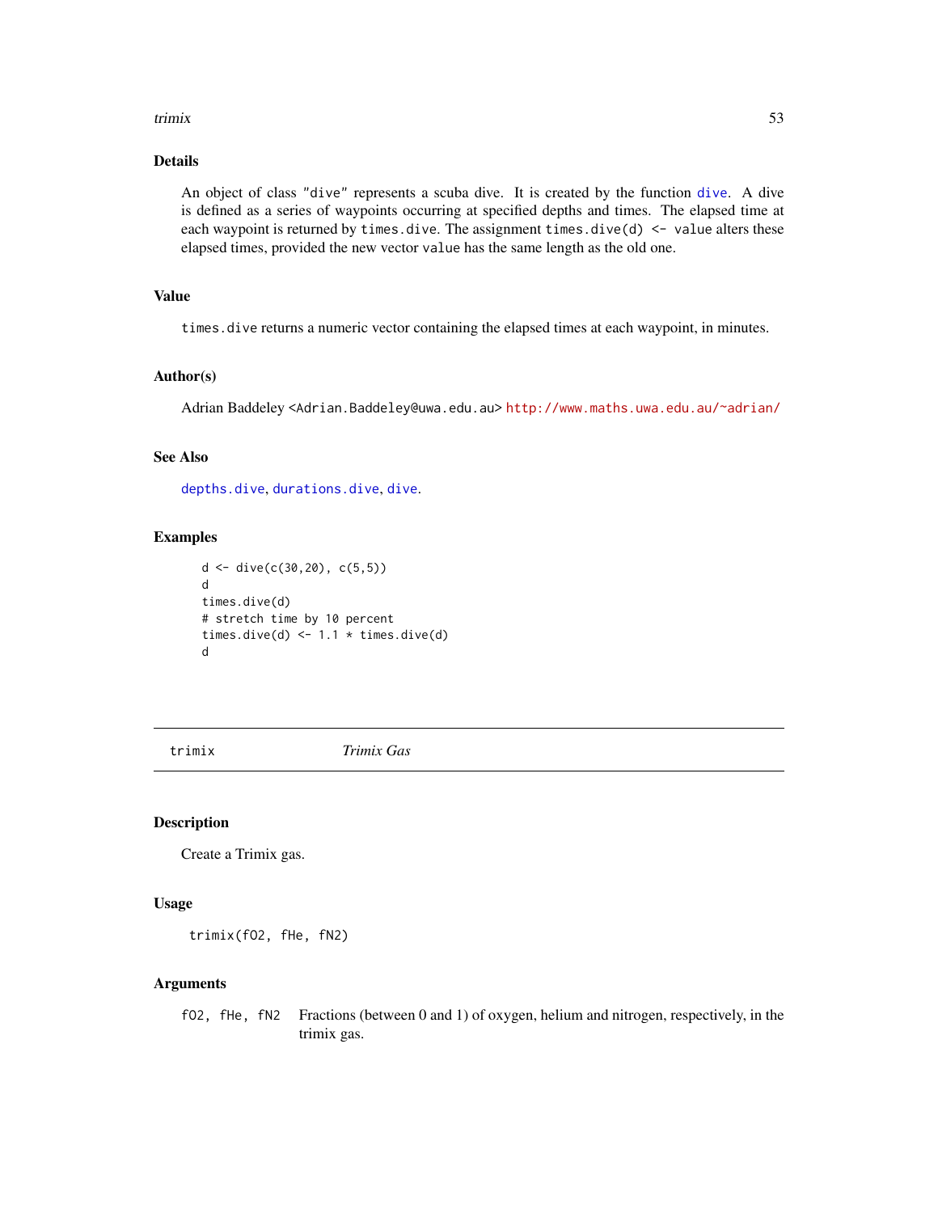### Details

An object of class "dive" represents a scuba dive. It is created by the function `dive`. A dive is defined as a series of waypoints occurring at specified depths and times. The elapsed time at each waypoint is returned by `times.dive`. The assignment `times.dive(d) <- value` alters these elapsed times, provided the new vector `value` has the same length as the old one.

### Value

`times.dive` returns a numeric vector containing the elapsed times at each waypoint, in minutes.

### Author(s)

Adrian Baddeley <Adrian.Baddeley@uwa.edu.au> http://www.maths.uwa.edu.au/~adrian/

### See Also

`depths.dive`, `durations.dive`, `dive`.

### Examples

```
d <- dive(c(30,20), c(5,5))
d
times.dive(d)
# stretch time by 10 percent
times.dive(d) <- 1.1 * times.dive(d)
d
```

---

## trimix *Trimix Gas*

### Description

Create a Trimix gas.

### Usage

```
trimix(fO2, fHe, fN2)
```

### Arguments

| | |
|---|---|
| `fO2, fHe, fN2` | Fractions (between 0 and 1) of oxygen, helium and nitrogen, respectively, in the trimix gas. |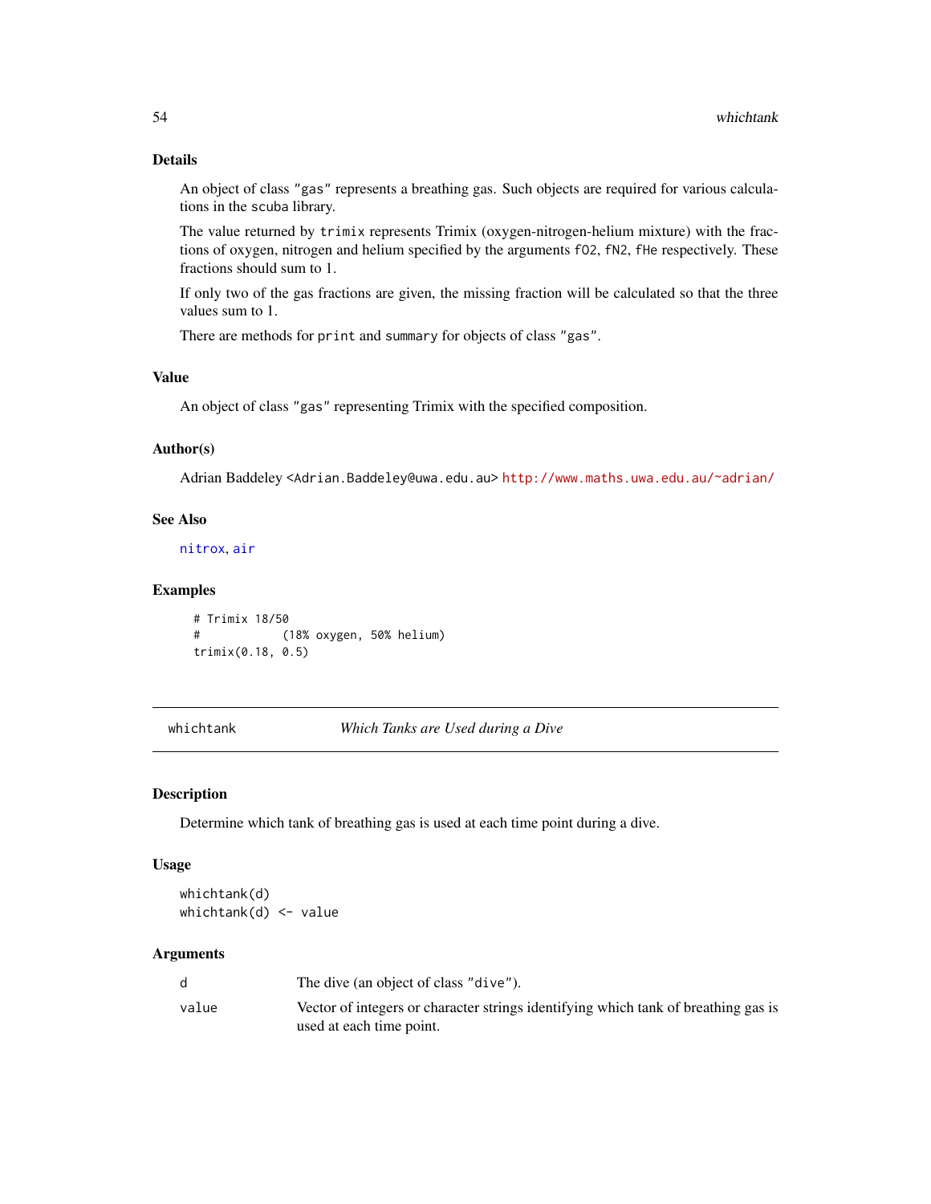### Details

An object of class "gas" represents a breathing gas. Such objects are required for various calculations in the scuba library.

The value returned by trimix represents Trimix (oxygen-nitrogen-helium mixture) with the fractions of oxygen, nitrogen and helium specified by the arguments fO2, fN2, fHe respectively. These fractions should sum to 1.

If only two of the gas fractions are given, the missing fraction will be calculated so that the three values sum to 1.

There are methods for print and summary for objects of class "gas".

### Value

An object of class "gas" representing Trimix with the specified composition.

### Author(s)

Adrian Baddeley <Adrian.Baddeley@uwa.edu.au> http://www.maths.uwa.edu.au/~adrian/

### See Also

nitrox, air

### Examples

```
# Trimix 18/50
#           (18% oxygen, 50% helium)
trimix(0.18, 0.5)
```

---

## whichtank — *Which Tanks are Used during a Dive*

### Description

Determine which tank of breathing gas is used at each time point during a dive.

### Usage

```
whichtank(d)
whichtank(d) <- value
```

### Arguments

| | |
|---|---|
| d | The dive (an object of class "dive"). |
| value | Vector of integers or character strings identifying which tank of breathing gas is used at each time point. |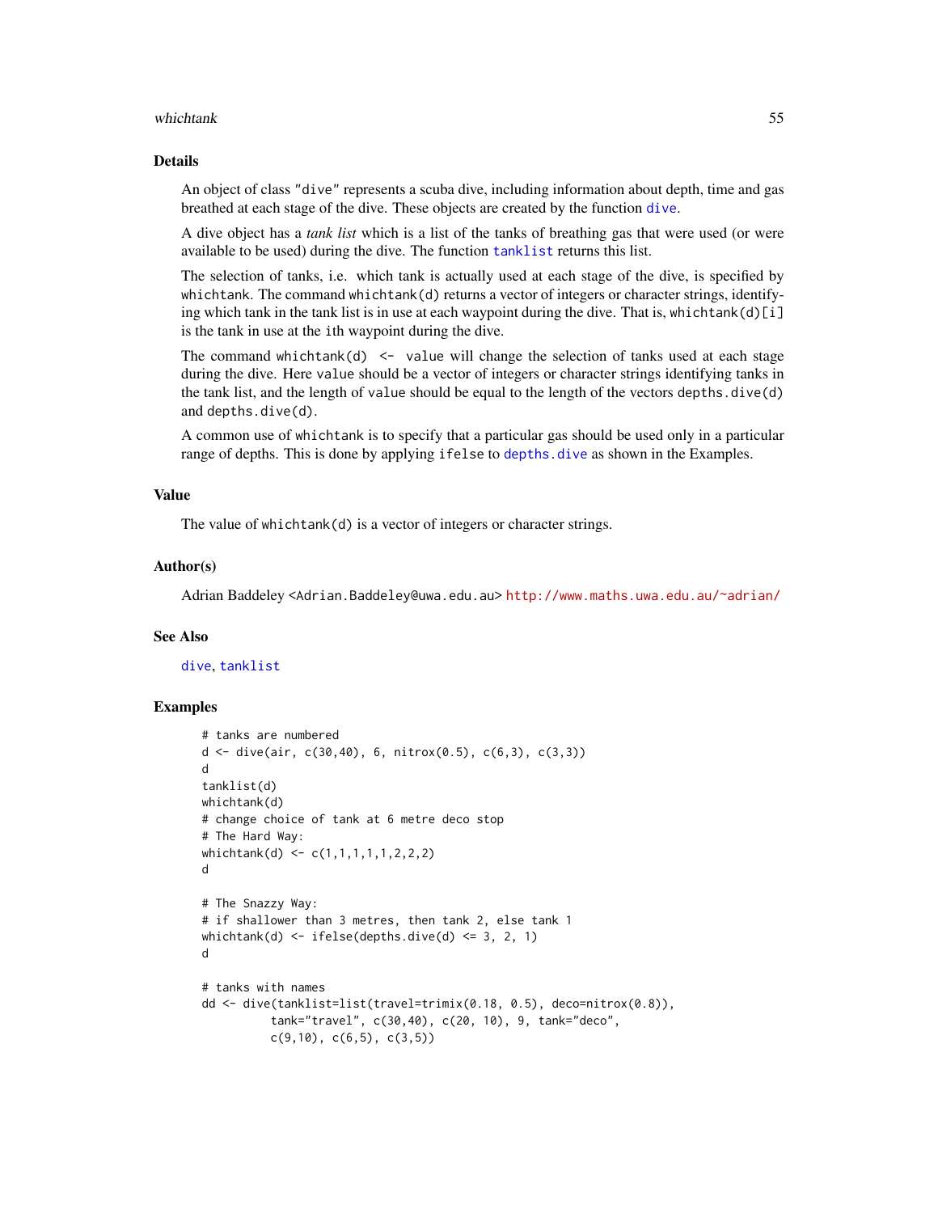## Details

An object of class "dive" represents a scuba dive, including information about depth, time and gas breathed at each stage of the dive. These objects are created by the function `dive`.

A dive object has a *tank list* which is a list of the tanks of breathing gas that were used (or were available to be used) during the dive. The function `tanklist` returns this list.

The selection of tanks, i.e. which tank is actually used at each stage of the dive, is specified by `whichtank`. The command `whichtank(d)` returns a vector of integers or character strings, identifying which tank in the tank list is in use at each waypoint during the dive. That is, `whichtank(d)[i]` is the tank in use at the `i`th waypoint during the dive.

The command `whichtank(d) <- value` will change the selection of tanks used at each stage during the dive. Here `value` should be a vector of integers or character strings identifying tanks in the tank list, and the length of `value` should be equal to the length of the vectors `depths.dive(d)` and `depths.dive(d)`.

A common use of `whichtank` is to specify that a particular gas should be used only in a particular range of depths. This is done by applying `ifelse` to `depths.dive` as shown in the Examples.

## Value

The value of `whichtank(d)` is a vector of integers or character strings.

## Author(s)

Adrian Baddeley <Adrian.Baddeley@uwa.edu.au> http://www.maths.uwa.edu.au/~adrian/

## See Also

`dive`, `tanklist`

## Examples

```
# tanks are numbered
d <- dive(air, c(30,40), 6, nitrox(0.5), c(6,3), c(3,3))
d
tanklist(d)
whichtank(d)
# change choice of tank at 6 metre deco stop
# The Hard Way:
whichtank(d) <- c(1,1,1,1,1,2,2,2)
d

# The Snazzy Way:
# if shallower than 3 metres, then tank 2, else tank 1
whichtank(d) <- ifelse(depths.dive(d) <= 3, 2, 1)
d

# tanks with names
dd <- dive(tanklist=list(travel=trimix(0.18, 0.5), deco=nitrox(0.8)),
          tank="travel", c(30,40), c(20, 10), 9, tank="deco",
          c(9,10), c(6,5), c(3,5))
```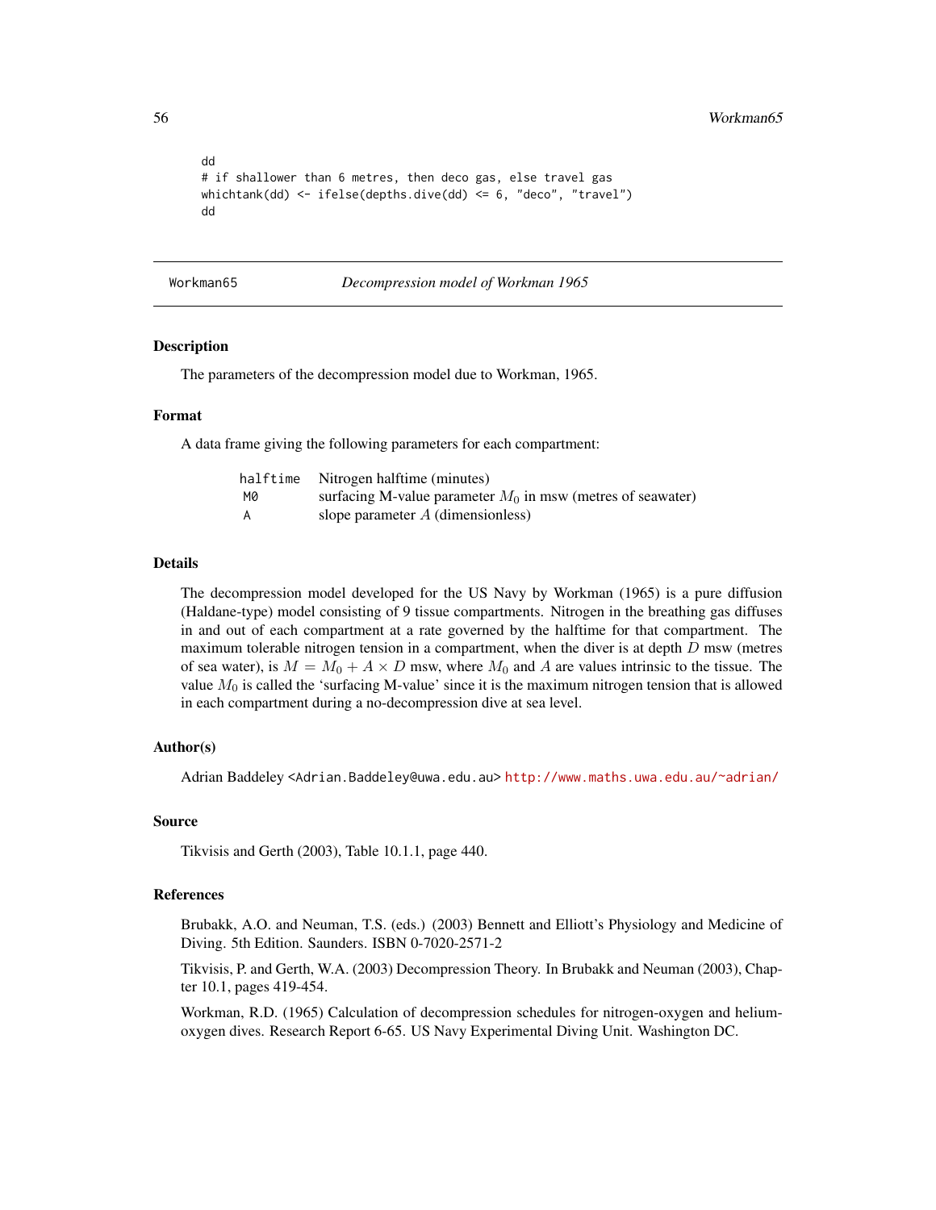```
dd
# if shallower than 6 metres, then deco gas, else travel gas
whichtank(dd) <- ifelse(depths.dive(dd) <= 6, "deco", "travel")
dd
```

---

## Workman65 — *Decompression model of Workman 1965*

### Description

The parameters of the decompression model due to Workman, 1965.

### Format

A data frame giving the following parameters for each compartment:

| | |
|---|---|
| `halftime` | Nitrogen halftime (minutes) |
| `M0` | surfacing M-value parameter $M_0$ in msw (metres of seawater) |
| `A` | slope parameter $A$ (dimensionless) |

### Details

The decompression model developed for the US Navy by Workman (1965) is a pure diffusion (Haldane-type) model consisting of 9 tissue compartments. Nitrogen in the breathing gas diffuses in and out of each compartment at a rate governed by the halftime for that compartment. The maximum tolerable nitrogen tension in a compartment, when the diver is at depth $D$ msw (metres of sea water), is $M = M_0 + A \times D$ msw, where $M_0$ and $A$ are values intrinsic to the tissue. The value $M_0$ is called the 'surfacing M-value' since it is the maximum nitrogen tension that is allowed in each compartment during a no-decompression dive at sea level.

### Author(s)

Adrian Baddeley <Adrian.Baddeley@uwa.edu.au> http://www.maths.uwa.edu.au/~adrian/

### Source

Tikvisis and Gerth (2003), Table 10.1.1, page 440.

### References

Brubakk, A.O. and Neuman, T.S. (eds.) (2003) Bennett and Elliott's Physiology and Medicine of Diving. 5th Edition. Saunders. ISBN 0-7020-2571-2

Tikvisis, P. and Gerth, W.A. (2003) Decompression Theory. In Brubakk and Neuman (2003), Chapter 10.1, pages 419-454.

Workman, R.D. (1965) Calculation of decompression schedules for nitrogen-oxygen and helium-oxygen dives. Research Report 6-65. US Navy Experimental Diving Unit. Washington DC.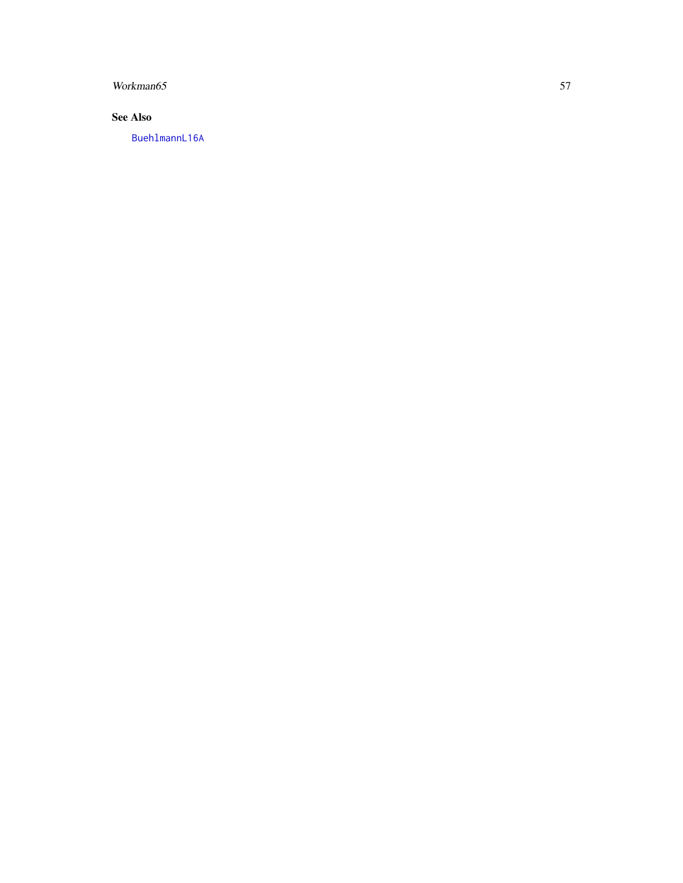### See Also

BuehlmannL16A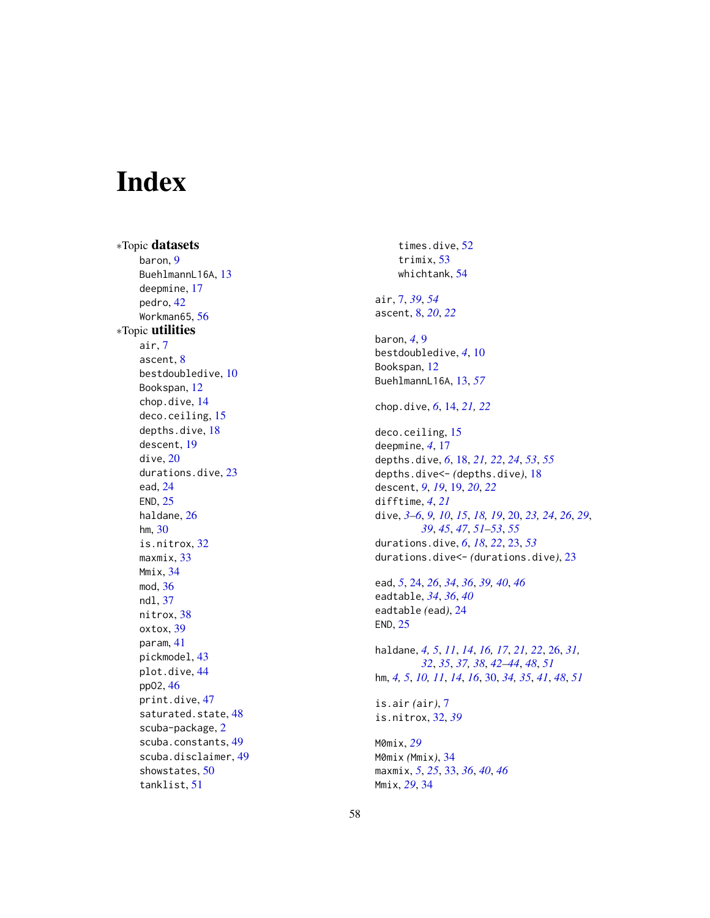# Index

*Topic **datasets**

- baron, 9
- BuehlmannL16A, 13
- deepmine, 17
- pedro, 42
- Workman65, 56

*Topic **utilities**

- air, 7
- ascent, 8
- bestdoubledive, 10
- Bookspan, 12
- chop.dive, 14
- deco.ceiling, 15
- depths.dive, 18
- descent, 19
- dive, 20
- durations.dive, 23
- ead, 24
- END, 25
- haldane, 26
- hm, 30
- is.nitrox, 32
- maxmix, 33
- Mmix, 34
- mod, 36
- ndl, 37
- nitrox, 38
- oxtox, 39
- param, 41
- pickmodel, 43
- plot.dive, 44
- ppO2, 46
- print.dive, 47
- saturated.state, 48
- scuba-package, 2
- scuba.constants, 49
- scuba.disclaimer, 49
- showstates, 50
- tanklist, 51
- times.dive, 52
- trimix, 53
- whichtank, 54

air, 7, *39*, *54*
ascent, 8, *20*, *22*

baron, *4*, 9
bestdoubledive, *4*, 10
Bookspan, 12
BuehlmannL16A, 13, *57*

chop.dive, *6*, 14, *21*, *22*

deco.ceiling, 15
deepmine, *4*, 17
depths.dive, *6*, 18, *21*, *22*, *24*, *53*, *55*
depths.dive<- (depths.dive), 18
descent, *9*, *19*, 19, *20*, *22*
difftime, *4*, *21*
dive, *3–6*, *9*, *10*, *15*, *18*, *19*, 20, *23*, *24*, *26*, *29*, *39*, *45*, *47*, *51–53*, *55*
durations.dive, *6*, *18*, *22*, 23, *53*
durations.dive<- (durations.dive), 23

ead, *5*, 24, *26*, *34*, *36*, *39*, *40*, *46*
eadtable, *34*, *36*, *40*
eadtable (ead), 24
END, 25

haldane, *4*, *5*, *11*, *14*, *16*, *17*, *21*, *22*, 26, *31*, *32*, *35*, *37*, *38*, *42–44*, *48*, *51*
hm, *4*, *5*, *10*, *11*, *14*, *16*, 30, *34*, *35*, *41*, *48*, *51*

is.air (air), 7
is.nitrox, 32, *39*

M0mix, *29*
M0mix (Mmix), 34
maxmix, *5*, *25*, 33, *36*, *40*, *46*
Mmix, *29*, 34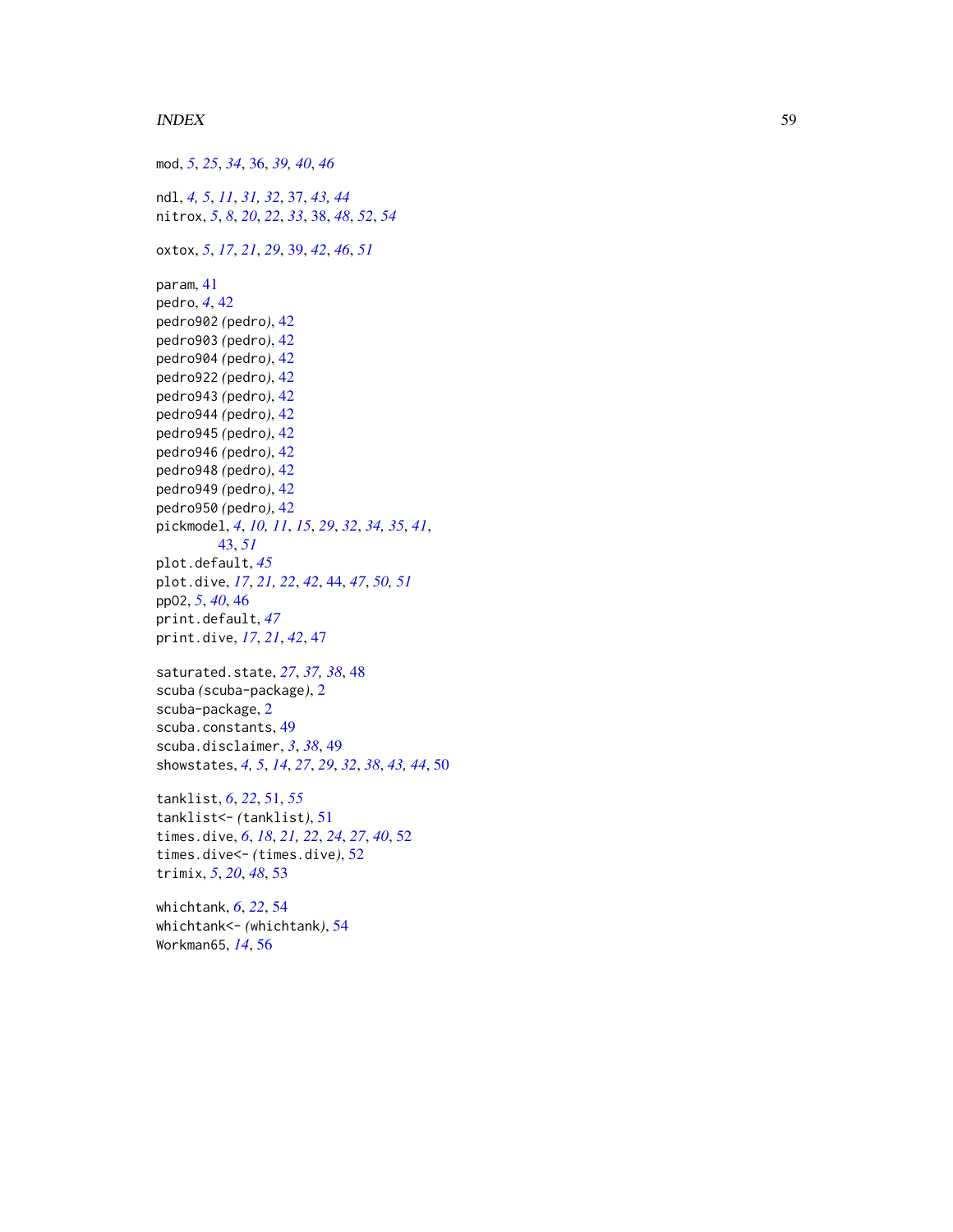mod, *5*, *25*, *34*, 36, *39, 40*, *46*

ndl, *4, 5*, *11*, *31, 32*, 37, *43, 44*
nitrox, *5*, *8*, *20*, *22*, *33*, 38, *48*, *52*, *54*

oxtox, *5*, *17*, *21*, *29*, 39, *42*, *46*, *51*

param, 41
pedro, *4*, 42
pedro902 *(*pedro*)*, 42
pedro903 *(*pedro*)*, 42
pedro904 *(*pedro*)*, 42
pedro922 *(*pedro*)*, 42
pedro943 *(*pedro*)*, 42
pedro944 *(*pedro*)*, 42
pedro945 *(*pedro*)*, 42
pedro946 *(*pedro*)*, 42
pedro948 *(*pedro*)*, 42
pedro949 *(*pedro*)*, 42
pedro950 *(*pedro*)*, 42
pickmodel, *4*, *10, 11*, *15*, *29*, *32*, *34, 35*, *41*, *43*, *51*
plot.default, *45*
plot.dive, *17*, *21, 22*, *42*, 44, *47*, *50, 51*
ppO2, *5*, *40*, 46
print.default, *47*
print.dive, *17*, *21*, *42*, 47

saturated.state, *27*, *37, 38*, 48
scuba *(*scuba-package*)*, 2
scuba-package, 2
scuba.constants, 49
scuba.disclaimer, *3*, *38*, 49
showstates, *4, 5*, *14*, *27*, *29*, *32*, *38*, *43, 44*, 50

tanklist, *6*, *22*, 51, *55*
tanklist<- *(*tanklist*)*, 51
times.dive, *6*, *18*, *21, 22*, *24*, *27*, *40*, 52
times.dive<- *(*times.dive*)*, 52
trimix, *5*, *20*, *48*, 53

whichtank, *6*, *22*, 54
whichtank<- *(*whichtank*)*, 54
Workman65, *14*, 56